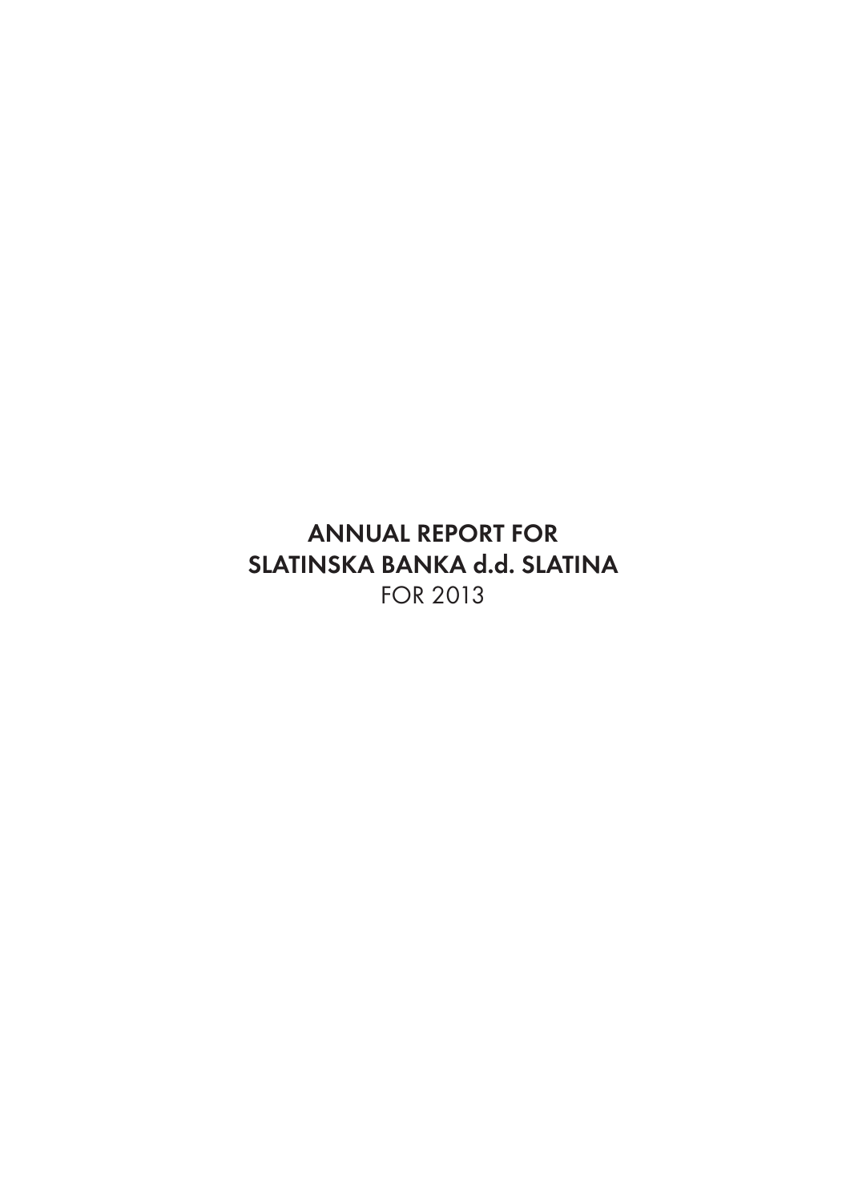# ANNUAL REPORT FOR SLATINSKA BANKA d.d. SLATINA

FOR 2013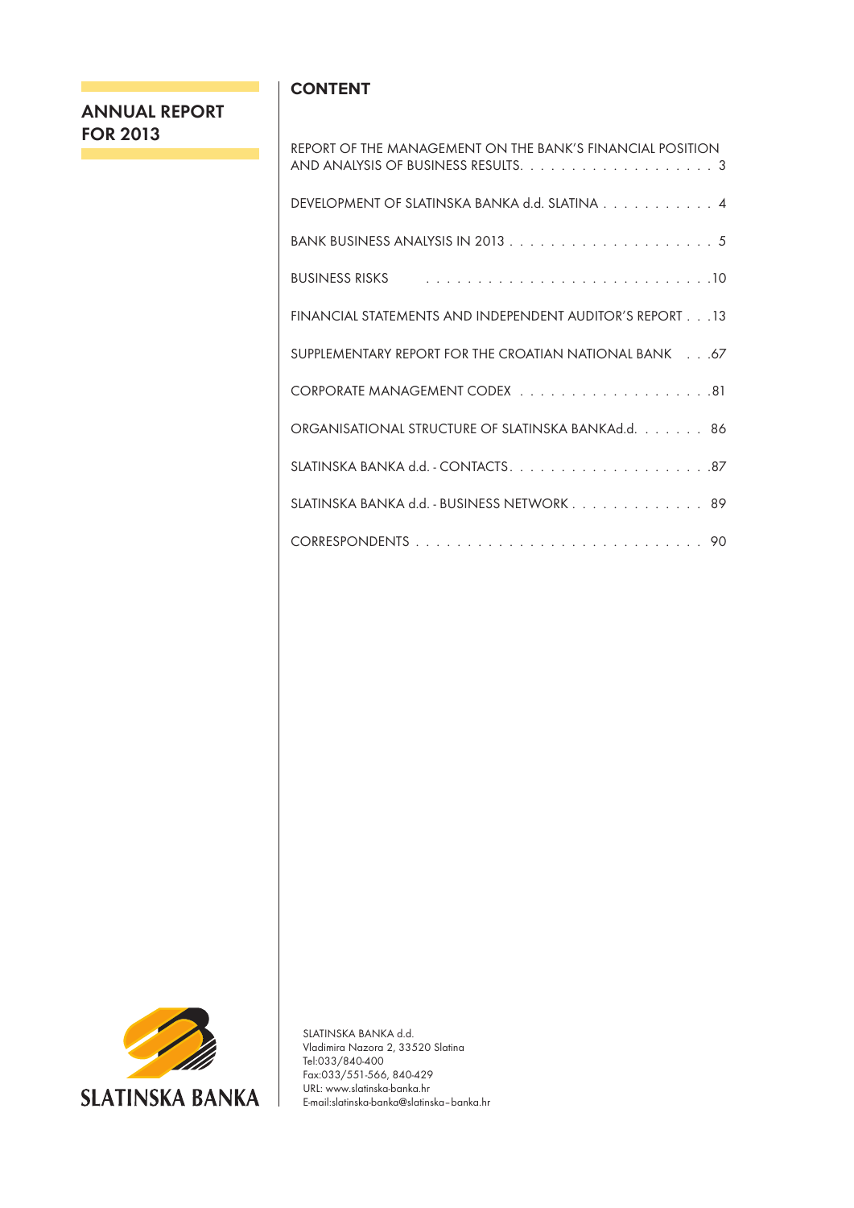# ANNUAL REPORT FOR 2013

## CONTENT

| | |
|---|---|
| REPORT OF THE MANAGEMENT ON THE BANK'S FINANCIAL POSITION AND ANALYSIS OF BUSINESS RESULTS | 3 |
| DEVELOPMENT OF SLATINSKA BANKA d.d. SLATINA | 4 |
| BANK BUSINESS ANALYSIS IN 2013 | 5 |
| BUSINESS RISKS | 10 |
| FINANCIAL STATEMENTS AND INDEPENDENT AUDITOR'S REPORT | 13 |
| SUPPLEMENTARY REPORT FOR THE CROATIAN NATIONAL BANK | 67 |
| CORPORATE MANAGEMENT CODEX | 81 |
| ORGANISATIONAL STRUCTURE OF SLATINSKA BANKAd.d. | 86 |
| SLATINSKA BANKA d.d. - CONTACTS | 87 |
| SLATINSKA BANKA d.d. - BUSINESS NETWORK | 89 |
| CORRESPONDENTS | 90 |

SLATINSKA BANKA

SLATINSKA BANKA d.d.
Vladimira Nazora 2, 33520 Slatina
Tel:033/840-400
Fax:033/551-566, 840-429
URL: www.slatinska-banka.hr
E-mail:slatinska-banka@slatinska–banka.hr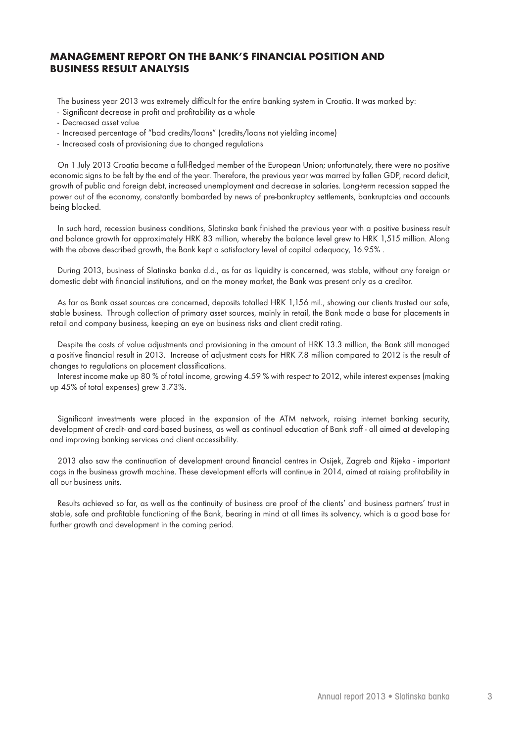## MANAGEMENT REPORT ON THE BANK'S FINANCIAL POSITION AND BUSINESS RESULT ANALYSIS

The business year 2013 was extremely difficult for the entire banking system in Croatia. It was marked by:

- Significant decrease in profit and profitability as a whole
- Decreased asset value
- Increased percentage of "bad credits/loans" (credits/loans not yielding income)
- Increased costs of provisioning due to changed regulations

On 1 July 2013 Croatia became a full-fledged member of the European Union; unfortunately, there were no positive economic signs to be felt by the end of the year. Therefore, the previous year was marred by fallen GDP, record deficit, growth of public and foreign debt, increased unemployment and decrease in salaries. Long-term recession sapped the power out of the economy, constantly bombarded by news of pre-bankruptcy settlements, bankruptcies and accounts being blocked.

In such hard, recession business conditions, Slatinska bank finished the previous year with a positive business result and balance growth for approximately HRK 83 million, whereby the balance level grew to HRK 1,515 million. Along with the above described growth, the Bank kept a satisfactory level of capital adequacy, 16.95% .

During 2013, business of Slatinska banka d.d., as far as liquidity is concerned, was stable, without any foreign or domestic debt with financial institutions, and on the money market, the Bank was present only as a creditor.

As far as Bank asset sources are concerned, deposits totalled HRK 1,156 mil., showing our clients trusted our safe, stable business. Through collection of primary asset sources, mainly in retail, the Bank made a base for placements in retail and company business, keeping an eye on business risks and client credit rating.

Despite the costs of value adjustments and provisioning in the amount of HRK 13.3 million, the Bank still managed a positive financial result in 2013. Increase of adjustment costs for HRK 7.8 million compared to 2012 is the result of changes to regulations on placement classifications.

Interest income make up 80 % of total income, growing 4.59 % with respect to 2012, while interest expenses (making up 45% of total expenses) grew 3.73%.

Significant investments were placed in the expansion of the ATM network, raising internet banking security, development of credit- and card-based business, as well as continual education of Bank staff - all aimed at developing and improving banking services and client accessibility.

2013 also saw the continuation of development around financial centres in Osijek, Zagreb and Rijeka - important cogs in the business growth machine. These development efforts will continue in 2014, aimed at raising profitability in all our business units.

Results achieved so far, as well as the continuity of business are proof of the clients' and business partners' trust in stable, safe and profitable functioning of the Bank, bearing in mind at all times its solvency, which is a good base for further growth and development in the coming period.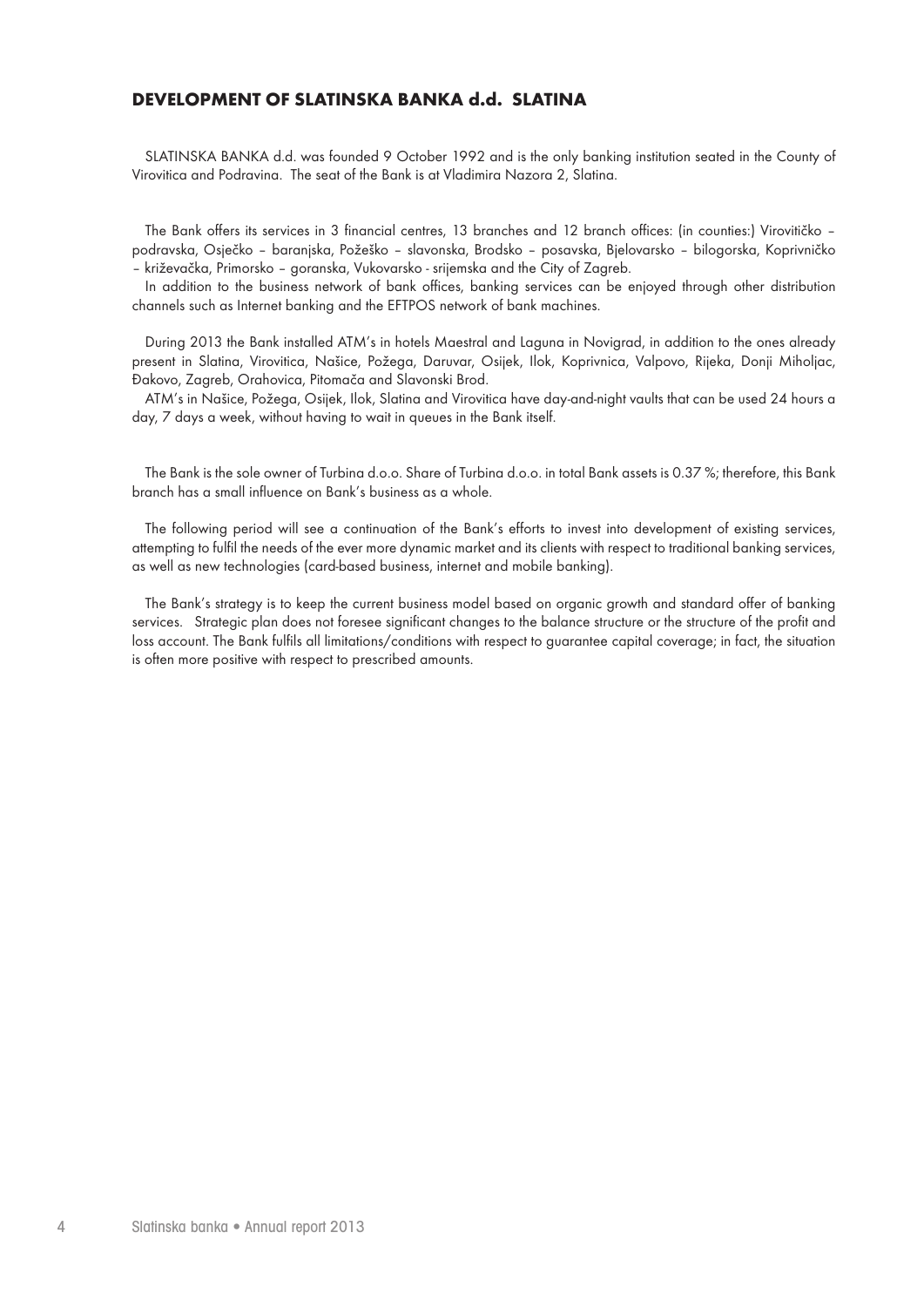## DEVELOPMENT OF SLATINSKA BANKA d.d. SLATINA

SLATINSKA BANKA d.d. was founded 9 October 1992 and is the only banking institution seated in the County of Virovitica and Podravina. The seat of the Bank is at Vladimira Nazora 2, Slatina.

The Bank offers its services in 3 financial centres, 13 branches and 12 branch offices: (in counties:) Virovitičko – podravska, Osječko – baranjska, Požeško – slavonska, Brodsko – posavska, Bjelovarsko – bilogorska, Koprivničko – križevačka, Primorsko – goranska, Vukovarsko - srijemska and the City of Zagreb.

In addition to the business network of bank offices, banking services can be enjoyed through other distribution channels such as Internet banking and the EFTPOS network of bank machines.

During 2013 the Bank installed ATM's in hotels Maestral and Laguna in Novigrad, in addition to the ones already present in Slatina, Virovitica, Našice, Požega, Daruvar, Osijek, Ilok, Koprivnica, Valpovo, Rijeka, Donji Miholjac, Đakovo, Zagreb, Orahovica, Pitomača and Slavonski Brod.

ATM's in Našice, Požega, Osijek, Ilok, Slatina and Virovitica have day-and-night vaults that can be used 24 hours a day, 7 days a week, without having to wait in queues in the Bank itself.

The Bank is the sole owner of Turbina d.o.o. Share of Turbina d.o.o. in total Bank assets is 0.37 %; therefore, this Bank branch has a small influence on Bank's business as a whole.

The following period will see a continuation of the Bank's efforts to invest into development of existing services, attempting to fulfil the needs of the ever more dynamic market and its clients with respect to traditional banking services, as well as new technologies (card-based business, internet and mobile banking).

The Bank's strategy is to keep the current business model based on organic growth and standard offer of banking services. Strategic plan does not foresee significant changes to the balance structure or the structure of the profit and loss account. The Bank fulfils all limitations/conditions with respect to guarantee capital coverage; in fact, the situation is often more positive with respect to prescribed amounts.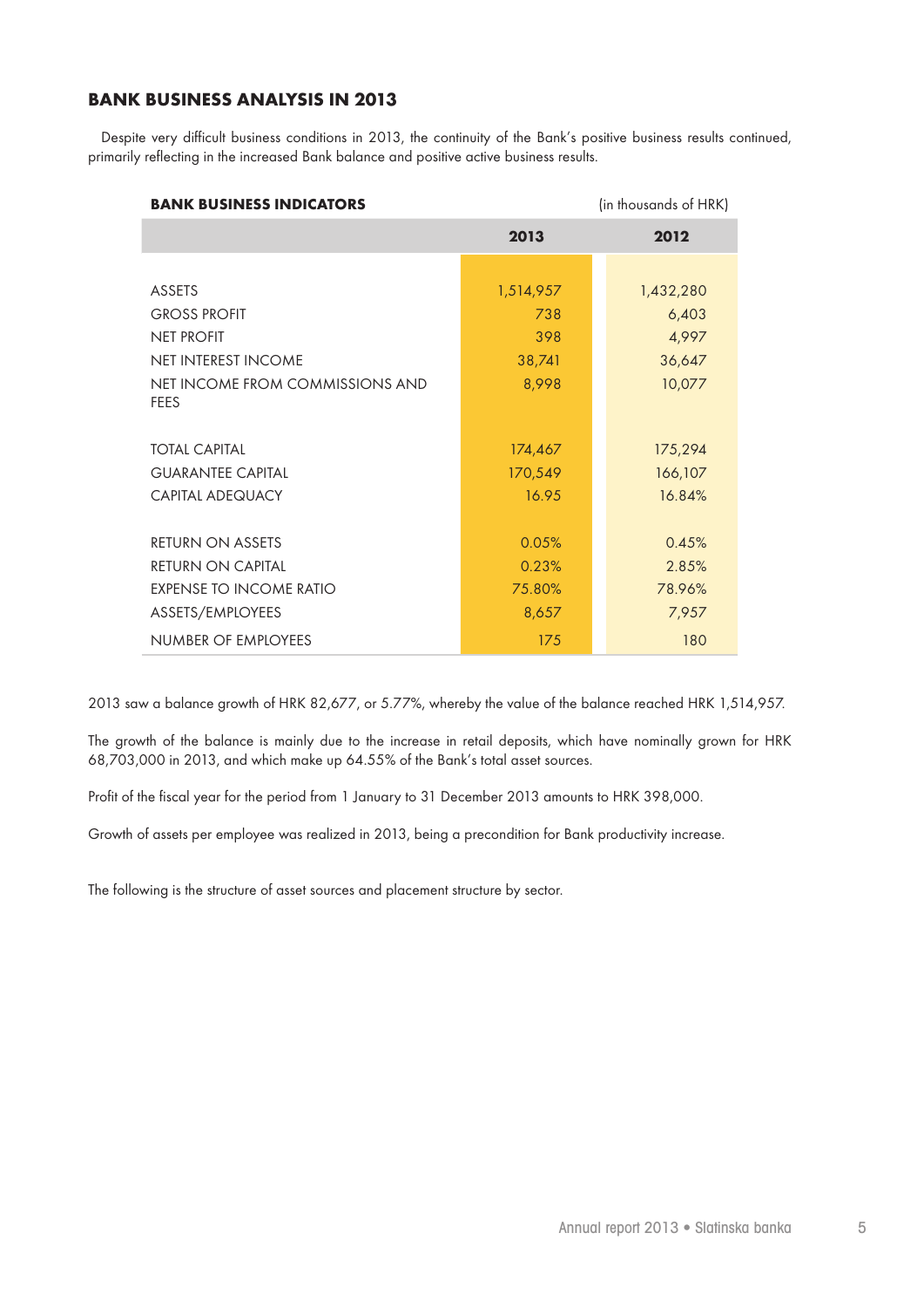## BANK BUSINESS ANALYSIS IN 2013

Despite very difficult business conditions in 2013, the continuity of the Bank's positive business results continued, primarily reflecting in the increased Bank balance and positive active business results.

**BANK BUSINESS INDICATORS** (in thousands of HRK)

| | 2013 | 2012 |
|---|---|---|
| ASSETS | 1,514,957 | 1,432,280 |
| GROSS PROFIT | 738 | 6,403 |
| NET PROFIT | 398 | 4,997 |
| NET INTEREST INCOME | 38,741 | 36,647 |
| NET INCOME FROM COMMISSIONS AND FEES | 8,998 | 10,077 |
| TOTAL CAPITAL | 174,467 | 175,294 |
| GUARANTEE CAPITAL | 170,549 | 166,107 |
| CAPITAL ADEQUACY | 16.95 | 16.84% |
| RETURN ON ASSETS | 0.05% | 0.45% |
| RETURN ON CAPITAL | 0.23% | 2.85% |
| EXPENSE TO INCOME RATIO | 75.80% | 78.96% |
| ASSETS/EMPLOYEES | 8,657 | 7,957 |
| NUMBER OF EMPLOYEES | 175 | 180 |

2013 saw a balance growth of HRK 82,677, or 5.77%, whereby the value of the balance reached HRK 1,514,957.

The growth of the balance is mainly due to the increase in retail deposits, which have nominally grown for HRK 68,703,000 in 2013, and which make up 64.55% of the Bank's total asset sources.

Profit of the fiscal year for the period from 1 January to 31 December 2013 amounts to HRK 398,000.

Growth of assets per employee was realized in 2013, being a precondition for Bank productivity increase.

The following is the structure of asset sources and placement structure by sector.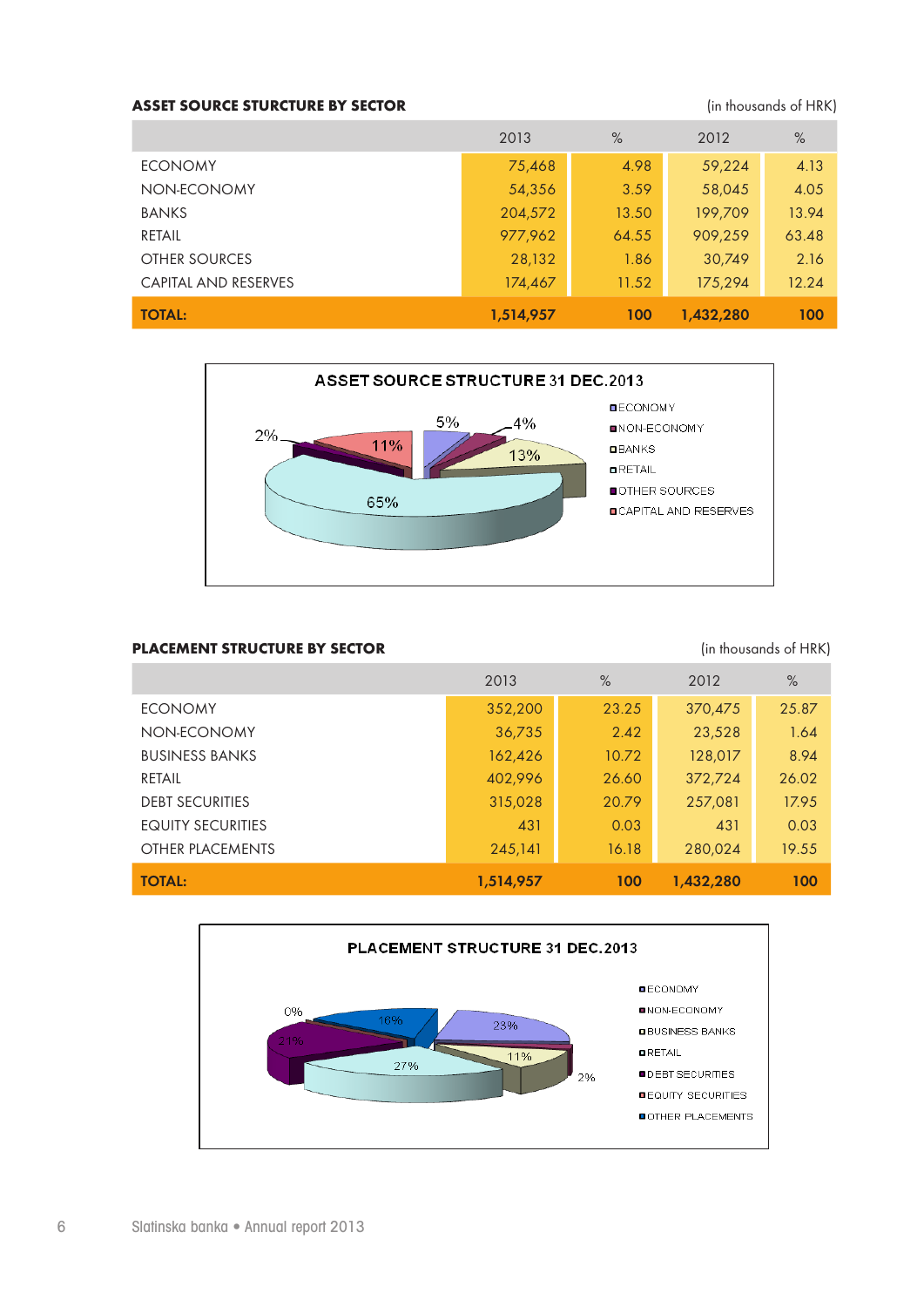### ASSET SOURCE STURCTURE BY SECTOR

(in thousands of HRK)

| | 2013 | % | 2012 | % |
|---|---|---|---|---|
| ECONOMY | 75,468 | 4.98 | 59,224 | 4.13 |
| NON-ECONOMY | 54,356 | 3.59 | 58,045 | 4.05 |
| BANKS | 204,572 | 13.50 | 199,709 | 13.94 |
| RETAIL | 977,962 | 64.55 | 909,259 | 63.48 |
| OTHER SOURCES | 28,132 | 1.86 | 30,749 | 2.16 |
| CAPITAL AND RESERVES | 174,467 | 11.52 | 175,294 | 12.24 |
| **TOTAL:** | **1,514,957** | **100** | **1,432,280** | **100** |

ASSET SOURCE STRUCTURE 31 DEC.2013

- ECONOMY 5%
- NON-ECONOMY 4%
- BANKS 13%
- RETAIL 65%
- OTHER SOURCES 2%
- CAPITAL AND RESERVES 11%

### PLACEMENT STRUCTURE BY SECTOR

(in thousands of HRK)

| | 2013 | % | 2012 | % |
|---|---|---|---|---|
| ECONOMY | 352,200 | 23.25 | 370,475 | 25.87 |
| NON-ECONOMY | 36,735 | 2.42 | 23,528 | 1.64 |
| BUSINESS BANKS | 162,426 | 10.72 | 128,017 | 8.94 |
| RETAIL | 402,996 | 26.60 | 372,724 | 26.02 |
| DEBT SECURITIES | 315,028 | 20.79 | 257,081 | 17.95 |
| EQUITY SECURITIES | 431 | 0.03 | 431 | 0.03 |
| OTHER PLACEMENTS | 245,141 | 16.18 | 280,024 | 19.55 |
| **TOTAL:** | **1,514,957** | **100** | **1,432,280** | **100** |

PLACEMENT STRUCTURE 31 DEC.2013

- ECONOMY 23%
- NON-ECONOMY 2%
- BUSINESS BANKS 11%
- RETAIL 27%
- DEBT SECURITIES 21%
- EQUITY SECURITIES 0%
- OTHER PLACEMENTS 16%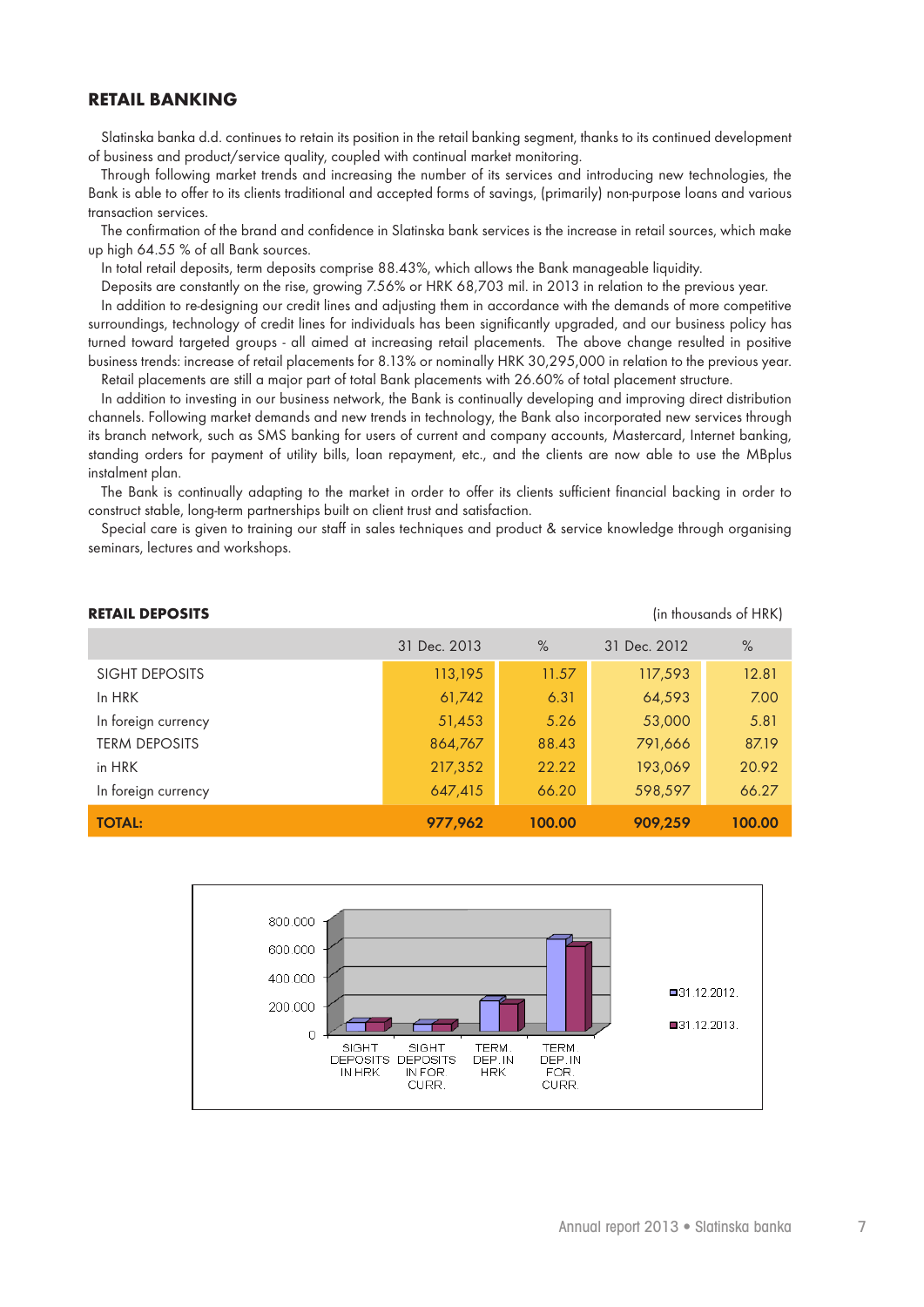## RETAIL BANKING

Slatinska banka d.d. continues to retain its position in the retail banking segment, thanks to its continued development of business and product/service quality, coupled with continual market monitoring.

Through following market trends and increasing the number of its services and introducing new technologies, the Bank is able to offer to its clients traditional and accepted forms of savings, (primarily) non-purpose loans and various transaction services.

The confirmation of the brand and confidence in Slatinska bank services is the increase in retail sources, which make up high 64.55 % of all Bank sources.

In total retail deposits, term deposits comprise 88.43%, which allows the Bank manageable liquidity.

Deposits are constantly on the rise, growing 7.56% or HRK 68,703 mil. in 2013 in relation to the previous year.

In addition to re-designing our credit lines and adjusting them in accordance with the demands of more competitive surroundings, technology of credit lines for individuals has been significantly upgraded, and our business policy has turned toward targeted groups - all aimed at increasing retail placements. The above change resulted in positive business trends: increase of retail placements for 8.13% or nominally HRK 30,295,000 in relation to the previous year.

Retail placements are still a major part of total Bank placements with 26.60% of total placement structure.

In addition to investing in our business network, the Bank is continually developing and improving direct distribution channels. Following market demands and new trends in technology, the Bank also incorporated new services through its branch network, such as SMS banking for users of current and company accounts, Mastercard, Internet banking, standing orders for payment of utility bills, loan repayment, etc., and the clients are now able to use the MBplus instalment plan.

The Bank is continually adapting to the market in order to offer its clients sufficient financial backing in order to construct stable, long-term partnerships built on client trust and satisfaction.

Special care is given to training our staff in sales techniques and product & service knowledge through organising seminars, lectures and workshops.

**RETAIL DEPOSITS** (in thousands of HRK)

| | 31 Dec. 2013 | % | 31 Dec. 2012 | % |
|---|---|---|---|---|
| SIGHT DEPOSITS | 113,195 | 11.57 | 117,593 | 12.81 |
| In HRK | 61,742 | 6.31 | 64,593 | 7.00 |
| In foreign currency | 51,453 | 5.26 | 53,000 | 5.81 |
| TERM DEPOSITS | 864,767 | 88.43 | 791,666 | 87.19 |
| in HRK | 217,352 | 22.22 | 193,069 | 20.92 |
| In foreign currency | 647,415 | 66.20 | 598,597 | 66.27 |
| **TOTAL:** | **977,962** | **100.00** | **909,259** | **100.00** |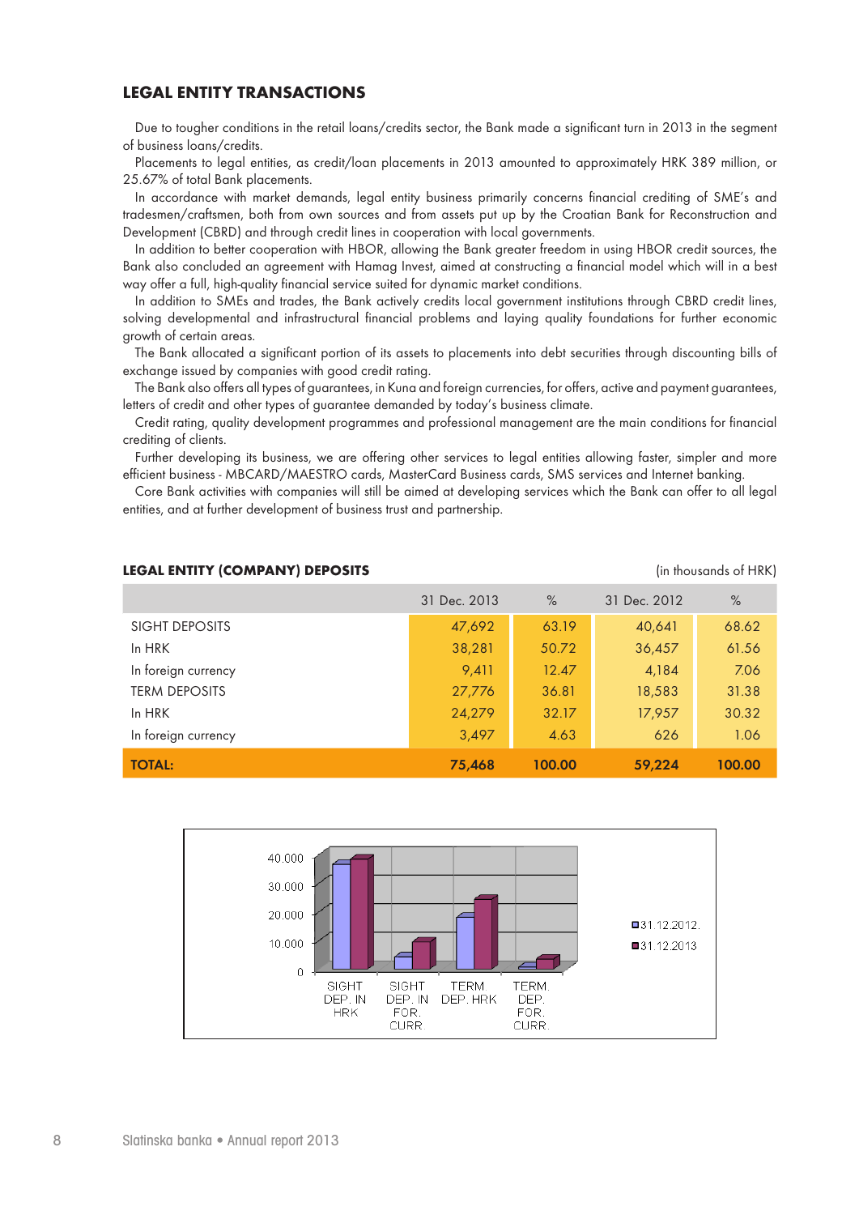## LEGAL ENTITY TRANSACTIONS

Due to tougher conditions in the retail loans/credits sector, the Bank made a significant turn in 2013 in the segment of business loans/credits.

Placements to legal entities, as credit/loan placements in 2013 amounted to approximately HRK 389 million, or 25.67% of total Bank placements.

In accordance with market demands, legal entity business primarily concerns financial crediting of SME's and tradesmen/craftsmen, both from own sources and from assets put up by the Croatian Bank for Reconstruction and Development (CBRD) and through credit lines in cooperation with local governments.

In addition to better cooperation with HBOR, allowing the Bank greater freedom in using HBOR credit sources, the Bank also concluded an agreement with Hamag Invest, aimed at constructing a financial model which will in a best way offer a full, high-quality financial service suited for dynamic market conditions.

In addition to SMEs and trades, the Bank actively credits local government institutions through CBRD credit lines, solving developmental and infrastructural financial problems and laying quality foundations for further economic growth of certain areas.

The Bank allocated a significant portion of its assets to placements into debt securities through discounting bills of exchange issued by companies with good credit rating.

The Bank also offers all types of guarantees, in Kuna and foreign currencies, for offers, active and payment guarantees, letters of credit and other types of guarantee demanded by today's business climate.

Credit rating, quality development programmes and professional management are the main conditions for financial crediting of clients.

Further developing its business, we are offering other services to legal entities allowing faster, simpler and more efficient business - MBCARD/MAESTRO cards, MasterCard Business cards, SMS services and Internet banking.

Core Bank activities with companies will still be aimed at developing services which the Bank can offer to all legal entities, and at further development of business trust and partnership.

### LEGAL ENTITY (COMPANY) DEPOSITS

(in thousands of HRK)

| | 31 Dec. 2013 | % | 31 Dec. 2012 | % |
|---|---|---|---|---|
| SIGHT DEPOSITS | 47,692 | 63.19 | 40,641 | 68.62 |
| In HRK | 38,281 | 50.72 | 36,457 | 61.56 |
| In foreign currency | 9,411 | 12.47 | 4,184 | 7.06 |
| TERM DEPOSITS | 27,776 | 36.81 | 18,583 | 31.38 |
| In HRK | 24,279 | 32.17 | 17,957 | 30.32 |
| In foreign currency | 3,497 | 4.63 | 626 | 1.06 |
| **TOTAL:** | **75,468** | **100.00** | **59,224** | **100.00** |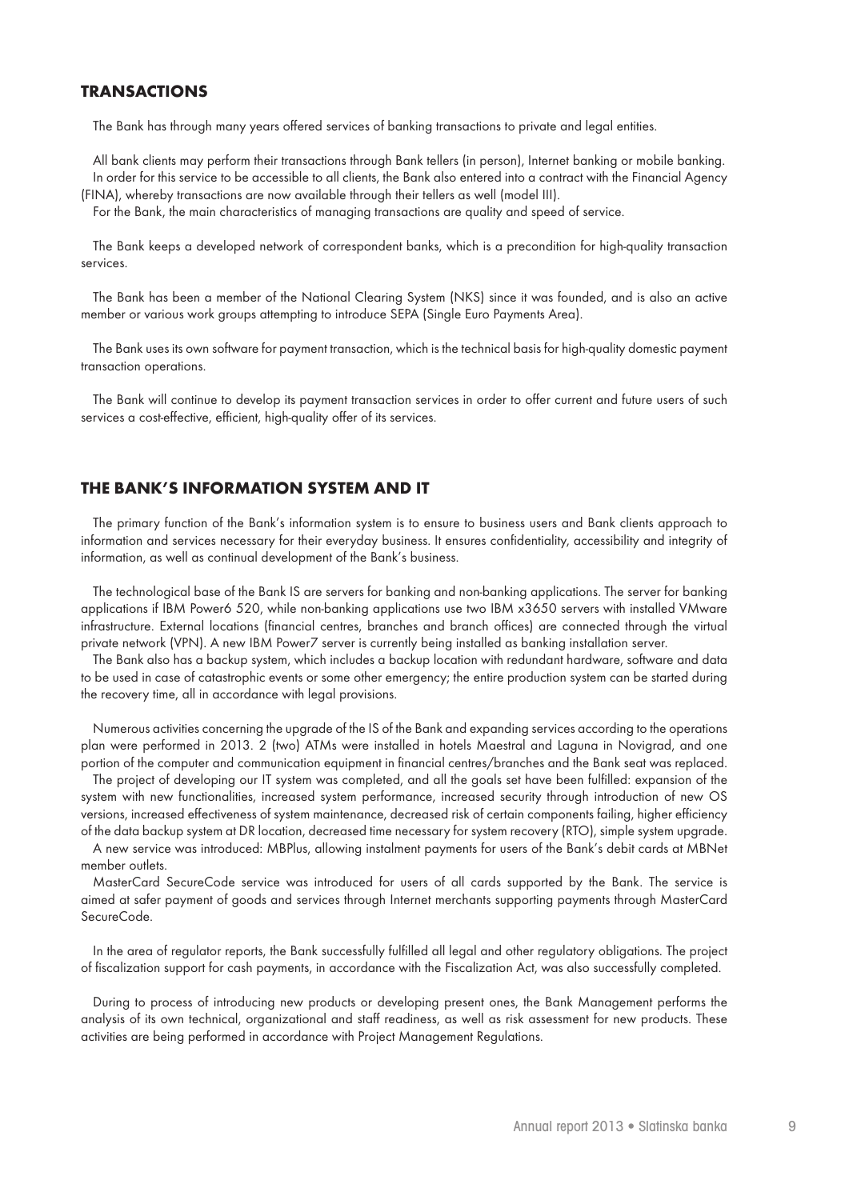## TRANSACTIONS

The Bank has through many years offered services of banking transactions to private and legal entities.

All bank clients may perform their transactions through Bank tellers (in person), Internet banking or mobile banking. In order for this service to be accessible to all clients, the Bank also entered into a contract with the Financial Agency (FINA), whereby transactions are now available through their tellers as well (model III).

For the Bank, the main characteristics of managing transactions are quality and speed of service.

The Bank keeps a developed network of correspondent banks, which is a precondition for high-quality transaction services.

The Bank has been a member of the National Clearing System (NKS) since it was founded, and is also an active member or various work groups attempting to introduce SEPA (Single Euro Payments Area).

The Bank uses its own software for payment transaction, which is the technical basis for high-quality domestic payment transaction operations.

The Bank will continue to develop its payment transaction services in order to offer current and future users of such services a cost-effective, efficient, high-quality offer of its services.

## THE BANK'S INFORMATION SYSTEM AND IT

The primary function of the Bank's information system is to ensure to business users and Bank clients approach to information and services necessary for their everyday business. It ensures confidentiality, accessibility and integrity of information, as well as continual development of the Bank's business.

The technological base of the Bank IS are servers for banking and non-banking applications. The server for banking applications if IBM Power6 520, while non-banking applications use two IBM x3650 servers with installed VMware infrastructure. External locations (financial centres, branches and branch offices) are connected through the virtual private network (VPN). A new IBM Power7 server is currently being installed as banking installation server.

The Bank also has a backup system, which includes a backup location with redundant hardware, software and data to be used in case of catastrophic events or some other emergency; the entire production system can be started during the recovery time, all in accordance with legal provisions.

Numerous activities concerning the upgrade of the IS of the Bank and expanding services according to the operations plan were performed in 2013. 2 (two) ATMs were installed in hotels Maestral and Laguna in Novigrad, and one portion of the computer and communication equipment in financial centres/branches and the Bank seat was replaced.

The project of developing our IT system was completed, and all the goals set have been fulfilled: expansion of the system with new functionalities, increased system performance, increased security through introduction of new OS versions, increased effectiveness of system maintenance, decreased risk of certain components failing, higher efficiency of the data backup system at DR location, decreased time necessary for system recovery (RTO), simple system upgrade.

A new service was introduced: MBPlus, allowing instalment payments for users of the Bank's debit cards at MBNet member outlets.

MasterCard SecureCode service was introduced for users of all cards supported by the Bank. The service is aimed at safer payment of goods and services through Internet merchants supporting payments through MasterCard SecureCode.

In the area of regulator reports, the Bank successfully fulfilled all legal and other regulatory obligations. The project of fiscalization support for cash payments, in accordance with the Fiscalization Act, was also successfully completed.

During to process of introducing new products or developing present ones, the Bank Management performs the analysis of its own technical, organizational and staff readiness, as well as risk assessment for new products. These activities are being performed in accordance with Project Management Regulations.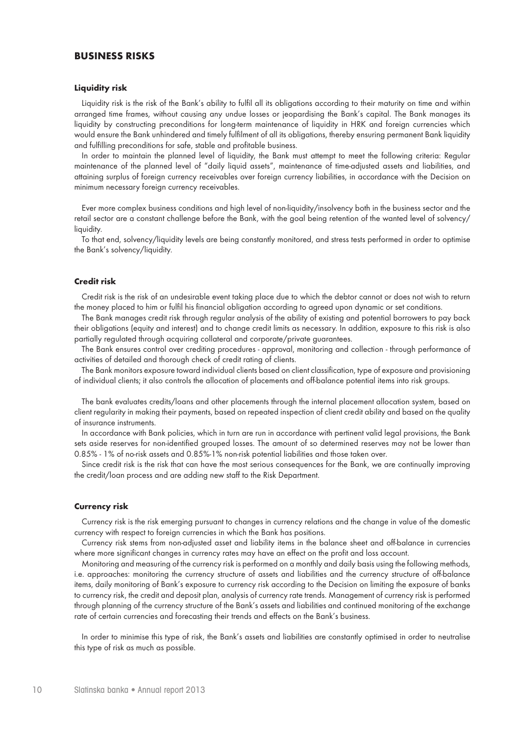## BUSINESS RISKS

### Liquidity risk

Liquidity risk is the risk of the Bank's ability to fulfil all its obligations according to their maturity on time and within arranged time frames, without causing any undue losses or jeopardising the Bank's capital. The Bank manages its liquidity by constructing preconditions for long-term maintenance of liquidity in HRK and foreign currencies which would ensure the Bank unhindered and timely fulfilment of all its obligations, thereby ensuring permanent Bank liquidity and fulfilling preconditions for safe, stable and profitable business.

In order to maintain the planned level of liquidity, the Bank must attempt to meet the following criteria: Regular maintenance of the planned level of "daily liquid assets", maintenance of time-adjusted assets and liabilities, and attaining surplus of foreign currency receivables over foreign currency liabilities, in accordance with the Decision on minimum necessary foreign currency receivables.

Ever more complex business conditions and high level of non-liquidity/insolvency both in the business sector and the retail sector are a constant challenge before the Bank, with the goal being retention of the wanted level of solvency/liquidity.

To that end, solvency/liquidity levels are being constantly monitored, and stress tests performed in order to optimise the Bank's solvency/liquidity.

### Credit risk

Credit risk is the risk of an undesirable event taking place due to which the debtor cannot or does not wish to return the money placed to him or fulfil his financial obligation according to agreed upon dynamic or set conditions.

The Bank manages credit risk through regular analysis of the ability of existing and potential borrowers to pay back their obligations (equity and interest) and to change credit limits as necessary. In addition, exposure to this risk is also partially regulated through acquiring collateral and corporate/private guarantees.

The Bank ensures control over crediting procedures - approval, monitoring and collection - through performance of activities of detailed and thorough check of credit rating of clients.

The Bank monitors exposure toward individual clients based on client classification, type of exposure and provisioning of individual clients; it also controls the allocation of placements and off-balance potential items into risk groups.

The bank evaluates credits/loans and other placements through the internal placement allocation system, based on client regularity in making their payments, based on repeated inspection of client credit ability and based on the quality of insurance instruments.

In accordance with Bank policies, which in turn are run in accordance with pertinent valid legal provisions, the Bank sets aside reserves for non-identified grouped losses. The amount of so determined reserves may not be lower than 0.85% - 1% of no-risk assets and 0.85%-1% non-risk potential liabilities and those taken over.

Since credit risk is the risk that can have the most serious consequences for the Bank, we are continually improving the credit/loan process and are adding new staff to the Risk Department.

### Currency risk

Currency risk is the risk emerging pursuant to changes in currency relations and the change in value of the domestic currency with respect to foreign currencies in which the Bank has positions.

Currency risk stems from non-adjusted asset and liability items in the balance sheet and off-balance in currencies where more significant changes in currency rates may have an effect on the profit and loss account.

Monitoring and measuring of the currency risk is performed on a monthly and daily basis using the following methods, i.e. approaches: monitoring the currency structure of assets and liabilities and the currency structure of off-balance items, daily monitoring of Bank's exposure to currency risk according to the Decision on limiting the exposure of banks to currency risk, the credit and deposit plan, analysis of currency rate trends. Management of currency risk is performed through planning of the currency structure of the Bank's assets and liabilities and continued monitoring of the exchange rate of certain currencies and forecasting their trends and effects on the Bank's business.

In order to minimise this type of risk, the Bank's assets and liabilities are constantly optimised in order to neutralise this type of risk as much as possible.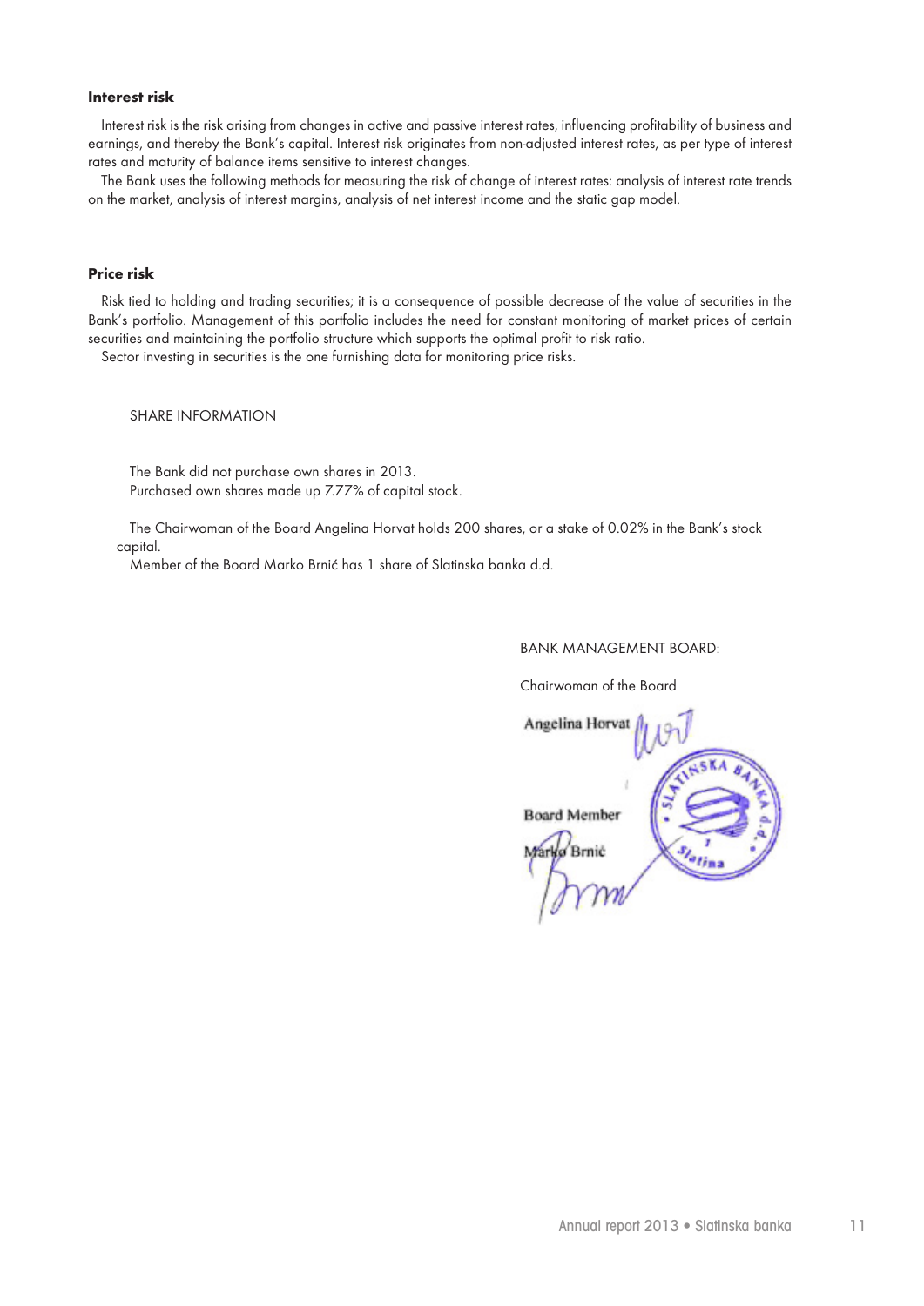### Interest risk

Interest risk is the risk arising from changes in active and passive interest rates, influencing profitability of business and earnings, and thereby the Bank's capital. Interest risk originates from non-adjusted interest rates, as per type of interest rates and maturity of balance items sensitive to interest changes.

The Bank uses the following methods for measuring the risk of change of interest rates: analysis of interest rate trends on the market, analysis of interest margins, analysis of net interest income and the static gap model.

### Price risk

Risk tied to holding and trading securities; it is a consequence of possible decrease of the value of securities in the Bank's portfolio. Management of this portfolio includes the need for constant monitoring of market prices of certain securities and maintaining the portfolio structure which supports the optimal profit to risk ratio.

Sector investing in securities is the one furnishing data for monitoring price risks.

SHARE INFORMATION

The Bank did not purchase own shares in 2013.
Purchased own shares made up 7.77% of capital stock.

The Chairwoman of the Board Angelina Horvat holds 200 shares, or a stake of 0.02% in the Bank's stock capital.

Member of the Board Marko Brnić has 1 share of Slatinska banka d.d.

BANK MANAGEMENT BOARD:

Chairwoman of the Board

Angelina Horvat

Board Member

Marko Brnić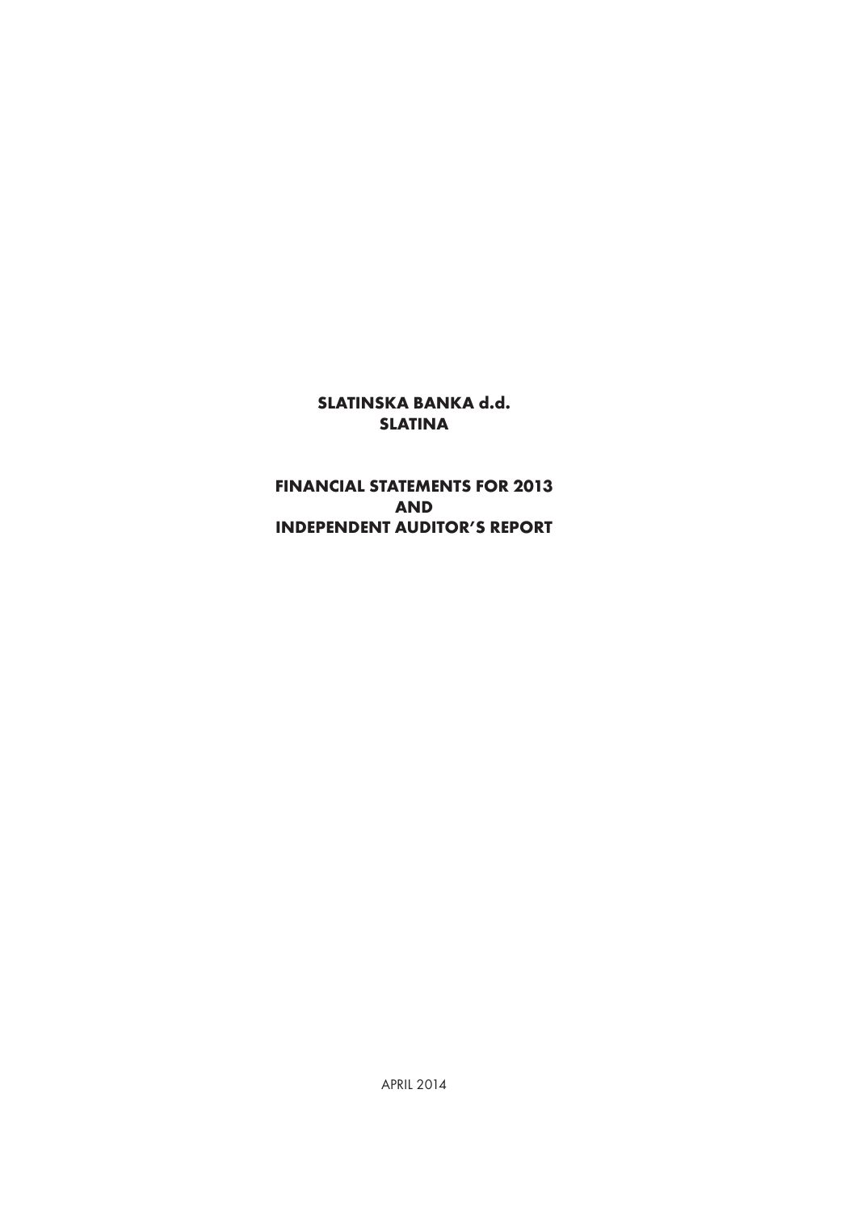**SLATINSKA BANKA d.d.**
**SLATINA**

**FINANCIAL STATEMENTS FOR 2013**
**AND**
**INDEPENDENT AUDITOR'S REPORT**

APRIL 2014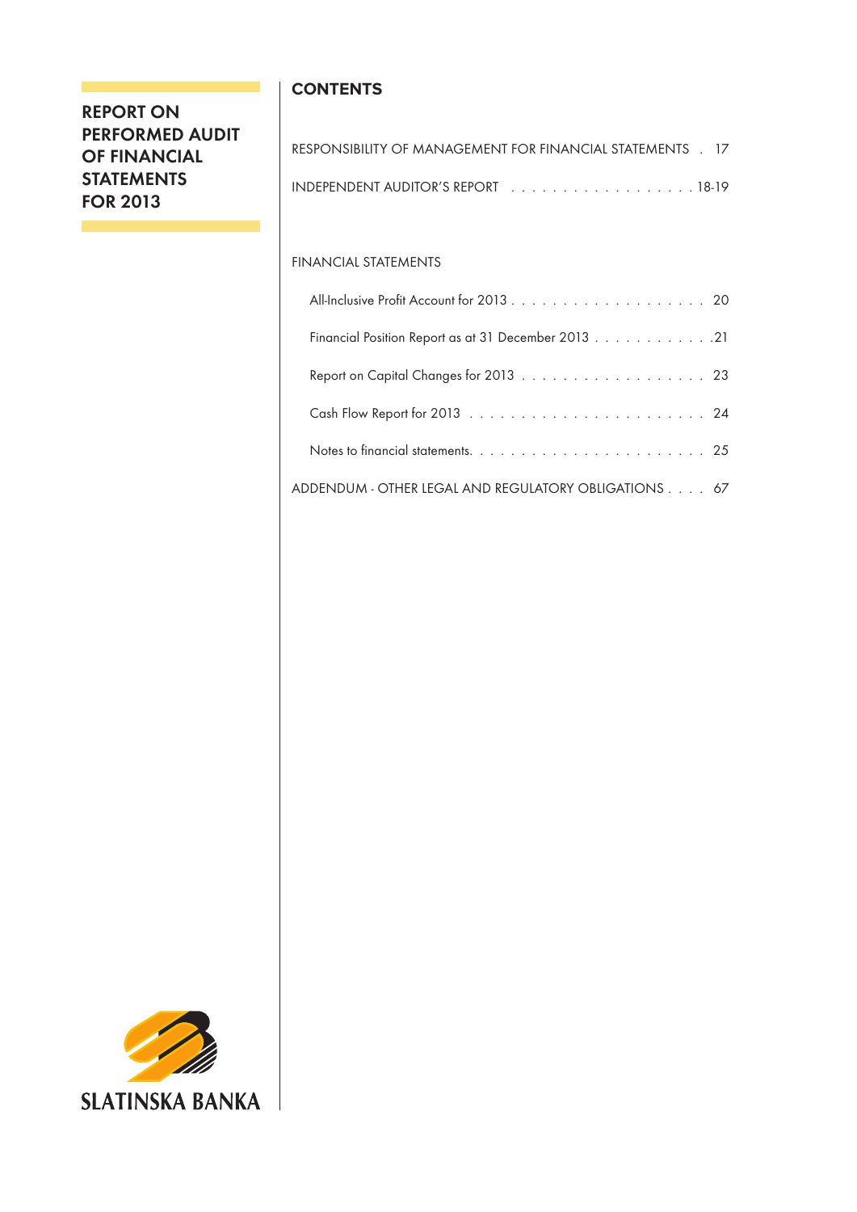# REPORT ON PERFORMED AUDIT OF FINANCIAL STATEMENTS FOR 2013

## CONTENTS

RESPONSIBILITY OF MANAGEMENT FOR FINANCIAL STATEMENTS . 17

INDEPENDENT AUDITOR'S REPORT . . . . . . . . . . . . . . . . . . 18-19

FINANCIAL STATEMENTS

- All-Inclusive Profit Account for 2013 . . . . . . . . . . . . . . . . . . . 20
- Financial Position Report as at 31 December 2013 . . . . . . . . . . . .21
- Report on Capital Changes for 2013 . . . . . . . . . . . . . . . . . . 23
- Cash Flow Report for 2013 . . . . . . . . . . . . . . . . . . . . . . . 24
- Notes to financial statements. . . . . . . . . . . . . . . . . . . . . . 25

ADDENDUM - OTHER LEGAL AND REGULATORY OBLIGATIONS . . . . 67

SLATINSKA BANKA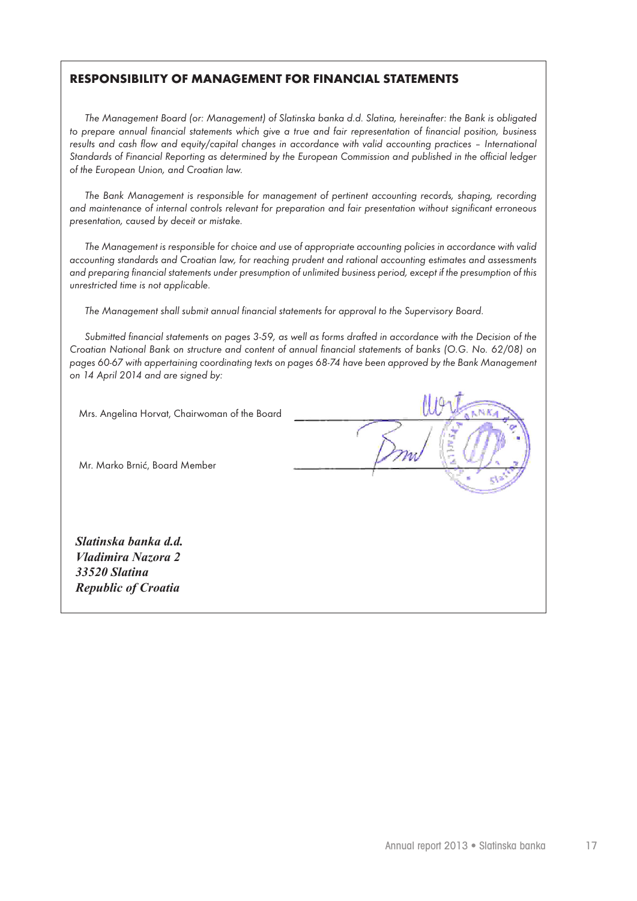## RESPONSIBILITY OF MANAGEMENT FOR FINANCIAL STATEMENTS

*The Management Board (or: Management) of Slatinska banka d.d. Slatina, hereinafter: the Bank is obligated to prepare annual financial statements which give a true and fair representation of financial position, business results and cash flow and equity/capital changes in accordance with valid accounting practices – International Standards of Financial Reporting as determined by the European Commission and published in the official ledger of the European Union, and Croatian law.*

*The Bank Management is responsible for management of pertinent accounting records, shaping, recording and maintenance of internal controls relevant for preparation and fair presentation without significant erroneous presentation, caused by deceit or mistake.*

*The Management is responsible for choice and use of appropriate accounting policies in accordance with valid accounting standards and Croatian law, for reaching prudent and rational accounting estimates and assessments and preparing financial statements under presumption of unlimited business period, except if the presumption of this unrestricted time is not applicable.*

*The Management shall submit annual financial statements for approval to the Supervisory Board.*

*Submitted financial statements on pages 3-59, as well as forms drafted in accordance with the Decision of the Croatian National Bank on structure and content of annual financial statements of banks (O.G. No. 62/08) on pages 60-67 with appertaining coordinating texts on pages 68-74 have been approved by the Bank Management on 14 April 2014 and are signed by:*

Mrs. Angelina Horvat, Chairwoman of the Board

Mr. Marko Brnić, Board Member

***Slatinska banka d.d.***
***Vladimira Nazora 2***
***33520 Slatina***
***Republic of Croatia***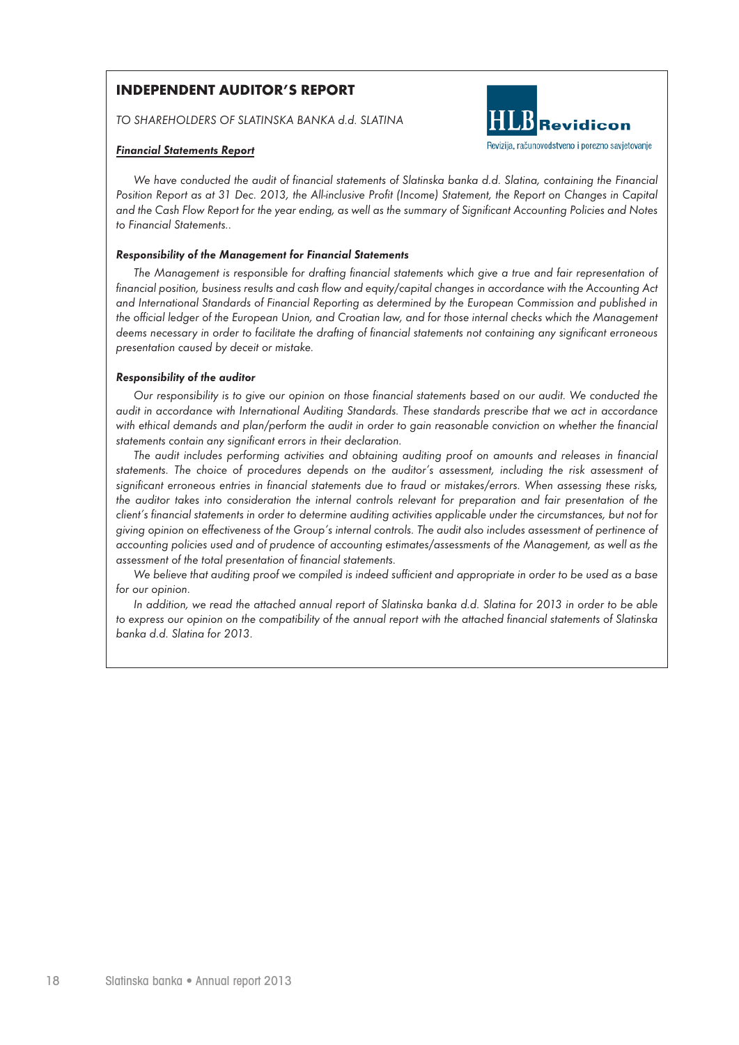# INDEPENDENT AUDITOR'S REPORT

*TO SHAREHOLDERS OF SLATINSKA BANKA d.d. SLATINA*

HLB Revidicon

Revizija, računovodstveno i porezno savjetovanje

***Financial Statements Report***

*We have conducted the audit of financial statements of Slatinska banka d.d. Slatina, containing the Financial Position Report as at 31 Dec. 2013, the All-inclusive Profit (Income) Statement, the Report on Changes in Capital and the Cash Flow Report for the year ending, as well as the summary of Significant Accounting Policies and Notes to Financial Statements..*

***Responsibility of the Management for Financial Statements***

*The Management is responsible for drafting financial statements which give a true and fair representation of financial position, business results and cash flow and equity/capital changes in accordance with the Accounting Act and International Standards of Financial Reporting as determined by the European Commission and published in the official ledger of the European Union, and Croatian law, and for those internal checks which the Management deems necessary in order to facilitate the drafting of financial statements not containing any significant erroneous presentation caused by deceit or mistake.*

***Responsibility of the auditor***

*Our responsibility is to give our opinion on those financial statements based on our audit. We conducted the audit in accordance with International Auditing Standards. These standards prescribe that we act in accordance with ethical demands and plan/perform the audit in order to gain reasonable conviction on whether the financial statements contain any significant errors in their declaration.*

*The audit includes performing activities and obtaining auditing proof on amounts and releases in financial statements. The choice of procedures depends on the auditor's assessment, including the risk assessment of significant erroneous entries in financial statements due to fraud or mistakes/errors. When assessing these risks, the auditor takes into consideration the internal controls relevant for preparation and fair presentation of the client's financial statements in order to determine auditing activities applicable under the circumstances, but not for giving opinion on effectiveness of the Group's internal controls. The audit also includes assessment of pertinence of accounting policies used and of prudence of accounting estimates/assessments of the Management, as well as the assessment of the total presentation of financial statements.*

*We believe that auditing proof we compiled is indeed sufficient and appropriate in order to be used as a base for our opinion.*

*In addition, we read the attached annual report of Slatinska banka d.d. Slatina for 2013 in order to be able to express our opinion on the compatibility of the annual report with the attached financial statements of Slatinska banka d.d. Slatina for 2013.*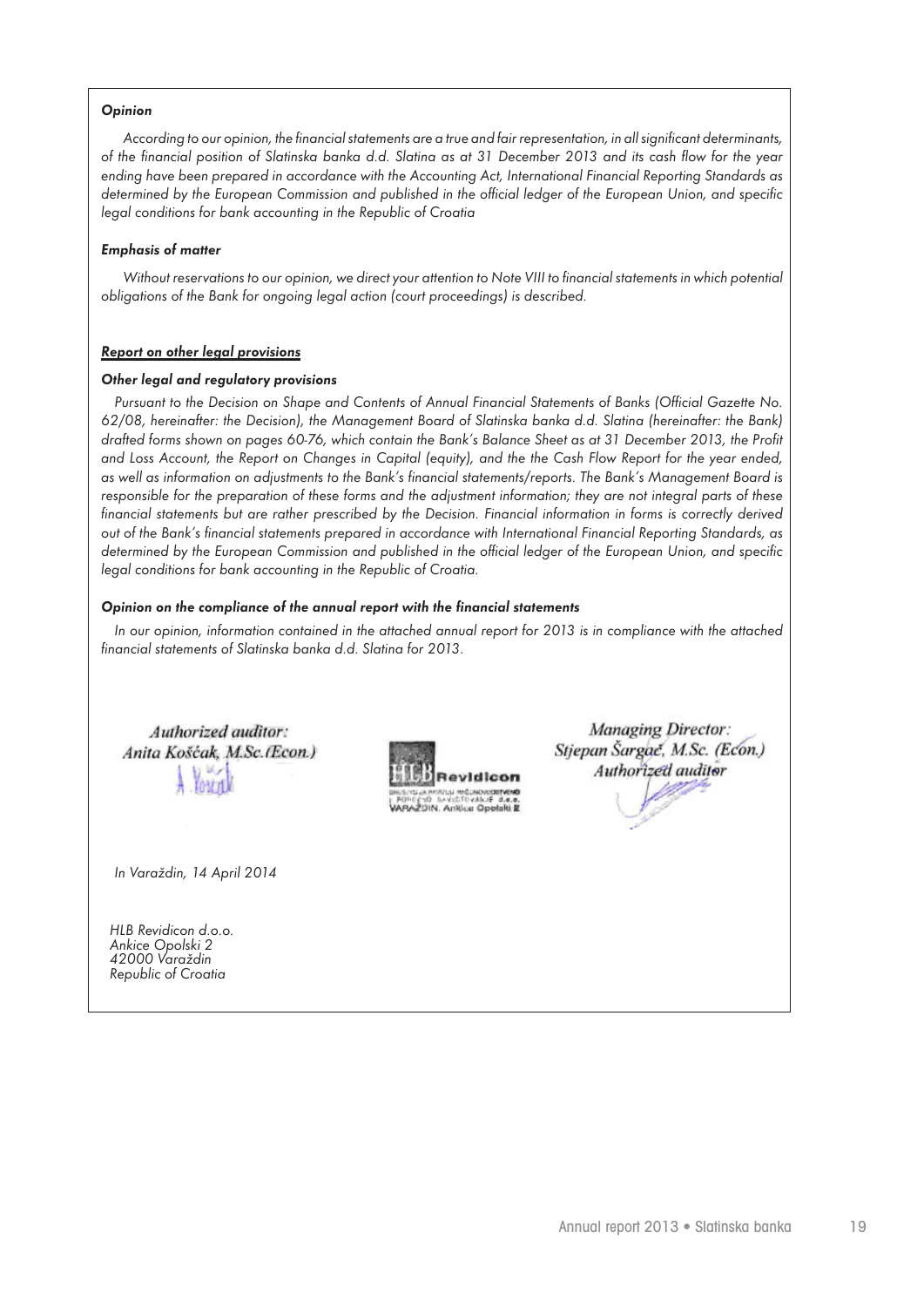***Opinion***

*According to our opinion, the financial statements are a true and fair representation, in all significant determinants, of the financial position of Slatinska banka d.d. Slatina as at 31 December 2013 and its cash flow for the year ending have been prepared in accordance with the Accounting Act, International Financial Reporting Standards as determined by the European Commission and published in the official ledger of the European Union, and specific legal conditions for bank accounting in the Republic of Croatia*

***Emphasis of matter***

*Without reservations to our opinion, we direct your attention to Note VIII to financial statements in which potential obligations of the Bank for ongoing legal action (court proceedings) is described.*

***Report on other legal provisions***

***Other legal and regulatory provisions***

*Pursuant to the Decision on Shape and Contents of Annual Financial Statements of Banks (Official Gazette No. 62/08, hereinafter: the Decision), the Management Board of Slatinska banka d.d. Slatina (hereinafter: the Bank) drafted forms shown on pages 60-76, which contain the Bank's Balance Sheet as at 31 December 2013, the Profit and Loss Account, the Report on Changes in Capital (equity), and the the Cash Flow Report for the year ended, as well as information on adjustments to the Bank's financial statements/reports. The Bank's Management Board is responsible for the preparation of these forms and the adjustment information; they are not integral parts of these financial statements but are rather prescribed by the Decision. Financial information in forms is correctly derived out of the Bank's financial statements prepared in accordance with International Financial Reporting Standards, as determined by the European Commission and published in the official ledger of the European Union, and specific legal conditions for bank accounting in the Republic of Croatia.*

***Opinion on the compliance of the annual report with the financial statements***

*In our opinion, information contained in the attached annual report for 2013 is in compliance with the attached financial statements of Slatinska banka d.d. Slatina for 2013.*

*Authorized auditor:*
*Anita Košćak, M.Sc.(Econ.)*

HLB Revidicon

*Managing Director:*
*Stjepan Šargač, M.Sc. (Econ.)*
*Authorized auditor*

*In Varaždin, 14 April 2014*

*HLB Revidicon d.o.o.*
*Ankice Opolski 2*
*42000 Varaždin*
*Republic of Croatia*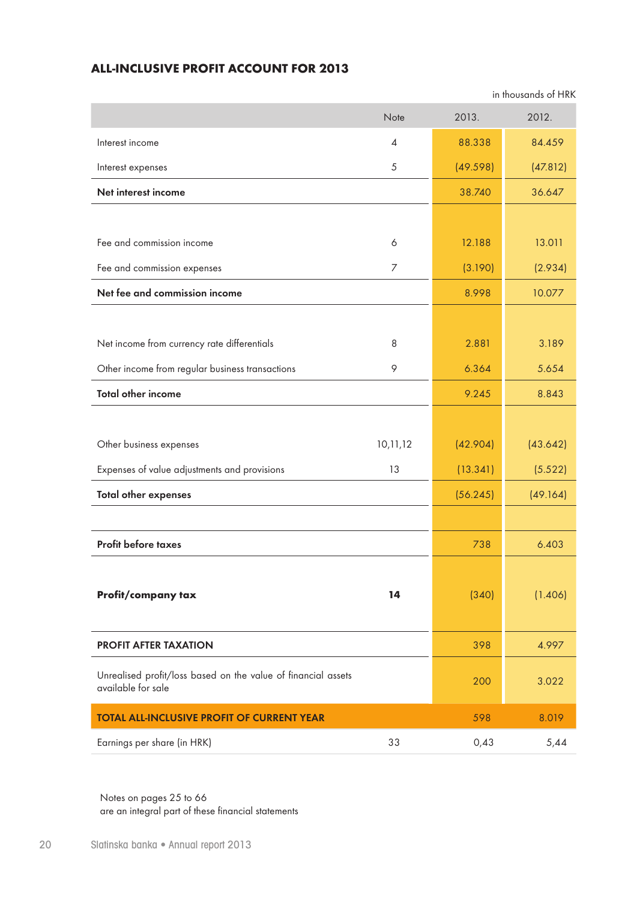## ALL-INCLUSIVE PROFIT ACCOUNT FOR 2013

in thousands of HRK

| | Note | 2013. | 2012. |
|---|---|---|---|
| Interest income | 4 | 88.338 | 84.459 |
| Interest expenses | 5 | (49.598) | (47.812) |
| **Net interest income** | | 38.740 | 36.647 |
| Fee and commission income | 6 | 12.188 | 13.011 |
| Fee and commission expenses | 7 | (3.190) | (2.934) |
| **Net fee and commission income** | | 8.998 | 10.077 |
| Net income from currency rate differentials | 8 | 2.881 | 3.189 |
| Other income from regular business transactions | 9 | 6.364 | 5.654 |
| **Total other income** | | 9.245 | 8.843 |
| Other business expenses | 10,11,12 | (42.904) | (43.642) |
| Expenses of value adjustments and provisions | 13 | (13.341) | (5.522) |
| **Total other expenses** | | (56.245) | (49.164) |
| **Profit before taxes** | | 738 | 6.403 |
| **Profit/company tax** | **14** | (340) | (1.406) |
| **PROFIT AFTER TAXATION** | | 398 | 4.997 |
| Unrealised profit/loss based on the value of financial assets available for sale | | 200 | 3.022 |
| **TOTAL ALL-INCLUSIVE PROFIT OF CURRENT YEAR** | | 598 | 8.019 |
| Earnings per share (in HRK) | 33 | 0,43 | 5,44 |

Notes on pages 25 to 66
are an integral part of these financial statements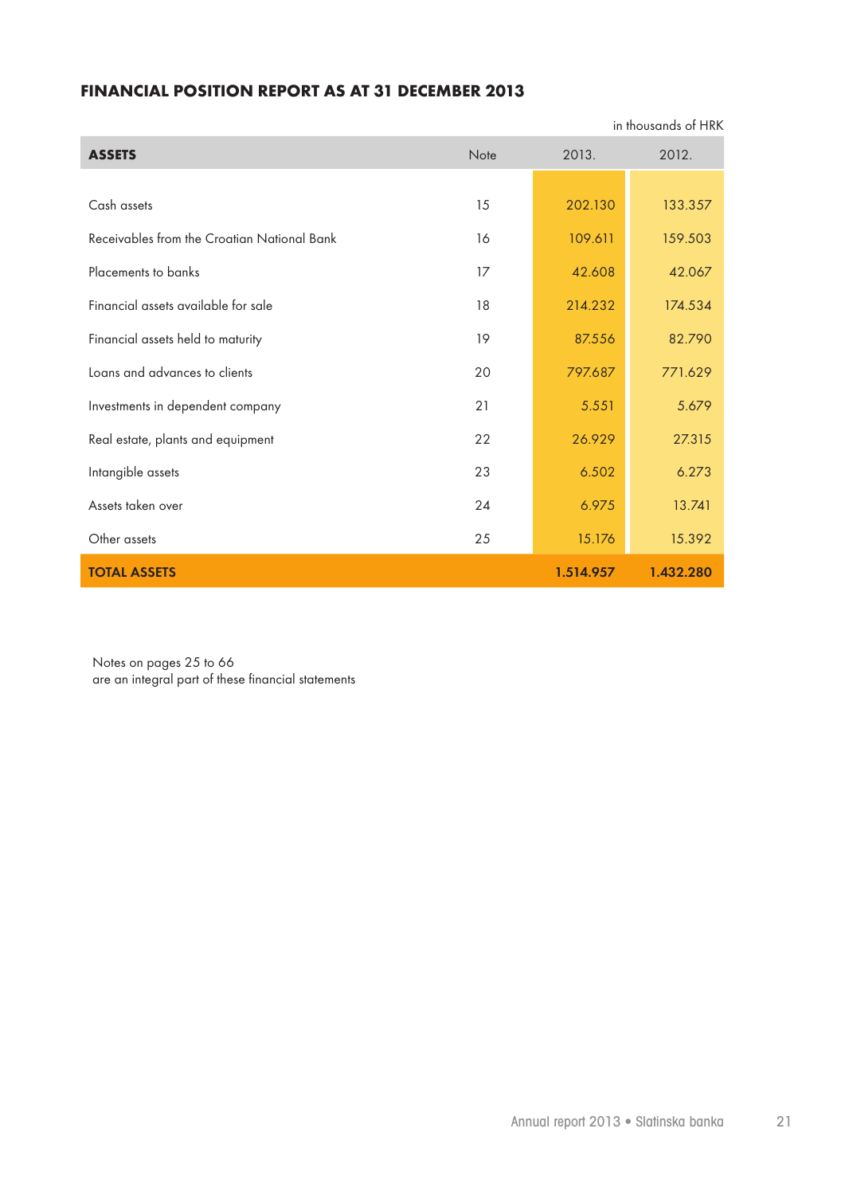## FINANCIAL POSITION REPORT AS AT 31 DECEMBER 2013

in thousands of HRK

| ASSETS | Note | 2013. | 2012. |
|---|---|---|---|
| Cash assets | 15 | 202.130 | 133.357 |
| Receivables from the Croatian National Bank | 16 | 109.611 | 159.503 |
| Placements to banks | 17 | 42.608 | 42.067 |
| Financial assets available for sale | 18 | 214.232 | 174.534 |
| Financial assets held to maturity | 19 | 87.556 | 82.790 |
| Loans and advances to clients | 20 | 797.687 | 771.629 |
| Investments in dependent company | 21 | 5.551 | 5.679 |
| Real estate, plants and equipment | 22 | 26.929 | 27.315 |
| Intangible assets | 23 | 6.502 | 6.273 |
| Assets taken over | 24 | 6.975 | 13.741 |
| Other assets | 25 | 15.176 | 15.392 |
| **TOTAL ASSETS** | | **1.514.957** | **1.432.280** |

Notes on pages 25 to 66
are an integral part of these financial statements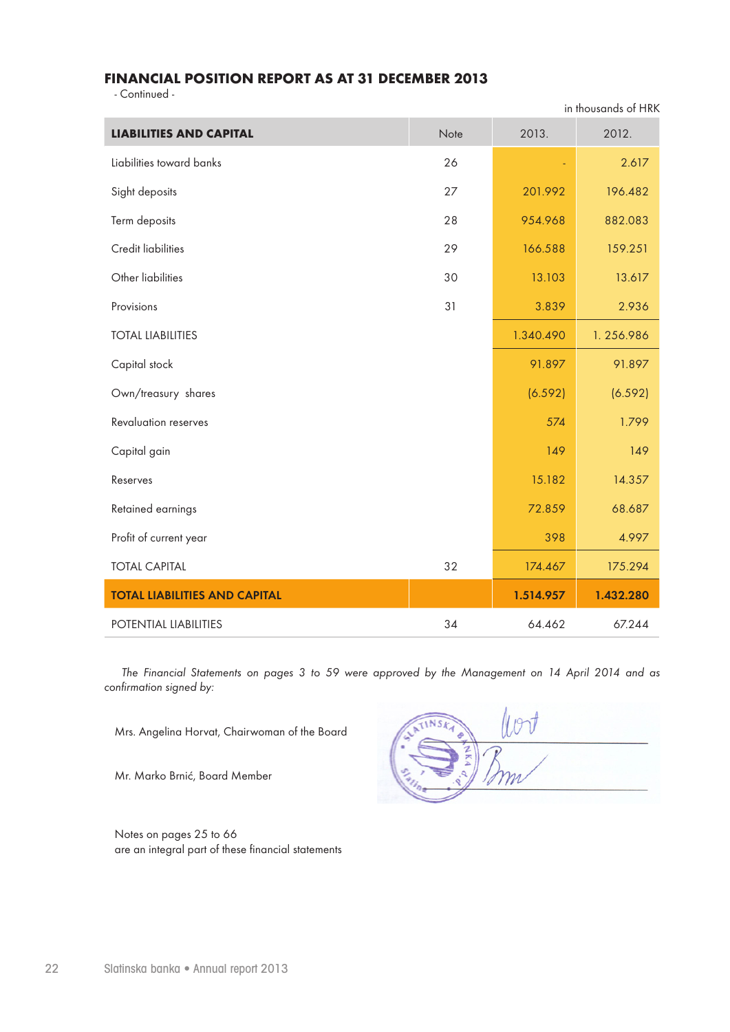## FINANCIAL POSITION REPORT AS AT 31 DECEMBER 2013

- Continued -

in thousands of HRK

| LIABILITIES AND CAPITAL | Note | 2013. | 2012. |
|---|---|---|---|
| Liabilities toward banks | 26 | - | 2.617 |
| Sight deposits | 27 | 201.992 | 196.482 |
| Term deposits | 28 | 954.968 | 882.083 |
| Credit liabilities | 29 | 166.588 | 159.251 |
| Other liabilities | 30 | 13.103 | 13.617 |
| Provisions | 31 | 3.839 | 2.936 |
| TOTAL LIABILITIES | | 1.340.490 | 1. 256.986 |
| Capital stock | | 91.897 | 91.897 |
| Own/treasury shares | | (6.592) | (6.592) |
| Revaluation reserves | | 574 | 1.799 |
| Capital gain | | 149 | 149 |
| Reserves | | 15.182 | 14.357 |
| Retained earnings | | 72.859 | 68.687 |
| Profit of current year | | 398 | 4.997 |
| TOTAL CAPITAL | 32 | 174.467 | 175.294 |
| **TOTAL LIABILITIES AND CAPITAL** | | **1.514.957** | **1.432.280** |
| POTENTIAL LIABILITIES | 34 | 64.462 | 67.244 |

*The Financial Statements on pages 3 to 59 were approved by the Management on 14 April 2014 and as confirmation signed by:*

Mrs. Angelina Horvat, Chairwoman of the Board

Mr. Marko Brnić, Board Member

Notes on pages 25 to 66
are an integral part of these financial statements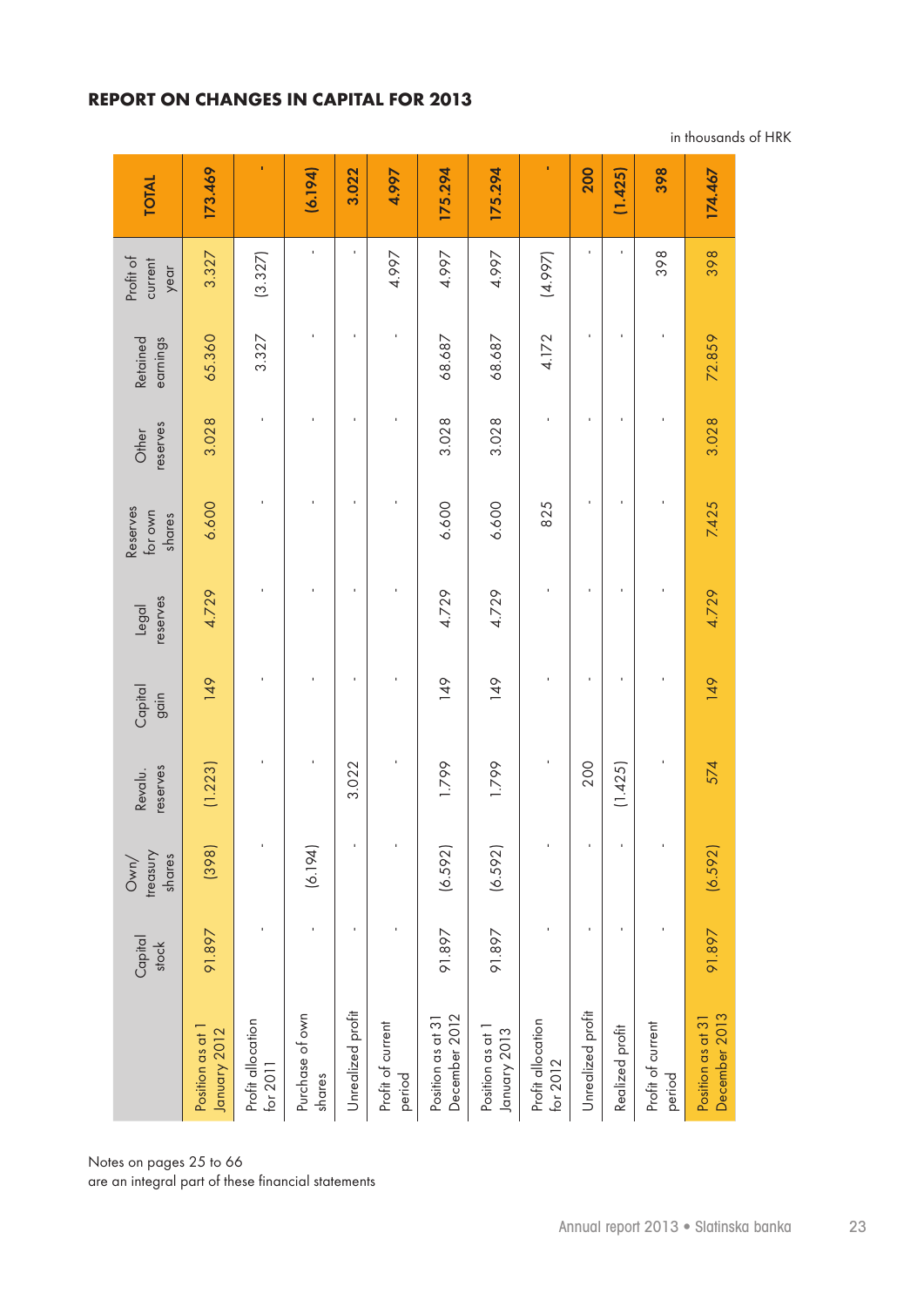## REPORT ON CHANGES IN CAPITAL FOR 2013

in thousands of HRK

| | Capital stock | Own/ treasury shares | Revalu. reserves | Capital gain | Legal reserves | Reserves for own shares | Other reserves | Retained earnings | Profit of current year | TOTAL |
|---|---|---|---|---|---|---|---|---|---|---|
| Position as at 1 January 2012 | 91.897 | (398) | (1.223) | 149 | 4.729 | 6.600 | 3.028 | 65.360 | 3.327 | **173.469** |
| Profit allocation for 2011 | - | - | - | - | - | - | - | 3.327 | (3.327) | **-** |
| Purchase of own shares | - | (6.194) | - | - | - | - | - | - | - | **(6.194)** |
| Unrealized profit | - | - | 3.022 | - | - | - | - | - | - | **3.022** |
| Profit of current period | - | - | - | - | - | - | - | - | 4.997 | **4.997** |
| Position as at 31 December 2012 | 91.897 | (6.592) | 1.799 | 149 | 4.729 | 6.600 | 3.028 | 68.687 | 4.997 | **175.294** |
| Position as at 1 January 2013 | 91.897 | (6.592) | 1.799 | 149 | 4.729 | 6.600 | 3.028 | 68.687 | 4.997 | **175.294** |
| Profit allocation for 2012 | - | - | - | - | - | 825 | - | 4.172 | (4.997) | **-** |
| Unrealized profit | - | - | 200 | - | - | - | - | - | - | **200** |
| Realized profit | - | - | (1.425) | - | - | - | - | - | - | **(1.425)** |
| Profit of current period | - | - | - | - | - | - | - | - | 398 | **398** |
| Position as at 31 December 2013 | 91.897 | (6.592) | 574 | 149 | 4.729 | 7.425 | 3.028 | 72.859 | 398 | **174.467** |

Notes on pages 25 to 66
are an integral part of these financial statements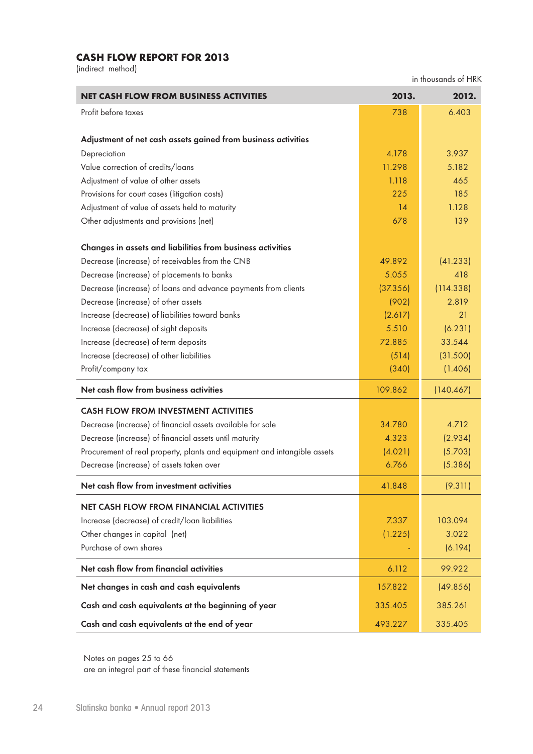## CASH FLOW REPORT FOR 2013

(indirect method)

in thousands of HRK

| NET CASH FLOW FROM BUSINESS ACTIVITIES | 2013. | 2012. |
|---|---|---|
| Profit before taxes | 738 | 6.403 |
| **Adjustment of net cash assets gained from business activities** | | |
| Depreciation | 4.178 | 3.937 |
| Value correction of credits/loans | 11.298 | 5.182 |
| Adjustment of value of other assets | 1.118 | 465 |
| Provisions for court cases (litigation costs) | 225 | 185 |
| Adjustment of value of assets held to maturity | 14 | 1.128 |
| Other adjustments and provisions (net) | 678 | 139 |
| **Changes in assets and liabilities from business activities** | | |
| Decrease (increase) of receivables from the CNB | 49.892 | (41.233) |
| Decrease (increase) of placements to banks | 5.055 | 418 |
| Decrease (increase) of loans and advance payments from clients | (37.356) | (114.338) |
| Decrease (increase) of other assets | (902) | 2.819 |
| Increase (decrease) of liabilities toward banks | (2.617) | 21 |
| Increase (decrease) of sight deposits | 5.510 | (6.231) |
| Increase (decrease) of term deposits | 72.885 | 33.544 |
| Increase (decrease) of other liabilities | (514) | (31.500) |
| Profit/company tax | (340) | (1.406) |
| **Net cash flow from business activities** | 109.862 | (140.467) |
| **CASH FLOW FROM INVESTMENT ACTIVITIES** | | |
| Decrease (increase) of financial assets available for sale | 34.780 | 4.712 |
| Decrease (increase) of financial assets until maturity | 4.323 | (2.934) |
| Procurement of real property, plants and equipment and intangible assets | (4.021) | (5.703) |
| Decrease (increase) of assets taken over | 6.766 | (5.386) |
| **Net cash flow from investment activities** | 41.848 | (9.311) |
| **NET CASH FLOW FROM FINANCIAL ACTIVITIES** | | |
| Increase (decrease) of credit/loan liabilities | 7.337 | 103.094 |
| Other changes in capital (net) | (1.225) | 3.022 |
| Purchase of own shares | - | (6.194) |
| **Net cash flow from financial activities** | 6.112 | 99.922 |
| **Net changes in cash and cash equivalents** | 157.822 | (49.856) |
| **Cash and cash equivalents at the beginning of year** | 335.405 | 385.261 |
| **Cash and cash equivalents at the end of year** | 493.227 | 335.405 |

Notes on pages 25 to 66
are an integral part of these financial statements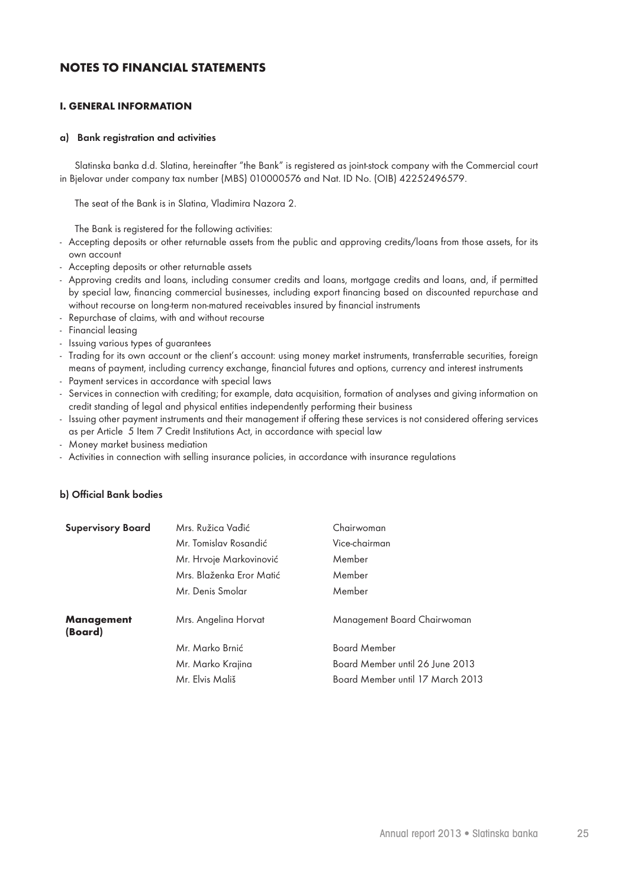# NOTES TO FINANCIAL STATEMENTS

## I. GENERAL INFORMATION

### a) Bank registration and activities

Slatinska banka d.d. Slatina, hereinafter "the Bank" is registered as joint-stock company with the Commercial court in Bjelovar under company tax number (MBS) 010000576 and Nat. ID No. (OIB) 42252496579.

The seat of the Bank is in Slatina, Vladimira Nazora 2.

The Bank is registered for the following activities:

- Accepting deposits or other returnable assets from the public and approving credits/loans from those assets, for its own account
- Accepting deposits or other returnable assets
- Approving credits and loans, including consumer credits and loans, mortgage credits and loans, and, if permitted by special law, financing commercial businesses, including export financing based on discounted repurchase and without recourse on long-term non-matured receivables insured by financial instruments
- Repurchase of claims, with and without recourse
- Financial leasing
- Issuing various types of guarantees
- Trading for its own account or the client's account: using money market instruments, transferrable securities, foreign means of payment, including currency exchange, financial futures and options, currency and interest instruments
- Payment services in accordance with special laws
- Services in connection with crediting; for example, data acquisition, formation of analyses and giving information on credit standing of legal and physical entities independently performing their business
- Issuing other payment instruments and their management if offering these services is not considered offering services as per Article 5 Item 7 Credit Institutions Act, in accordance with special law
- Money market business mediation
- Activities in connection with selling insurance policies, in accordance with insurance regulations

### b) Official Bank bodies

| | | |
|---|---|---|
| **Supervisory Board** | Mrs. Ružica Vađić | Chairwoman |
| | Mr. Tomislav Rosandić | Vice-chairman |
| | Mr. Hrvoje Markovinović | Member |
| | Mrs. Blaženka Eror Matić | Member |
| | Mr. Denis Smolar | Member |
| **Management (Board)** | Mrs. Angelina Horvat | Management Board Chairwoman |
| | Mr. Marko Brnić | Board Member |
| | Mr. Marko Krajina | Board Member until 26 June 2013 |
| | Mr. Elvis Mališ | Board Member until 17 March 2013 |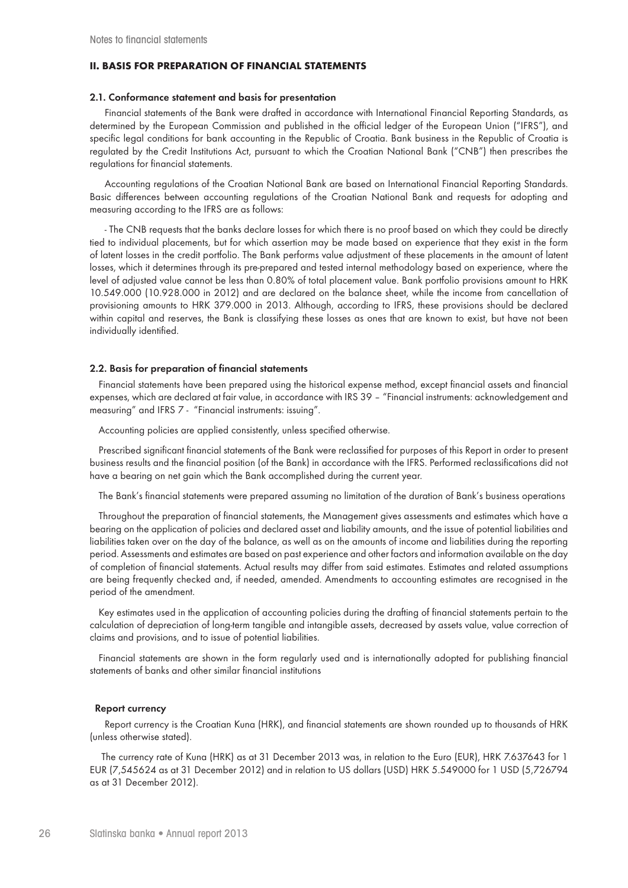## II. BASIS FOR PREPARATION OF FINANCIAL STATEMENTS

### 2.1. Conformance statement and basis for presentation

Financial statements of the Bank were drafted in accordance with International Financial Reporting Standards, as determined by the European Commission and published in the official ledger of the European Union ("IFRS"), and specific legal conditions for bank accounting in the Republic of Croatia. Bank business in the Republic of Croatia is regulated by the Credit Institutions Act, pursuant to which the Croatian National Bank ("CNB") then prescribes the regulations for financial statements.

Accounting regulations of the Croatian National Bank are based on International Financial Reporting Standards. Basic differences between accounting regulations of the Croatian National Bank and requests for adopting and measuring according to the IFRS are as follows:

- The CNB requests that the banks declare losses for which there is no proof based on which they could be directly tied to individual placements, but for which assertion may be made based on experience that they exist in the form of latent losses in the credit portfolio. The Bank performs value adjustment of these placements in the amount of latent losses, which it determines through its pre-prepared and tested internal methodology based on experience, where the level of adjusted value cannot be less than 0.80% of total placement value. Bank portfolio provisions amount to HRK 10.549.000 (10.928.000 in 2012) and are declared on the balance sheet, while the income from cancellation of provisioning amounts to HRK 379.000 in 2013. Although, according to IFRS, these provisions should be declared within capital and reserves, the Bank is classifying these losses as ones that are known to exist, but have not been individually identified.

### 2.2. Basis for preparation of financial statements

Financial statements have been prepared using the historical expense method, except financial assets and financial expenses, which are declared at fair value, in accordance with IRS 39 – "Financial instruments: acknowledgement and measuring" and IFRS 7 - "Financial instruments: issuing".

Accounting policies are applied consistently, unless specified otherwise.

Prescribed significant financial statements of the Bank were reclassified for purposes of this Report in order to present business results and the financial position (of the Bank) in accordance with the IFRS. Performed reclassifications did not have a bearing on net gain which the Bank accomplished during the current year.

The Bank's financial statements were prepared assuming no limitation of the duration of Bank's business operations

Throughout the preparation of financial statements, the Management gives assessments and estimates which have a bearing on the application of policies and declared asset and liability amounts, and the issue of potential liabilities and liabilities taken over on the day of the balance, as well as on the amounts of income and liabilities during the reporting period. Assessments and estimates are based on past experience and other factors and information available on the day of completion of financial statements. Actual results may differ from said estimates. Estimates and related assumptions are being frequently checked and, if needed, amended. Amendments to accounting estimates are recognised in the period of the amendment.

Key estimates used in the application of accounting policies during the drafting of financial statements pertain to the calculation of depreciation of long-term tangible and intangible assets, decreased by assets value, value correction of claims and provisions, and to issue of potential liabilities.

Financial statements are shown in the form regularly used and is internationally adopted for publishing financial statements of banks and other similar financial institutions

#### Report currency

Report currency is the Croatian Kuna (HRK), and financial statements are shown rounded up to thousands of HRK (unless otherwise stated).

The currency rate of Kuna (HRK) as at 31 December 2013 was, in relation to the Euro (EUR), HRK 7.637643 for 1 EUR (7,545624 as at 31 December 2012) and in relation to US dollars (USD) HRK 5.549000 for 1 USD (5,726794 as at 31 December 2012).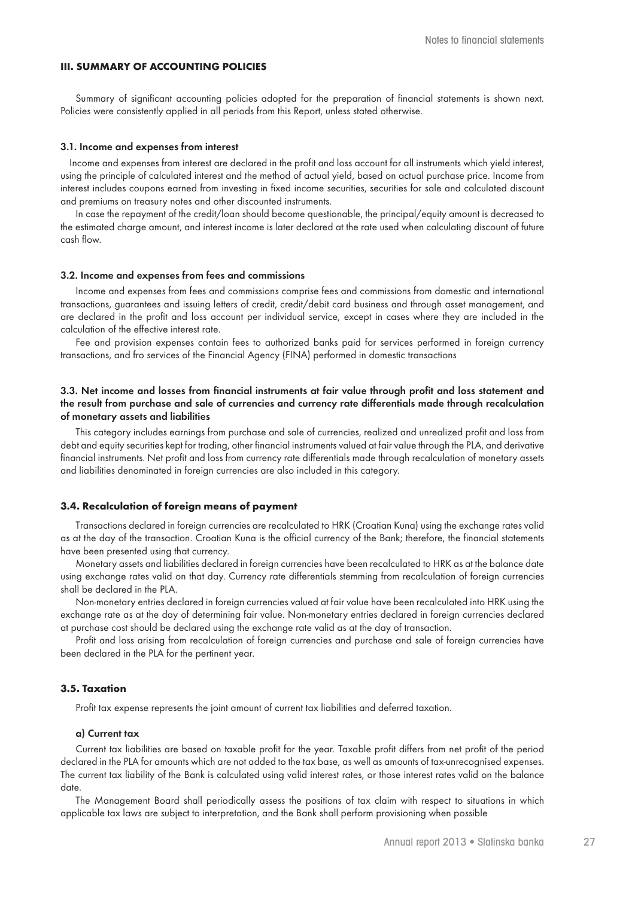## III. SUMMARY OF ACCOUNTING POLICIES

Summary of significant accounting policies adopted for the preparation of financial statements is shown next. Policies were consistently applied in all periods from this Report, unless stated otherwise.

### 3.1. Income and expenses from interest

Income and expenses from interest are declared in the profit and loss account for all instruments which yield interest, using the principle of calculated interest and the method of actual yield, based on actual purchase price. Income from interest includes coupons earned from investing in fixed income securities, securities for sale and calculated discount and premiums on treasury notes and other discounted instruments.

In case the repayment of the credit/loan should become questionable, the principal/equity amount is decreased to the estimated charge amount, and interest income is later declared at the rate used when calculating discount of future cash flow.

### 3.2. Income and expenses from fees and commissions

Income and expenses from fees and commissions comprise fees and commissions from domestic and international transactions, guarantees and issuing letters of credit, credit/debit card business and through asset management, and are declared in the profit and loss account per individual service, except in cases where they are included in the calculation of the effective interest rate.

Fee and provision expenses contain fees to authorized banks paid for services performed in foreign currency transactions, and fro services of the Financial Agency (FINA) performed in domestic transactions

### 3.3. Net income and losses from financial instruments at fair value through profit and loss statement and the result from purchase and sale of currencies and currency rate differentials made through recalculation of monetary assets and liabilities

This category includes earnings from purchase and sale of currencies, realized and unrealized profit and loss from debt and equity securities kept for trading, other financial instruments valued at fair value through the PLA, and derivative financial instruments. Net profit and loss from currency rate differentials made through recalculation of monetary assets and liabilities denominated in foreign currencies are also included in this category.

### 3.4. Recalculation of foreign means of payment

Transactions declared in foreign currencies are recalculated to HRK (Croatian Kuna) using the exchange rates valid as at the day of the transaction. Croatian Kuna is the official currency of the Bank; therefore, the financial statements have been presented using that currency.

Monetary assets and liabilities declared in foreign currencies have been recalculated to HRK as at the balance date using exchange rates valid on that day. Currency rate differentials stemming from recalculation of foreign currencies shall be declared in the PLA.

Non-monetary entries declared in foreign currencies valued at fair value have been recalculated into HRK using the exchange rate as at the day of determining fair value. Non-monetary entries declared in foreign currencies declared at purchase cost should be declared using the exchange rate valid as at the day of transaction.

Profit and loss arising from recalculation of foreign currencies and purchase and sale of foreign currencies have been declared in the PLA for the pertinent year.

### 3.5. Taxation

Profit tax expense represents the joint amount of current tax liabilities and deferred taxation.

#### a) Current tax

Current tax liabilities are based on taxable profit for the year. Taxable profit differs from net profit of the period declared in the PLA for amounts which are not added to the tax base, as well as amounts of tax-unrecognised expenses. The current tax liability of the Bank is calculated using valid interest rates, or those interest rates valid on the balance date.

The Management Board shall periodically assess the positions of tax claim with respect to situations in which applicable tax laws are subject to interpretation, and the Bank shall perform provisioning when possible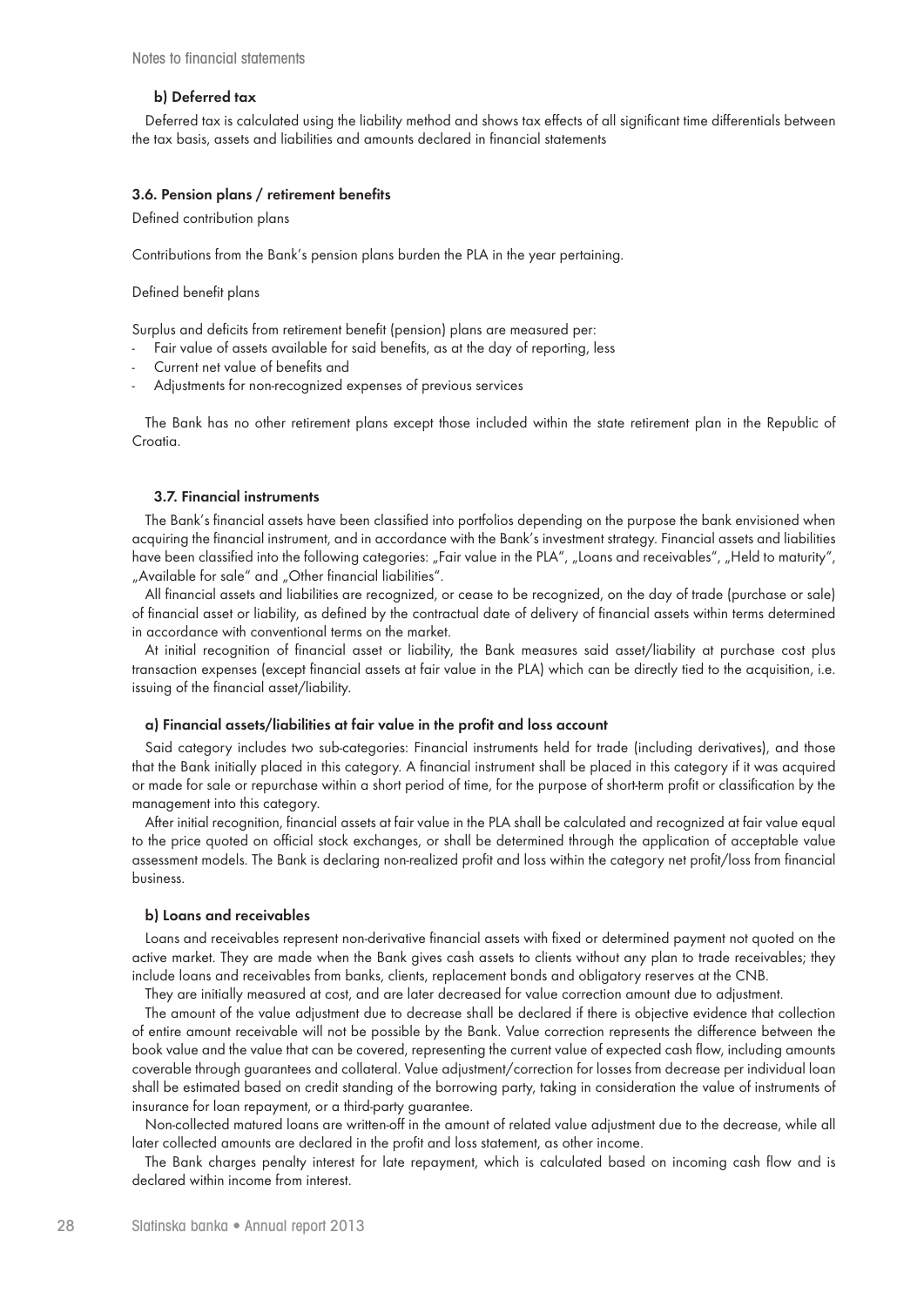#### b) Deferred tax

Deferred tax is calculated using the liability method and shows tax effects of all significant time differentials between the tax basis, assets and liabilities and amounts declared in financial statements

### 3.6. Pension plans / retirement benefits

Defined contribution plans

Contributions from the Bank's pension plans burden the PLA in the year pertaining.

Defined benefit plans

Surplus and deficits from retirement benefit (pension) plans are measured per:

- Fair value of assets available for said benefits, as at the day of reporting, less
- Current net value of benefits and
- Adjustments for non-recognized expenses of previous services

The Bank has no other retirement plans except those included within the state retirement plan in the Republic of Croatia.

### 3.7. Financial instruments

The Bank's financial assets have been classified into portfolios depending on the purpose the bank envisioned when acquiring the financial instrument, and in accordance with the Bank's investment strategy. Financial assets and liabilities have been classified into the following categories: „Fair value in the PLA", „Loans and receivables", „Held to maturity", „Available for sale" and „Other financial liabilities".

All financial assets and liabilities are recognized, or cease to be recognized, on the day of trade (purchase or sale) of financial asset or liability, as defined by the contractual date of delivery of financial assets within terms determined in accordance with conventional terms on the market.

At initial recognition of financial asset or liability, the Bank measures said asset/liability at purchase cost plus transaction expenses (except financial assets at fair value in the PLA) which can be directly tied to the acquisition, i.e. issuing of the financial asset/liability.

#### a) Financial assets/liabilities at fair value in the profit and loss account

Said category includes two sub-categories: Financial instruments held for trade (including derivatives), and those that the Bank initially placed in this category. A financial instrument shall be placed in this category if it was acquired or made for sale or repurchase within a short period of time, for the purpose of short-term profit or classification by the management into this category.

After initial recognition, financial assets at fair value in the PLA shall be calculated and recognized at fair value equal to the price quoted on official stock exchanges, or shall be determined through the application of acceptable value assessment models. The Bank is declaring non-realized profit and loss within the category net profit/loss from financial business.

#### b) Loans and receivables

Loans and receivables represent non-derivative financial assets with fixed or determined payment not quoted on the active market. They are made when the Bank gives cash assets to clients without any plan to trade receivables; they include loans and receivables from banks, clients, replacement bonds and obligatory reserves at the CNB.

They are initially measured at cost, and are later decreased for value correction amount due to adjustment.

The amount of the value adjustment due to decrease shall be declared if there is objective evidence that collection of entire amount receivable will not be possible by the Bank. Value correction represents the difference between the book value and the value that can be covered, representing the current value of expected cash flow, including amounts coverable through guarantees and collateral. Value adjustment/correction for losses from decrease per individual loan shall be estimated based on credit standing of the borrowing party, taking in consideration the value of instruments of insurance for loan repayment, or a third-party guarantee.

Non-collected matured loans are written-off in the amount of related value adjustment due to the decrease, while all later collected amounts are declared in the profit and loss statement, as other income.

The Bank charges penalty interest for late repayment, which is calculated based on incoming cash flow and is declared within income from interest.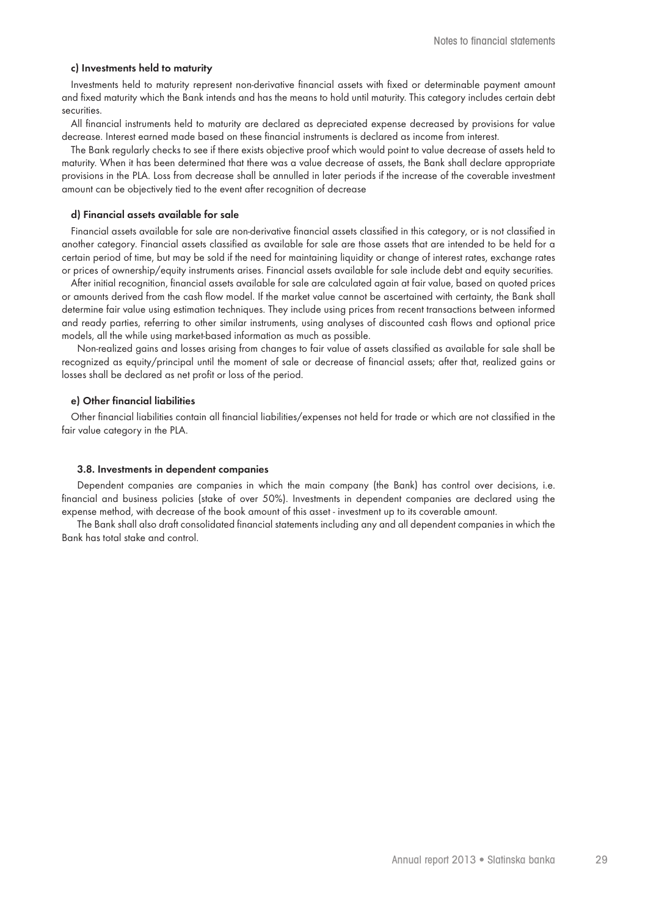#### c) Investments held to maturity

Investments held to maturity represent non-derivative financial assets with fixed or determinable payment amount and fixed maturity which the Bank intends and has the means to hold until maturity. This category includes certain debt securities.

All financial instruments held to maturity are declared as depreciated expense decreased by provisions for value decrease. Interest earned made based on these financial instruments is declared as income from interest.

The Bank regularly checks to see if there exists objective proof which would point to value decrease of assets held to maturity. When it has been determined that there was a value decrease of assets, the Bank shall declare appropriate provisions in the PLA. Loss from decrease shall be annulled in later periods if the increase of the coverable investment amount can be objectively tied to the event after recognition of decrease

#### d) Financial assets available for sale

Financial assets available for sale are non-derivative financial assets classified in this category, or is not classified in another category. Financial assets classified as available for sale are those assets that are intended to be held for a certain period of time, but may be sold if the need for maintaining liquidity or change of interest rates, exchange rates or prices of ownership/equity instruments arises. Financial assets available for sale include debt and equity securities.

After initial recognition, financial assets available for sale are calculated again at fair value, based on quoted prices or amounts derived from the cash flow model. If the market value cannot be ascertained with certainty, the Bank shall determine fair value using estimation techniques. They include using prices from recent transactions between informed and ready parties, referring to other similar instruments, using analyses of discounted cash flows and optional price models, all the while using market-based information as much as possible.

Non-realized gains and losses arising from changes to fair value of assets classified as available for sale shall be recognized as equity/principal until the moment of sale or decrease of financial assets; after that, realized gains or losses shall be declared as net profit or loss of the period.

#### e) Other financial liabilities

Other financial liabilities contain all financial liabilities/expenses not held for trade or which are not classified in the fair value category in the PLA.

### 3.8. Investments in dependent companies

Dependent companies are companies in which the main company (the Bank) has control over decisions, i.e. financial and business policies (stake of over 50%). Investments in dependent companies are declared using the expense method, with decrease of the book amount of this asset - investment up to its coverable amount.

The Bank shall also draft consolidated financial statements including any and all dependent companies in which the Bank has total stake and control.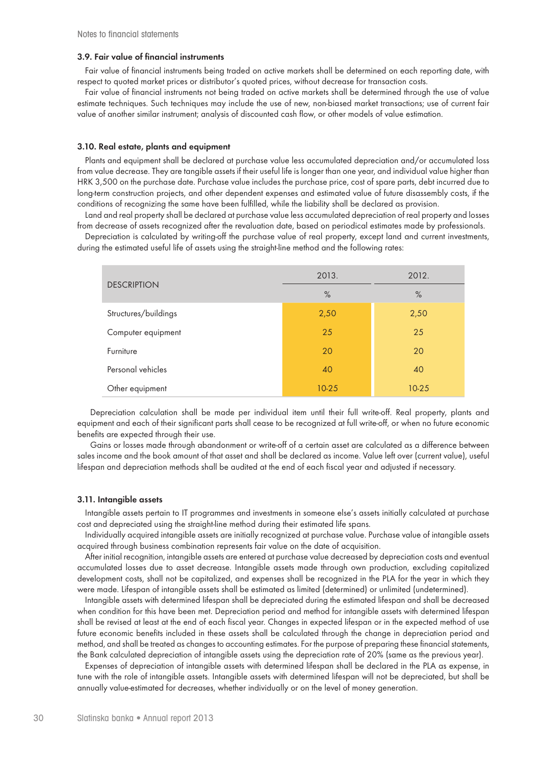### 3.9. Fair value of financial instruments

Fair value of financial instruments being traded on active markets shall be determined on each reporting date, with respect to quoted market prices or distributor's quoted prices, without decrease for transaction costs.

Fair value of financial instruments not being traded on active markets shall be determined through the use of value estimate techniques. Such techniques may include the use of new, non-biased market transactions; use of current fair value of another similar instrument; analysis of discounted cash flow, or other models of value estimation.

### 3.10. Real estate, plants and equipment

Plants and equipment shall be declared at purchase value less accumulated depreciation and/or accumulated loss from value decrease. They are tangible assets if their useful life is longer than one year, and individual value higher than HRK 3,500 on the purchase date. Purchase value includes the purchase price, cost of spare parts, debt incurred due to long-term construction projects, and other dependent expenses and estimated value of future disassembly costs, if the conditions of recognizing the same have been fulfilled, while the liability shall be declared as provision.

Land and real property shall be declared at purchase value less accumulated depreciation of real property and losses from decrease of assets recognized after the revaluation date, based on periodical estimates made by professionals.

Depreciation is calculated by writing-off the purchase value of real property, except land and current investments, during the estimated useful life of assets using the straight-line method and the following rates:

| DESCRIPTION | 2013. | 2012. |
|---|---|---|
| | % | % |
| Structures/buildings | 2,50 | 2,50 |
| Computer equipment | 25 | 25 |
| Furniture | 20 | 20 |
| Personal vehicles | 40 | 40 |
| Other equipment | 10-25 | 10-25 |

Depreciation calculation shall be made per individual item until their full write-off. Real property, plants and equipment and each of their significant parts shall cease to be recognized at full write-off, or when no future economic benefits are expected through their use.

Gains or losses made through abandonment or write-off of a certain asset are calculated as a difference between sales income and the book amount of that asset and shall be declared as income. Value left over (current value), useful lifespan and depreciation methods shall be audited at the end of each fiscal year and adjusted if necessary.

### 3.11. Intangible assets

Intangible assets pertain to IT programmes and investments in someone else's assets initially calculated at purchase cost and depreciated using the straight-line method during their estimated life spans.

Individually acquired intangible assets are initially recognized at purchase value. Purchase value of intangible assets acquired through business combination represents fair value on the date of acquisition.

After initial recognition, intangible assets are entered at purchase value decreased by depreciation costs and eventual accumulated losses due to asset decrease. Intangible assets made through own production, excluding capitalized development costs, shall not be capitalized, and expenses shall be recognized in the PLA for the year in which they were made. Lifespan of intangible assets shall be estimated as limited (determined) or unlimited (undetermined).

Intangible assets with determined lifespan shall be depreciated during the estimated lifespan and shall be decreased when condition for this have been met. Depreciation period and method for intangible assets with determined lifespan shall be revised at least at the end of each fiscal year. Changes in expected lifespan or in the expected method of use future economic benefits included in these assets shall be calculated through the change in depreciation period and method, and shall be treated as changes to accounting estimates. For the purpose of preparing these financial statements, the Bank calculated depreciation of intangible assets using the depreciation rate of 20% (same as the previous year).

Expenses of depreciation of intangible assets with determined lifespan shall be declared in the PLA as expense, in tune with the role of intangible assets. Intangible assets with determined lifespan will not be depreciated, but shall be annually value-estimated for decreases, whether individually or on the level of money generation.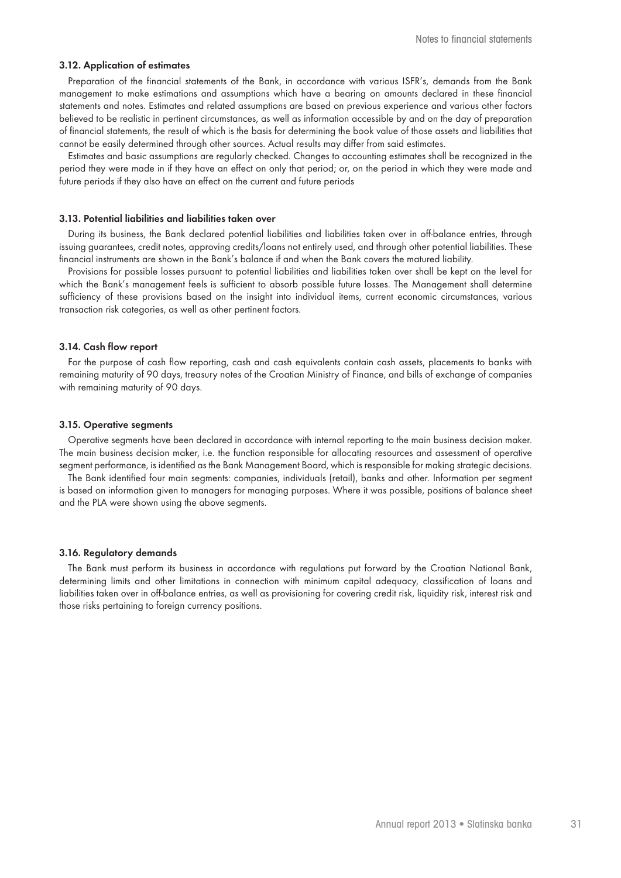### 3.12. Application of estimates

Preparation of the financial statements of the Bank, in accordance with various ISFR's, demands from the Bank management to make estimations and assumptions which have a bearing on amounts declared in these financial statements and notes. Estimates and related assumptions are based on previous experience and various other factors believed to be realistic in pertinent circumstances, as well as information accessible by and on the day of preparation of financial statements, the result of which is the basis for determining the book value of those assets and liabilities that cannot be easily determined through other sources. Actual results may differ from said estimates.

Estimates and basic assumptions are regularly checked. Changes to accounting estimates shall be recognized in the period they were made in if they have an effect on only that period; or, on the period in which they were made and future periods if they also have an effect on the current and future periods

### 3.13. Potential liabilities and liabilities taken over

During its business, the Bank declared potential liabilities and liabilities taken over in off-balance entries, through issuing guarantees, credit notes, approving credits/loans not entirely used, and through other potential liabilities. These financial instruments are shown in the Bank's balance if and when the Bank covers the matured liability.

Provisions for possible losses pursuant to potential liabilities and liabilities taken over shall be kept on the level for which the Bank's management feels is sufficient to absorb possible future losses. The Management shall determine sufficiency of these provisions based on the insight into individual items, current economic circumstances, various transaction risk categories, as well as other pertinent factors.

### 3.14. Cash flow report

For the purpose of cash flow reporting, cash and cash equivalents contain cash assets, placements to banks with remaining maturity of 90 days, treasury notes of the Croatian Ministry of Finance, and bills of exchange of companies with remaining maturity of 90 days.

### 3.15. Operative segments

Operative segments have been declared in accordance with internal reporting to the main business decision maker. The main business decision maker, i.e. the function responsible for allocating resources and assessment of operative segment performance, is identified as the Bank Management Board, which is responsible for making strategic decisions.

The Bank identified four main segments: companies, individuals (retail), banks and other. Information per segment is based on information given to managers for managing purposes. Where it was possible, positions of balance sheet and the PLA were shown using the above segments.

### 3.16. Regulatory demands

The Bank must perform its business in accordance with regulations put forward by the Croatian National Bank, determining limits and other limitations in connection with minimum capital adequacy, classification of loans and liabilities taken over in off-balance entries, as well as provisioning for covering credit risk, liquidity risk, interest risk and those risks pertaining to foreign currency positions.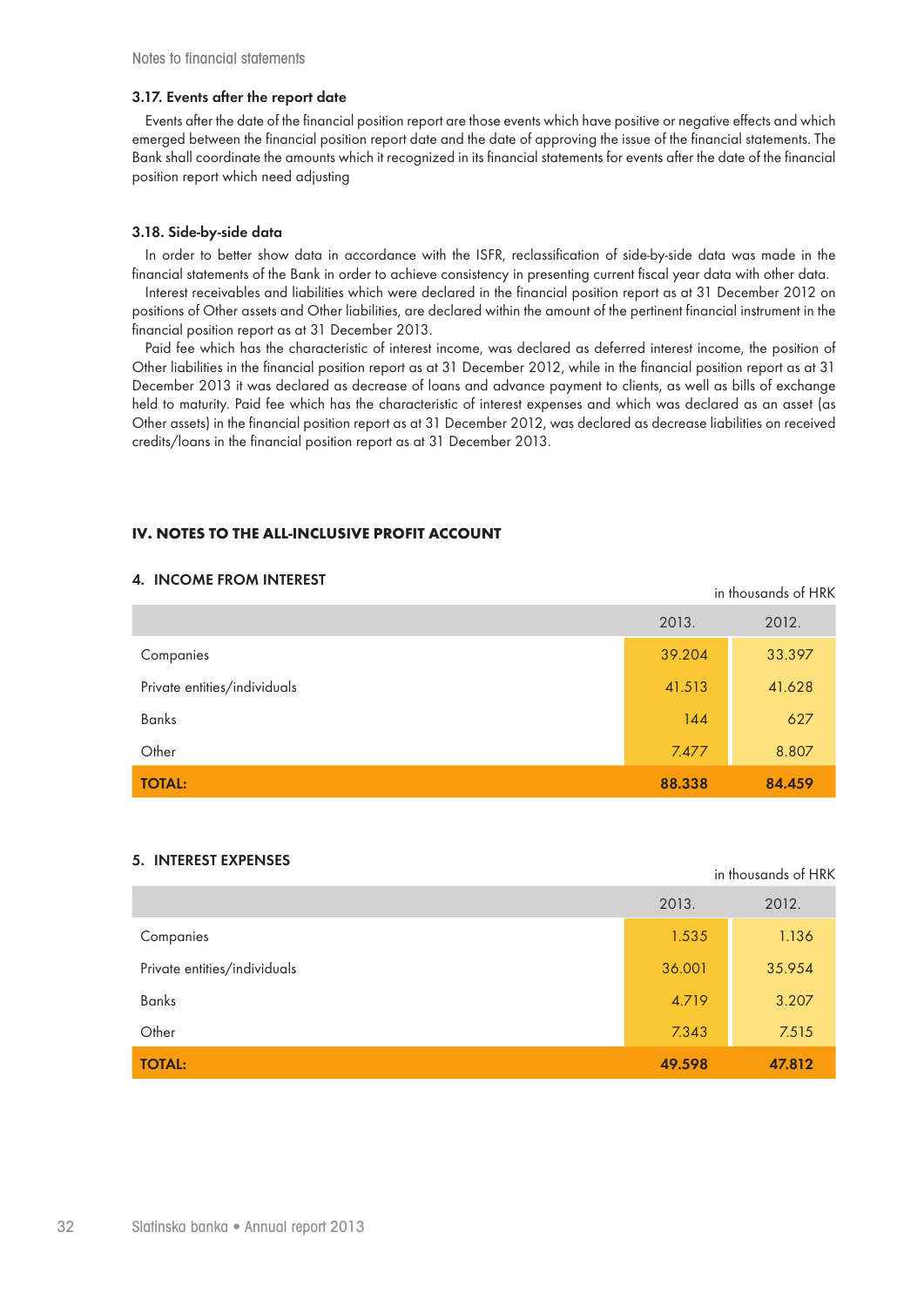### 3.17. Events after the report date

Events after the date of the financial position report are those events which have positive or negative effects and which emerged between the financial position report date and the date of approving the issue of the financial statements. The Bank shall coordinate the amounts which it recognized in its financial statements for events after the date of the financial position report which need adjusting

### 3.18. Side-by-side data

In order to better show data in accordance with the ISFR, reclassification of side-by-side data was made in the financial statements of the Bank in order to achieve consistency in presenting current fiscal year data with other data.

Interest receivables and liabilities which were declared in the financial position report as at 31 December 2012 on positions of Other assets and Other liabilities, are declared within the amount of the pertinent financial instrument in the financial position report as at 31 December 2013.

Paid fee which has the characteristic of interest income, was declared as deferred interest income, the position of Other liabilities in the financial position report as at 31 December 2012, while in the financial position report as at 31 December 2013 it was declared as decrease of loans and advance payment to clients, as well as bills of exchange held to maturity. Paid fee which has the characteristic of interest expenses and which was declared as an asset (as Other assets) in the financial position report as at 31 December 2012, was declared as decrease liabilities on received credits/loans in the financial position report as at 31 December 2013.

## IV. NOTES TO THE ALL-INCLUSIVE PROFIT ACCOUNT

### 4. INCOME FROM INTEREST

in thousands of HRK

| | 2013. | 2012. |
|---|---|---|
| Companies | 39.204 | 33.397 |
| Private entities/individuals | 41.513 | 41.628 |
| Banks | 144 | 627 |
| Other | 7.477 | 8.807 |
| **TOTAL:** | **88.338** | **84.459** |

### 5. INTEREST EXPENSES

in thousands of HRK

| | 2013. | 2012. |
|---|---|---|
| Companies | 1.535 | 1.136 |
| Private entities/individuals | 36.001 | 35.954 |
| Banks | 4.719 | 3.207 |
| Other | 7.343 | 7.515 |
| **TOTAL:** | **49.598** | **47.812** |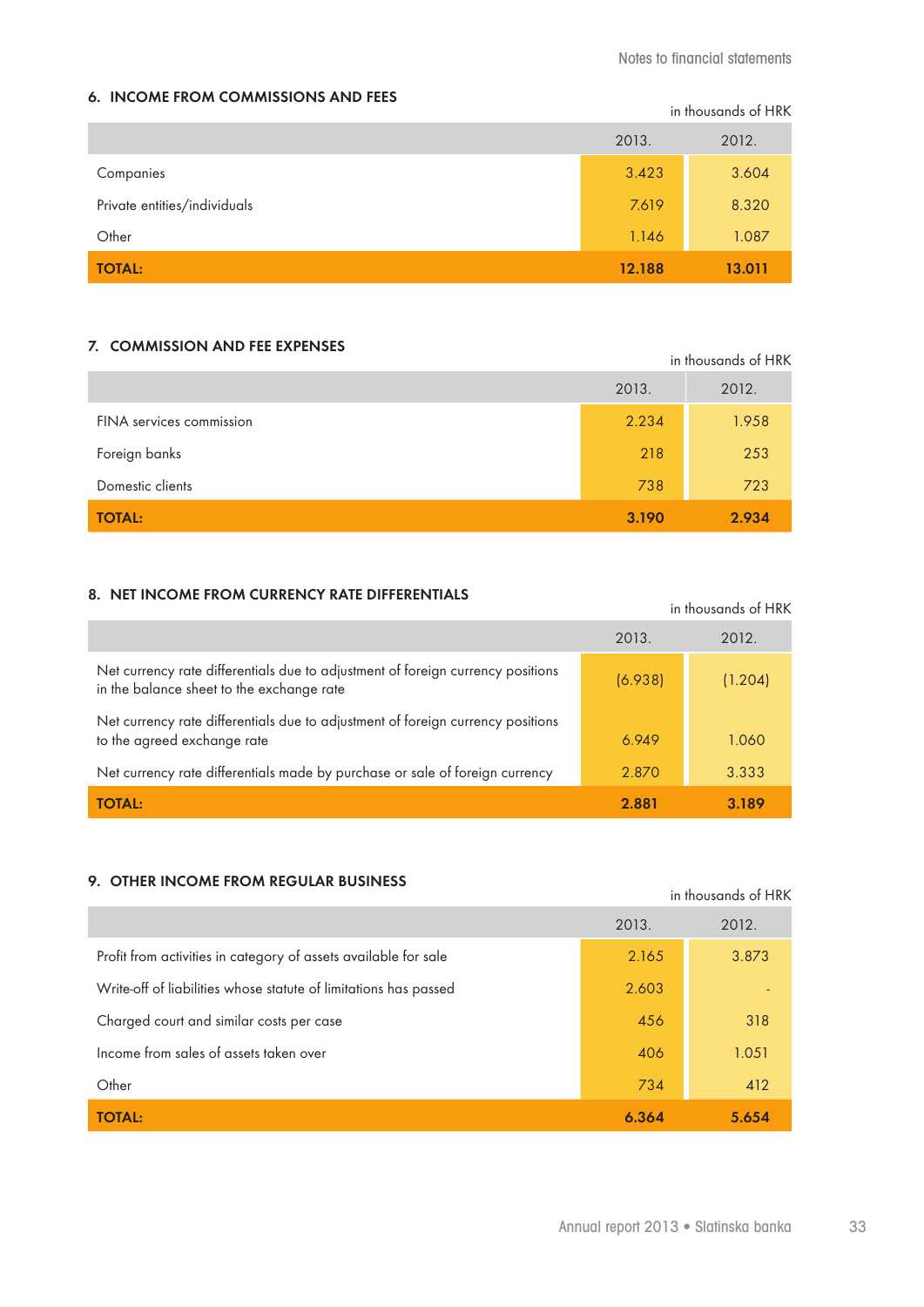## 6. INCOME FROM COMMISSIONS AND FEES

in thousands of HRK

| | 2013. | 2012. |
|---|---|---|
| Companies | 3.423 | 3.604 |
| Private entities/individuals | 7.619 | 8.320 |
| Other | 1.146 | 1.087 |
| **TOTAL:** | **12.188** | **13.011** |

## 7. COMMISSION AND FEE EXPENSES

in thousands of HRK

| | 2013. | 2012. |
|---|---|---|
| FINA services commission | 2.234 | 1.958 |
| Foreign banks | 218 | 253 |
| Domestic clients | 738 | 723 |
| **TOTAL:** | **3.190** | **2.934** |

## 8. NET INCOME FROM CURRENCY RATE DIFFERENTIALS

in thousands of HRK

| | 2013. | 2012. |
|---|---|---|
| Net currency rate differentials due to adjustment of foreign currency positions in the balance sheet to the exchange rate | (6.938) | (1.204) |
| Net currency rate differentials due to adjustment of foreign currency positions to the agreed exchange rate | 6.949 | 1.060 |
| Net currency rate differentials made by purchase or sale of foreign currency | 2.870 | 3.333 |
| **TOTAL:** | **2.881** | **3.189** |

## 9. OTHER INCOME FROM REGULAR BUSINESS

in thousands of HRK

| | 2013. | 2012. |
|---|---|---|
| Profit from activities in category of assets available for sale | 2.165 | 3.873 |
| Write-off of liabilities whose statute of limitations has passed | 2.603 | - |
| Charged court and similar costs per case | 456 | 318 |
| Income from sales of assets taken over | 406 | 1.051 |
| Other | 734 | 412 |
| **TOTAL:** | **6.364** | **5.654** |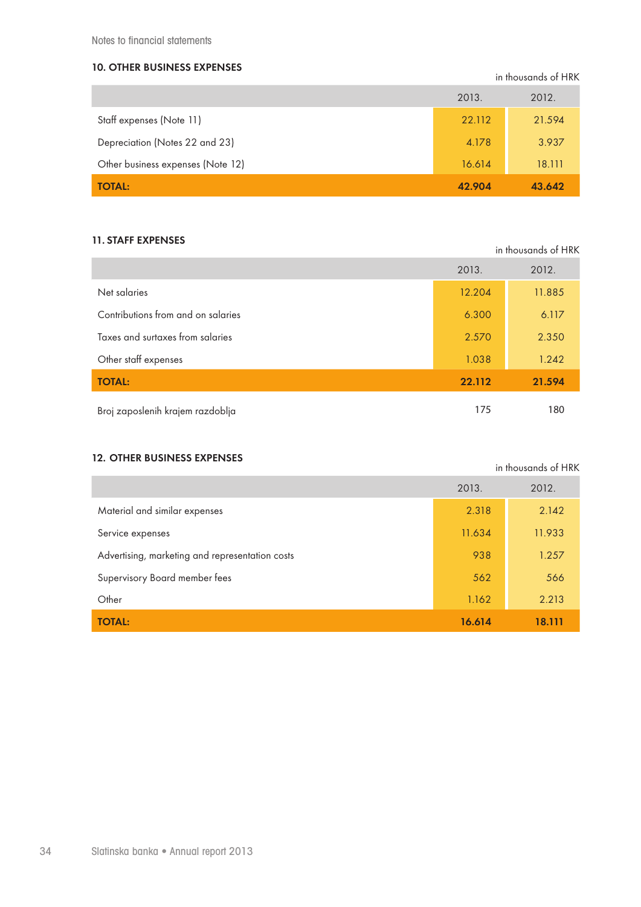Notes to financial statements

### 10. OTHER BUSINESS EXPENSES

in thousands of HRK

| | 2013. | 2012. |
|---|---|---|
| Staff expenses (Note 11) | 22.112 | 21.594 |
| Depreciation (Notes 22 and 23) | 4.178 | 3.937 |
| Other business expenses (Note 12) | 16.614 | 18.111 |
| **TOTAL:** | **42.904** | **43.642** |

### 11. STAFF EXPENSES

in thousands of HRK

| | 2013. | 2012. |
|---|---|---|
| Net salaries | 12.204 | 11.885 |
| Contributions from and on salaries | 6.300 | 6.117 |
| Taxes and surtaxes from salaries | 2.570 | 2.350 |
| Other staff expenses | 1.038 | 1.242 |
| **TOTAL:** | **22.112** | **21.594** |
| Broj zaposlenih krajem razdoblja | 175 | 180 |

### 12. OTHER BUSINESS EXPENSES

in thousands of HRK

| | 2013. | 2012. |
|---|---|---|
| Material and similar expenses | 2.318 | 2.142 |
| Service expenses | 11.634 | 11.933 |
| Advertising, marketing and representation costs | 938 | 1.257 |
| Supervisory Board member fees | 562 | 566 |
| Other | 1.162 | 2.213 |
| **TOTAL:** | **16.614** | **18.111** |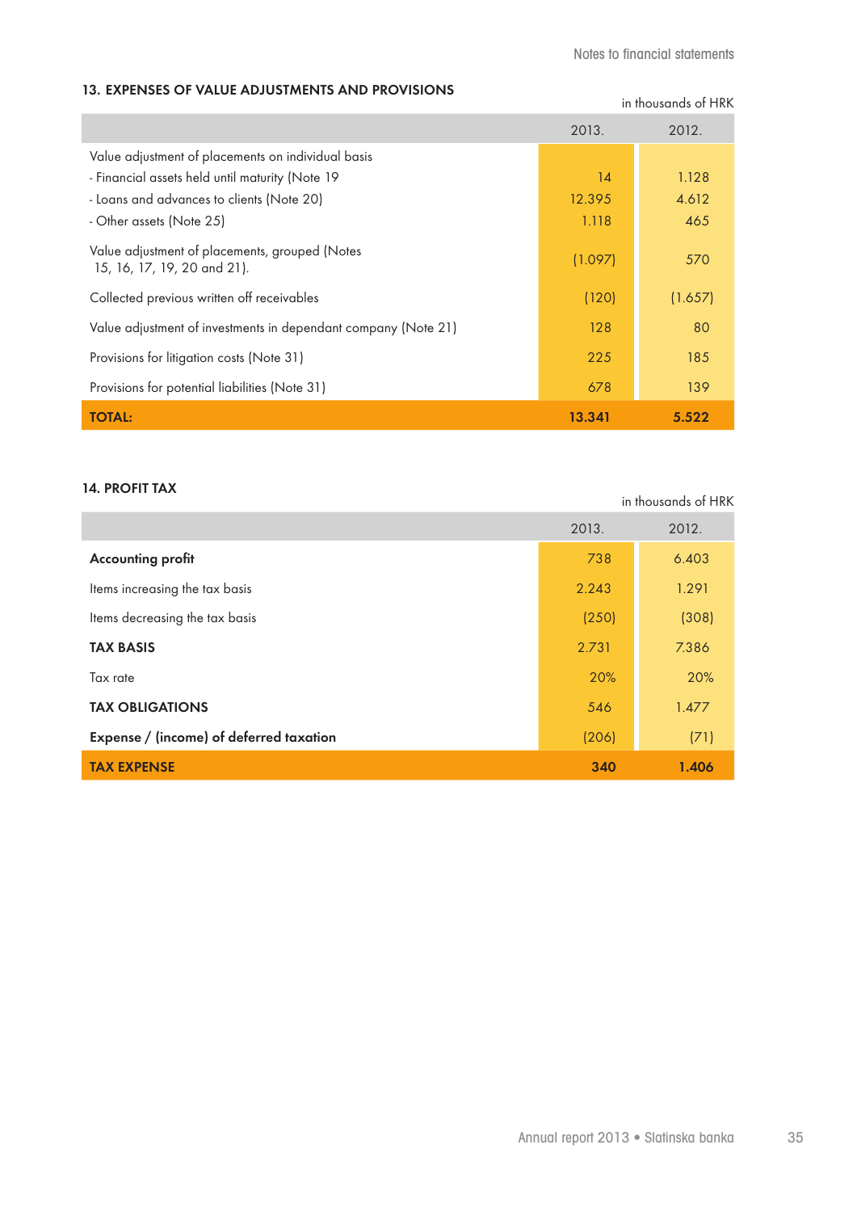## 13. EXPENSES OF VALUE ADJUSTMENTS AND PROVISIONS

in thousands of HRK

| | 2013. | 2012. |
|---|---|---|
| Value adjustment of placements on individual basis | | |
| - Financial assets held until maturity (Note 19 | 14 | 1.128 |
| - Loans and advances to clients (Note 20) | 12.395 | 4.612 |
| - Other assets (Note 25) | 1.118 | 465 |
| Value adjustment of placements, grouped (Notes 15, 16, 17, 19, 20 and 21). | (1.097) | 570 |
| Collected previous written off receivables | (120) | (1.657) |
| Value adjustment of investments in dependant company (Note 21) | 128 | 80 |
| Provisions for litigation costs (Note 31) | 225 | 185 |
| Provisions for potential liabilities (Note 31) | 678 | 139 |
| **TOTAL:** | **13.341** | **5.522** |

## 14. PROFIT TAX

in thousands of HRK

| | 2013. | 2012. |
|---|---|---|
| **Accounting profit** | 738 | 6.403 |
| Items increasing the tax basis | 2.243 | 1.291 |
| Items decreasing the tax basis | (250) | (308) |
| **TAX BASIS** | 2.731 | 7.386 |
| Tax rate | 20% | 20% |
| **TAX OBLIGATIONS** | 546 | 1.477 |
| **Expense / (income) of deferred taxation** | (206) | (71) |
| **TAX EXPENSE** | **340** | **1.406** |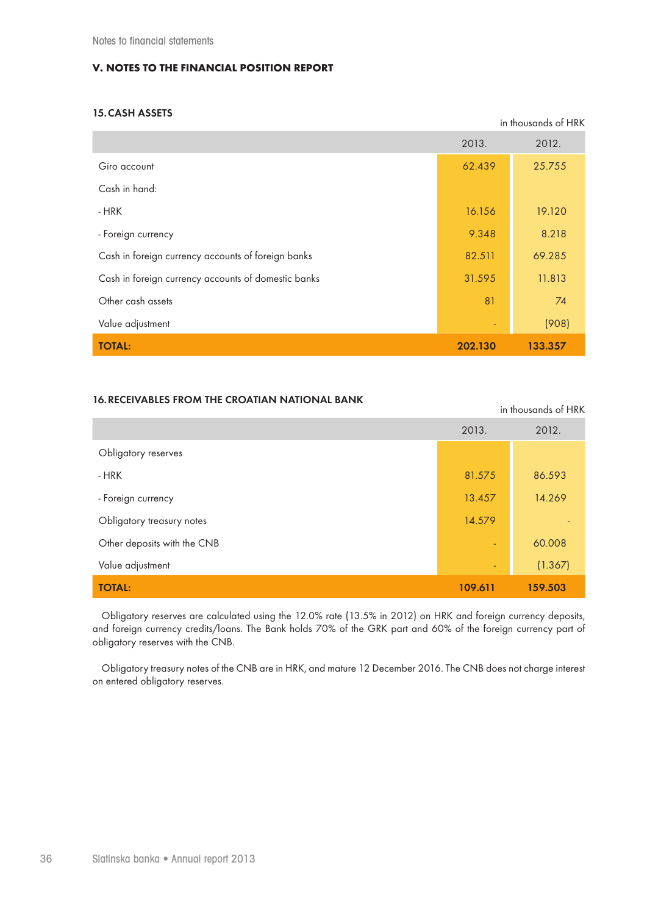Notes to financial statements

## V. NOTES TO THE FINANCIAL POSITION REPORT

### 15. CASH ASSETS

in thousands of HRK

| | 2013. | 2012. |
|---|---|---|
| Giro account | 62.439 | 25.755 |
| Cash in hand: | | |
| - HRK | 16.156 | 19.120 |
| - Foreign currency | 9.348 | 8.218 |
| Cash in foreign currency accounts of foreign banks | 82.511 | 69.285 |
| Cash in foreign currency accounts of domestic banks | 31.595 | 11.813 |
| Other cash assets | 81 | 74 |
| Value adjustment | - | (908) |
| **TOTAL:** | **202.130** | **133.357** |

### 16. RECEIVABLES FROM THE CROATIAN NATIONAL BANK

in thousands of HRK

| | 2013. | 2012. |
|---|---|---|
| Obligatory reserves | | |
| - HRK | 81.575 | 86.593 |
| - Foreign currency | 13.457 | 14.269 |
| Obligatory treasury notes | 14.579 | - |
| Other deposits with the CNB | - | 60.008 |
| Value adjustment | - | (1.367) |
| **TOTAL:** | **109.611** | **159.503** |

Obligatory reserves are calculated using the 12.0% rate (13.5% in 2012) on HRK and foreign currency deposits, and foreign currency credits/loans. The Bank holds 70% of the GRK part and 60% of the foreign currency part of obligatory reserves with the CNB.

Obligatory treasury notes of the CNB are in HRK, and mature 12 December 2016. The CNB does not charge interest on entered obligatory reserves.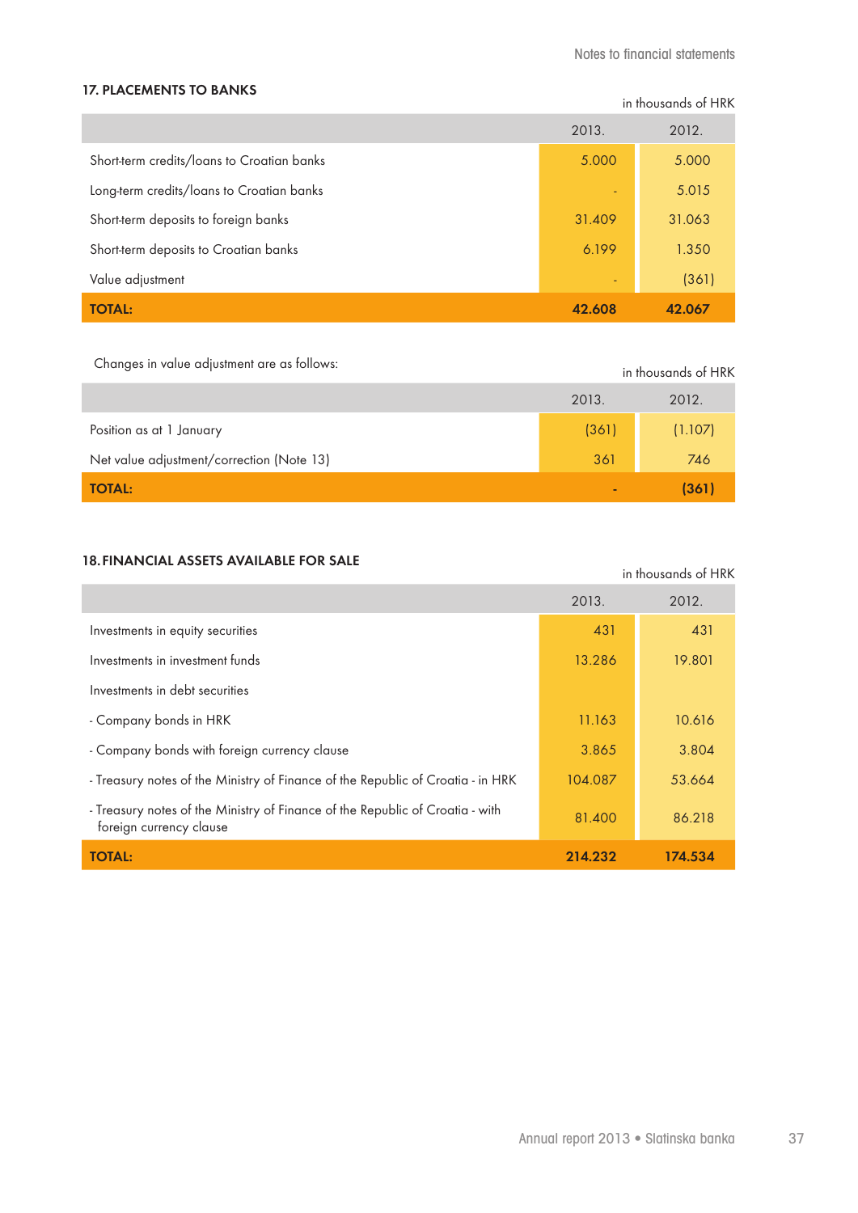## 17. PLACEMENTS TO BANKS

in thousands of HRK

| | 2013. | 2012. |
|---|---|---|
| Short-term credits/loans to Croatian banks | 5.000 | 5.000 |
| Long-term credits/loans to Croatian banks | - | 5.015 |
| Short-term deposits to foreign banks | 31.409 | 31.063 |
| Short-term deposits to Croatian banks | 6.199 | 1.350 |
| Value adjustment | - | (361) |
| **TOTAL:** | **42.608** | **42.067** |

Changes in value adjustment are as follows:

in thousands of HRK

| | 2013. | 2012. |
|---|---|---|
| Position as at 1 January | (361) | (1.107) |
| Net value adjustment/correction (Note 13) | 361 | 746 |
| **TOTAL:** | **-** | **(361)** |

## 18. FINANCIAL ASSETS AVAILABLE FOR SALE

in thousands of HRK

| | 2013. | 2012. |
|---|---|---|
| Investments in equity securities | 431 | 431 |
| Investments in investment funds | 13.286 | 19.801 |
| Investments in debt securities | | |
| - Company bonds in HRK | 11.163 | 10.616 |
| - Company bonds with foreign currency clause | 3.865 | 3.804 |
| - Treasury notes of the Ministry of Finance of the Republic of Croatia - in HRK | 104.087 | 53.664 |
| - Treasury notes of the Ministry of Finance of the Republic of Croatia - with foreign currency clause | 81.400 | 86.218 |
| **TOTAL:** | **214.232** | **174.534** |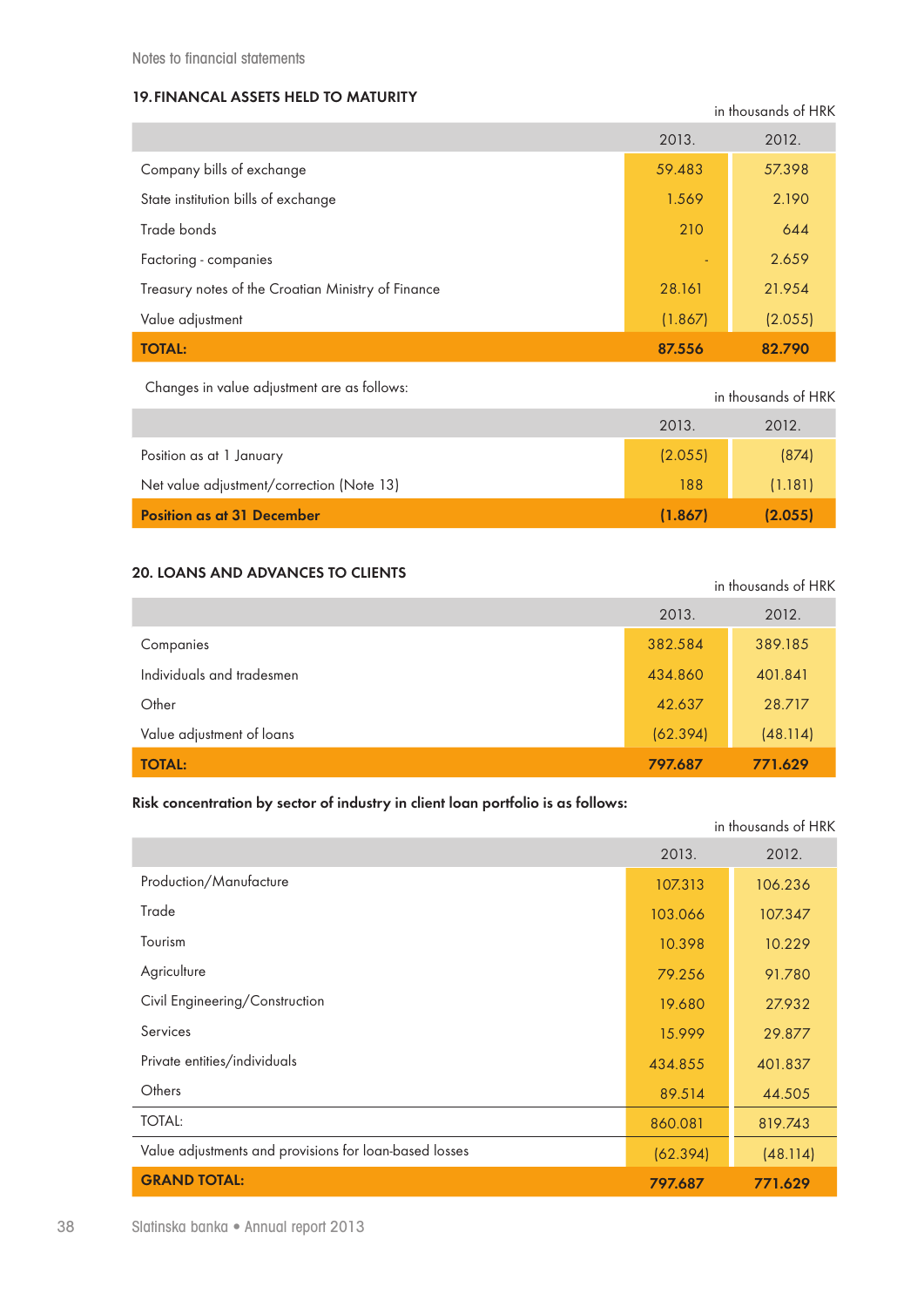Notes to financial statements

### 19. FINANCAL ASSETS HELD TO MATURITY

in thousands of HRK

| | 2013. | 2012. |
|---|---|---|
| Company bills of exchange | 59.483 | 57.398 |
| State institution bills of exchange | 1.569 | 2.190 |
| Trade bonds | 210 | 644 |
| Factoring - companies | - | 2.659 |
| Treasury notes of the Croatian Ministry of Finance | 28.161 | 21.954 |
| Value adjustment | (1.867) | (2.055) |
| **TOTAL:** | **87.556** | **82.790** |

Changes in value adjustment are as follows:

in thousands of HRK

| | 2013. | 2012. |
|---|---|---|
| Position as at 1 January | (2.055) | (874) |
| Net value adjustment/correction (Note 13) | 188 | (1.181) |
| **Position as at 31 December** | **(1.867)** | **(2.055)** |

### 20. LOANS AND ADVANCES TO CLIENTS

in thousands of HRK

| | 2013. | 2012. |
|---|---|---|
| Companies | 382.584 | 389.185 |
| Individuals and tradesmen | 434.860 | 401.841 |
| Other | 42.637 | 28.717 |
| Value adjustment of loans | (62.394) | (48.114) |
| **TOTAL:** | **797.687** | **771.629** |

**Risk concentration by sector of industry in client loan portfolio is as follows:**

in thousands of HRK

| | 2013. | 2012. |
|---|---|---|
| Production/Manufacture | 107.313 | 106.236 |
| Trade | 103.066 | 107.347 |
| Tourism | 10.398 | 10.229 |
| Agriculture | 79.256 | 91.780 |
| Civil Engineering/Construction | 19.680 | 27.932 |
| Services | 15.999 | 29.877 |
| Private entities/individuals | 434.855 | 401.837 |
| Others | 89.514 | 44.505 |
| TOTAL: | 860.081 | 819.743 |
| Value adjustments and provisions for loan-based losses | (62.394) | (48.114) |
| **GRAND TOTAL:** | **797.687** | **771.629** |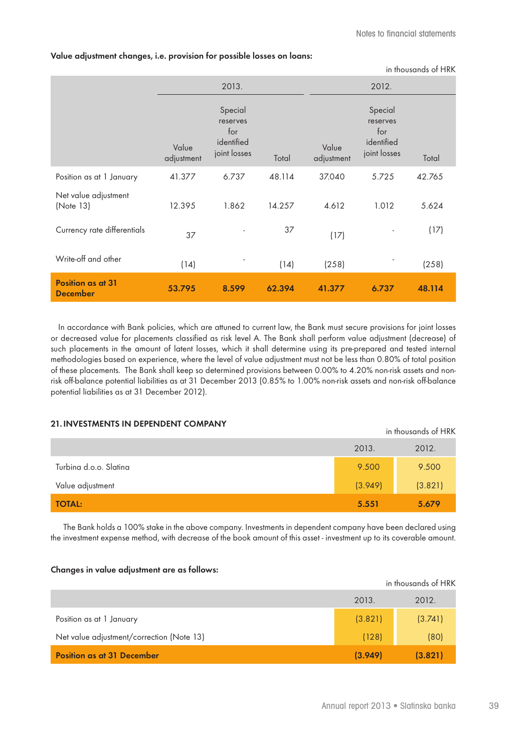**Value adjustment changes, i.e. provision for possible losses on loans:**

in thousands of HRK

| | 2013. | | | 2012. | | |
|---|---|---|---|---|---|---|
| | Value adjustment | Special reserves for identified joint losses | Total | Value adjustment | Special reserves for identified joint losses | Total |
| Position as at 1 January | 41.377 | 6.737 | 48.114 | 37.040 | 5.725 | 42.765 |
| Net value adjustment (Note 13) | 12.395 | 1.862 | 14.257 | 4.612 | 1.012 | 5.624 |
| Currency rate differentials | 37 | - | 37 | (17) | - | (17) |
| Write-off and other | (14) | - | (14) | (258) | - | (258) |
| **Position as at 31 December** | **53.795** | **8.599** | **62.394** | **41.377** | **6.737** | **48.114** |

In accordance with Bank policies, which are attuned to current law, the Bank must secure provisions for joint losses or decreased value for placements classified as risk level A. The Bank shall perform value adjustment (decrease) of such placements in the amount of latent losses, which it shall determine using its pre-prepared and tested internal methodologies based on experience, where the level of value adjustment must not be less than 0.80% of total position of these placements. The Bank shall keep so determined provisions between 0.00% to 4.20% non-risk assets and non-risk off-balance potential liabilities as at 31 December 2013 (0.85% to 1.00% non-risk assets and non-risk off-balance potential liabilities as at 31 December 2012).

## 21. INVESTMENTS IN DEPENDENT COMPANY

in thousands of HRK

| | 2013. | 2012. |
|---|---|---|
| Turbina d.o.o. Slatina | 9.500 | 9.500 |
| Value adjustment | (3.949) | (3.821) |
| **TOTAL:** | **5.551** | **5.679** |

The Bank holds a 100% stake in the above company. Investments in dependent company have been declared using the investment expense method, with decrease of the book amount of this asset - investment up to its coverable amount.

**Changes in value adjustment are as follows:**

in thousands of HRK

| | 2013. | 2012. |
|---|---|---|
| Position as at 1 January | (3.821) | (3.741) |
| Net value adjustment/correction (Note 13) | (128) | (80) |
| **Position as at 31 December** | **(3.949)** | **(3.821)** |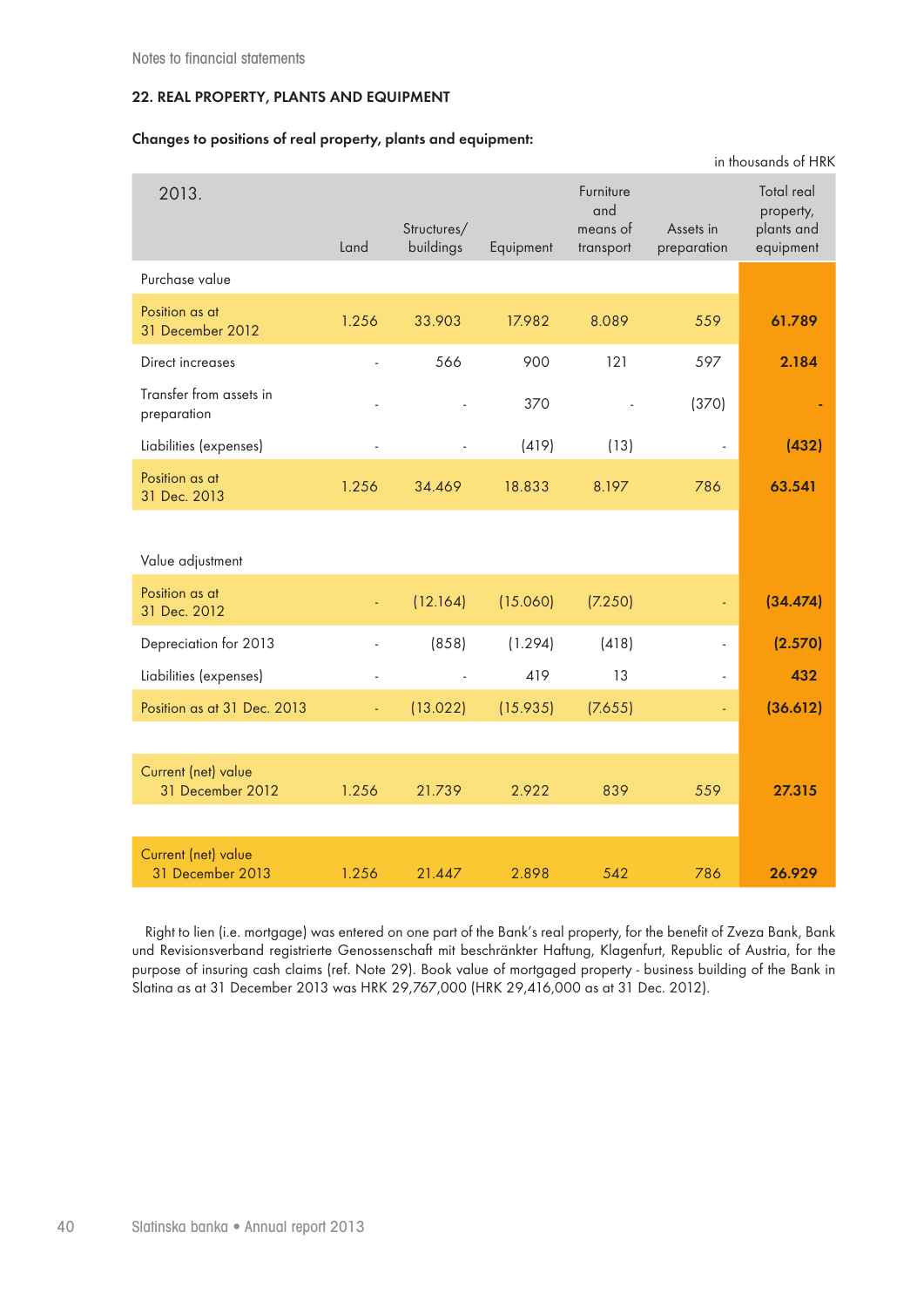## 22. REAL PROPERTY, PLANTS AND EQUIPMENT

**Changes to positions of real property, plants and equipment:**

in thousands of HRK

| 2013. | Land | Structures/ buildings | Equipment | Furniture and means of transport | Assets in preparation | Total real property, plants and equipment |
|---|---|---|---|---|---|---|
| Purchase value | | | | | | |
| Position as at 31 December 2012 | 1.256 | 33.903 | 17.982 | 8.089 | 559 | **61.789** |
| Direct increases | - | 566 | 900 | 121 | 597 | **2.184** |
| Transfer from assets in preparation | - | - | 370 | - | (370) | **-** |
| Liabilities (expenses) | - | - | (419) | (13) | - | **(432)** |
| Position as at 31 Dec. 2013 | 1.256 | 34.469 | 18.833 | 8.197 | 786 | **63.541** |
| | | | | | | |
| Value adjustment | | | | | | |
| Position as at 31 Dec. 2012 | - | (12.164) | (15.060) | (7.250) | - | **(34.474)** |
| Depreciation for 2013 | - | (858) | (1.294) | (418) | - | **(2.570)** |
| Liabilities (expenses) | - | - | 419 | 13 | - | **432** |
| Position as at 31 Dec. 2013 | - | (13.022) | (15.935) | (7.655) | - | **(36.612)** |
| | | | | | | |
| Current (net) value 31 December 2012 | 1.256 | 21.739 | 2.922 | 839 | 559 | **27.315** |
| | | | | | | |
| Current (net) value 31 December 2013 | 1.256 | 21.447 | 2.898 | 542 | 786 | **26.929** |

Right to lien (i.e. mortgage) was entered on one part of the Bank's real property, for the benefit of Zveza Bank, Bank und Revisionsverband registrierte Genossenschaft mit beschränkter Haftung, Klagenfurt, Republic of Austria, for the purpose of insuring cash claims (ref. Note 29). Book value of mortgaged property - business building of the Bank in Slatina as at 31 December 2013 was HRK 29,767,000 (HRK 29,416,000 as at 31 Dec. 2012).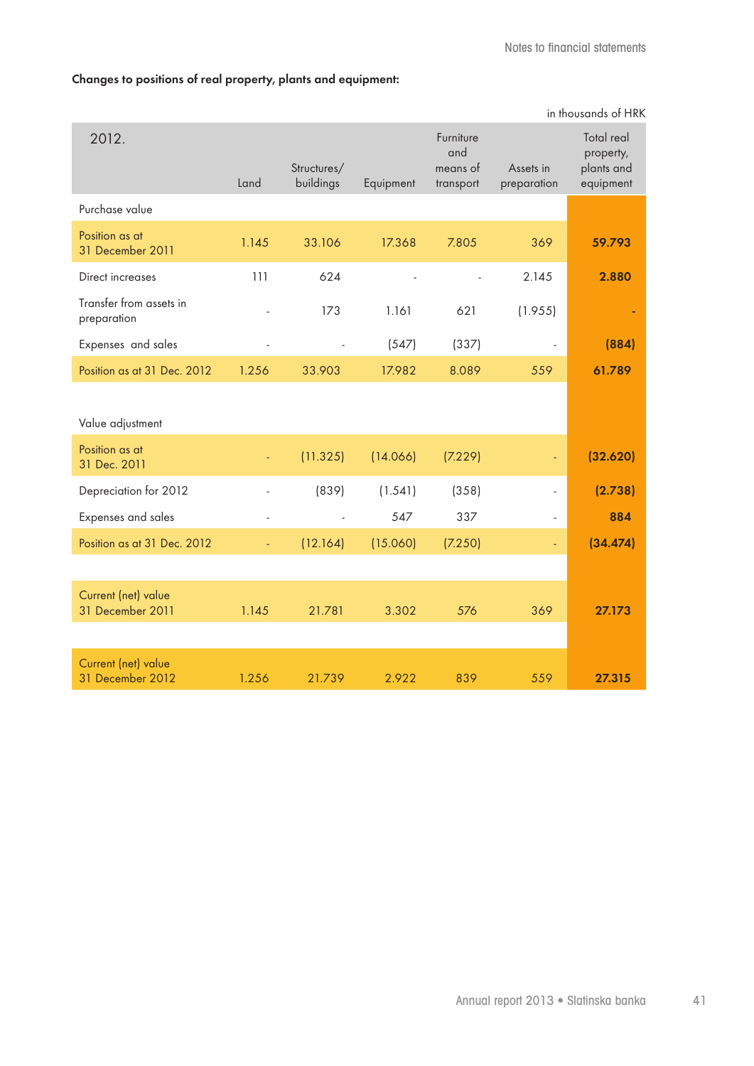**Changes to positions of real property, plants and equipment:**

in thousands of HRK

| 2012. | Land | Structures/ buildings | Equipment | Furniture and means of transport | Assets in preparation | Total real property, plants and equipment |
|---|---|---|---|---|---|---|
| Purchase value | | | | | | |
| Position as at 31 December 2011 | 1.145 | 33.106 | 17.368 | 7.805 | 369 | **59.793** |
| Direct increases | 111 | 624 | - | - | 2.145 | **2.880** |
| Transfer from assets in preparation | - | 173 | 1.161 | 621 | (1.955) | **-** |
| Expenses and sales | - | - | (547) | (337) | - | **(884)** |
| Position as at 31 Dec. 2012 | 1.256 | 33.903 | 17.982 | 8.089 | 559 | **61.789** |
| | | | | | | |
| Value adjustment | | | | | | |
| Position as at 31 Dec. 2011 | - | (11.325) | (14.066) | (7.229) | - | **(32.620)** |
| Depreciation for 2012 | - | (839) | (1.541) | (358) | - | **(2.738)** |
| Expenses and sales | - | - | 547 | 337 | - | **884** |
| Position as at 31 Dec. 2012 | - | (12.164) | (15.060) | (7.250) | - | **(34.474)** |
| | | | | | | |
| Current (net) value 31 December 2011 | 1.145 | 21.781 | 3.302 | 576 | 369 | **27.173** |
| | | | | | | |
| Current (net) value 31 December 2012 | 1.256 | 21.739 | 2.922 | 839 | 559 | **27.315** |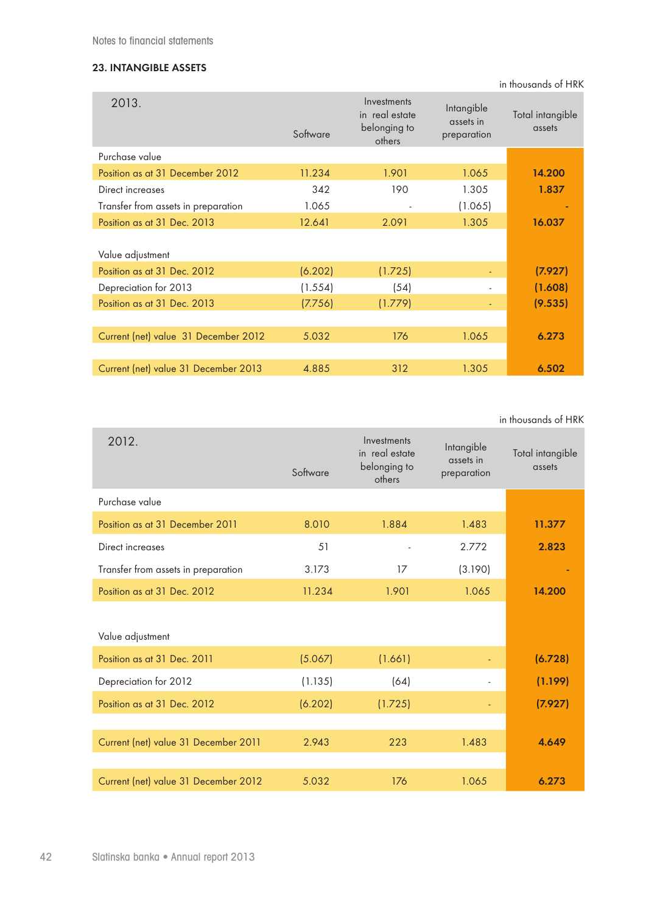Notes to financial statements

### 23. INTANGIBLE ASSETS

in thousands of HRK

| 2013. | Software | Investments in real estate belonging to others | Intangible assets in preparation | Total intangible assets |
|---|---|---|---|---|
| Purchase value | | | | |
| Position as at 31 December 2012 | 11.234 | 1.901 | 1.065 | **14.200** |
| Direct increases | 342 | 190 | 1.305 | **1.837** |
| Transfer from assets in preparation | 1.065 | - | (1.065) | **-** |
| Position as at 31 Dec. 2013 | 12.641 | 2.091 | 1.305 | **16.037** |
| | | | | |
| Value adjustment | | | | |
| Position as at 31 Dec. 2012 | (6.202) | (1.725) | - | **(7.927)** |
| Depreciation for 2013 | (1.554) | (54) | - | **(1.608)** |
| Position as at 31 Dec. 2013 | (7.756) | (1.779) | - | **(9.535)** |
| | | | | |
| Current (net) value 31 December 2012 | 5.032 | 176 | 1.065 | **6.273** |
| | | | | |
| Current (net) value 31 December 2013 | 4.885 | 312 | 1.305 | **6.502** |

in thousands of HRK

| 2012. | Software | Investments in real estate belonging to others | Intangible assets in preparation | Total intangible assets |
|---|---|---|---|---|
| Purchase value | | | | |
| Position as at 31 December 2011 | 8.010 | 1.884 | 1.483 | **11.377** |
| Direct increases | 51 | - | 2.772 | **2.823** |
| Transfer from assets in preparation | 3.173 | 17 | (3.190) | **-** |
| Position as at 31 Dec. 2012 | 11.234 | 1.901 | 1.065 | **14.200** |
| | | | | |
| Value adjustment | | | | |
| Position as at 31 Dec. 2011 | (5.067) | (1.661) | - | **(6.728)** |
| Depreciation for 2012 | (1.135) | (64) | - | **(1.199)** |
| Position as at 31 Dec. 2012 | (6.202) | (1.725) | - | **(7.927)** |
| | | | | |
| Current (net) value 31 December 2011 | 2.943 | 223 | 1.483 | **4.649** |
| | | | | |
| Current (net) value 31 December 2012 | 5.032 | 176 | 1.065 | **6.273** |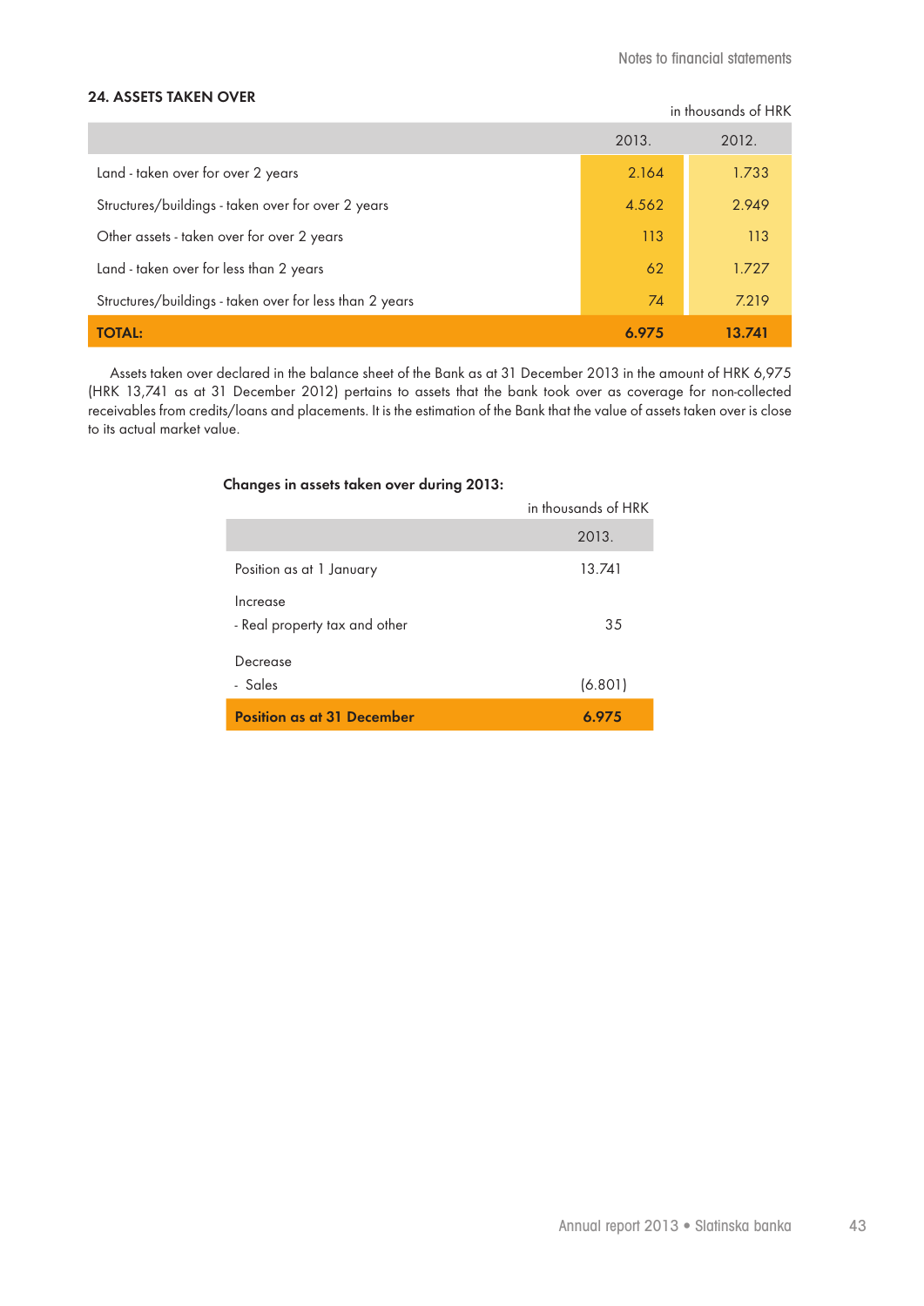## 24. ASSETS TAKEN OVER

in thousands of HRK

| | 2013. | 2012. |
|---|---|---|
| Land - taken over for over 2 years | 2.164 | 1.733 |
| Structures/buildings - taken over for over 2 years | 4.562 | 2.949 |
| Other assets - taken over for over 2 years | 113 | 113 |
| Land - taken over for less than 2 years | 62 | 1.727 |
| Structures/buildings - taken over for less than 2 years | 74 | 7.219 |
| **TOTAL:** | **6.975** | **13.741** |

Assets taken over declared in the balance sheet of the Bank as at 31 December 2013 in the amount of HRK 6,975 (HRK 13,741 as at 31 December 2012) pertains to assets that the bank took over as coverage for non-collected receivables from credits/loans and placements. It is the estimation of the Bank that the value of assets taken over is close to its actual market value.

**Changes in assets taken over during 2013:**

in thousands of HRK

| | 2013. |
|---|---|
| Position as at 1 January | 13.741 |
| Increase | |
| - Real property tax and other | 35 |
| Decrease | |
| - Sales | (6.801) |
| **Position as at 31 December** | **6.975** |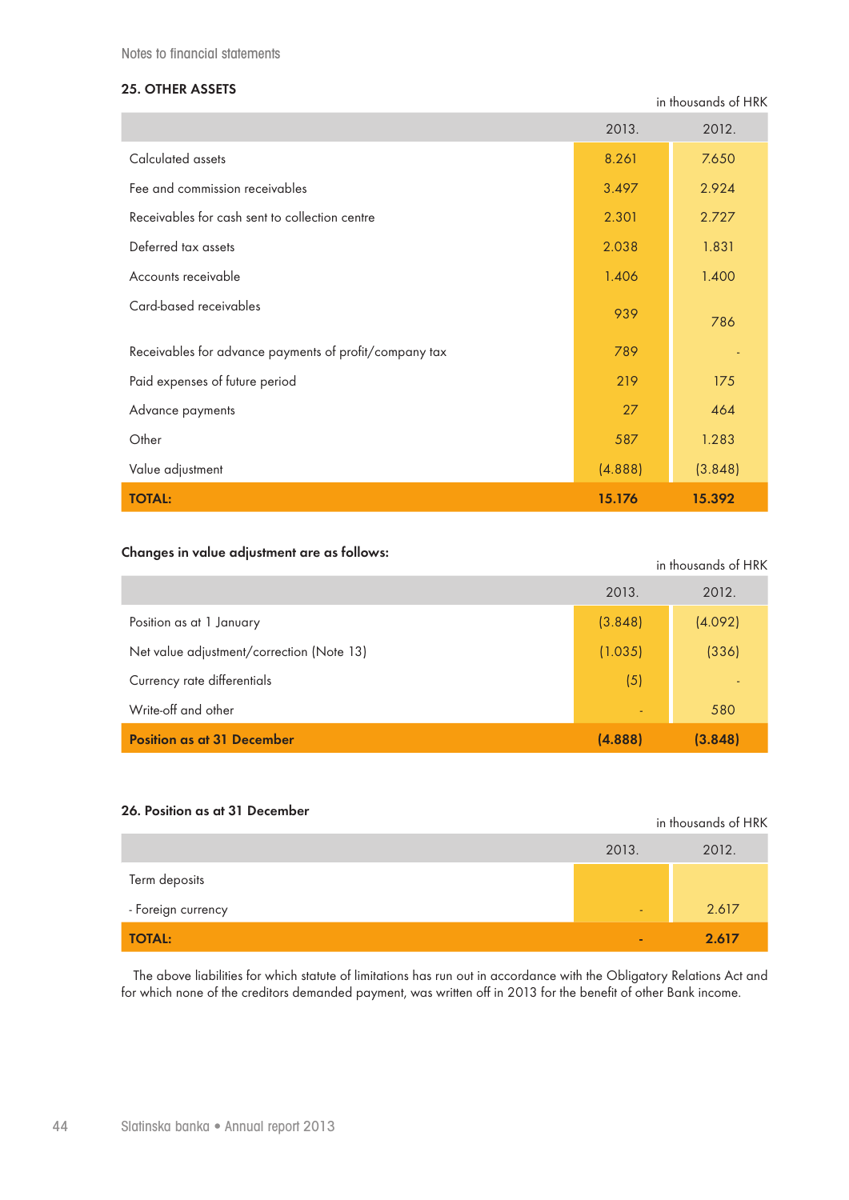Notes to financial statements

## 25. OTHER ASSETS

in thousands of HRK

| | 2013. | 2012. |
|---|---|---|
| Calculated assets | 8.261 | 7.650 |
| Fee and commission receivables | 3.497 | 2.924 |
| Receivables for cash sent to collection centre | 2.301 | 2.727 |
| Deferred tax assets | 2.038 | 1.831 |
| Accounts receivable | 1.406 | 1.400 |
| Card-based receivables | 939 | 786 |
| Receivables for advance payments of profit/company tax | 789 | - |
| Paid expenses of future period | 219 | 175 |
| Advance payments | 27 | 464 |
| Other | 587 | 1.283 |
| Value adjustment | (4.888) | (3.848) |
| **TOTAL:** | **15.176** | **15.392** |

**Changes in value adjustment are as follows:**

in thousands of HRK

| | 2013. | 2012. |
|---|---|---|
| Position as at 1 January | (3.848) | (4.092) |
| Net value adjustment/correction (Note 13) | (1.035) | (336) |
| Currency rate differentials | (5) | - |
| Write-off and other | - | 580 |
| **Position as at 31 December** | **(4.888)** | **(3.848)** |

## 26. Position as at 31 December

in thousands of HRK

| | 2013. | 2012. |
|---|---|---|
| Term deposits | | |
| - Foreign currency | - | 2.617 |
| **TOTAL:** | **-** | **2.617** |

The above liabilities for which statute of limitations has run out in accordance with the Obligatory Relations Act and for which none of the creditors demanded payment, was written off in 2013 for the benefit of other Bank income.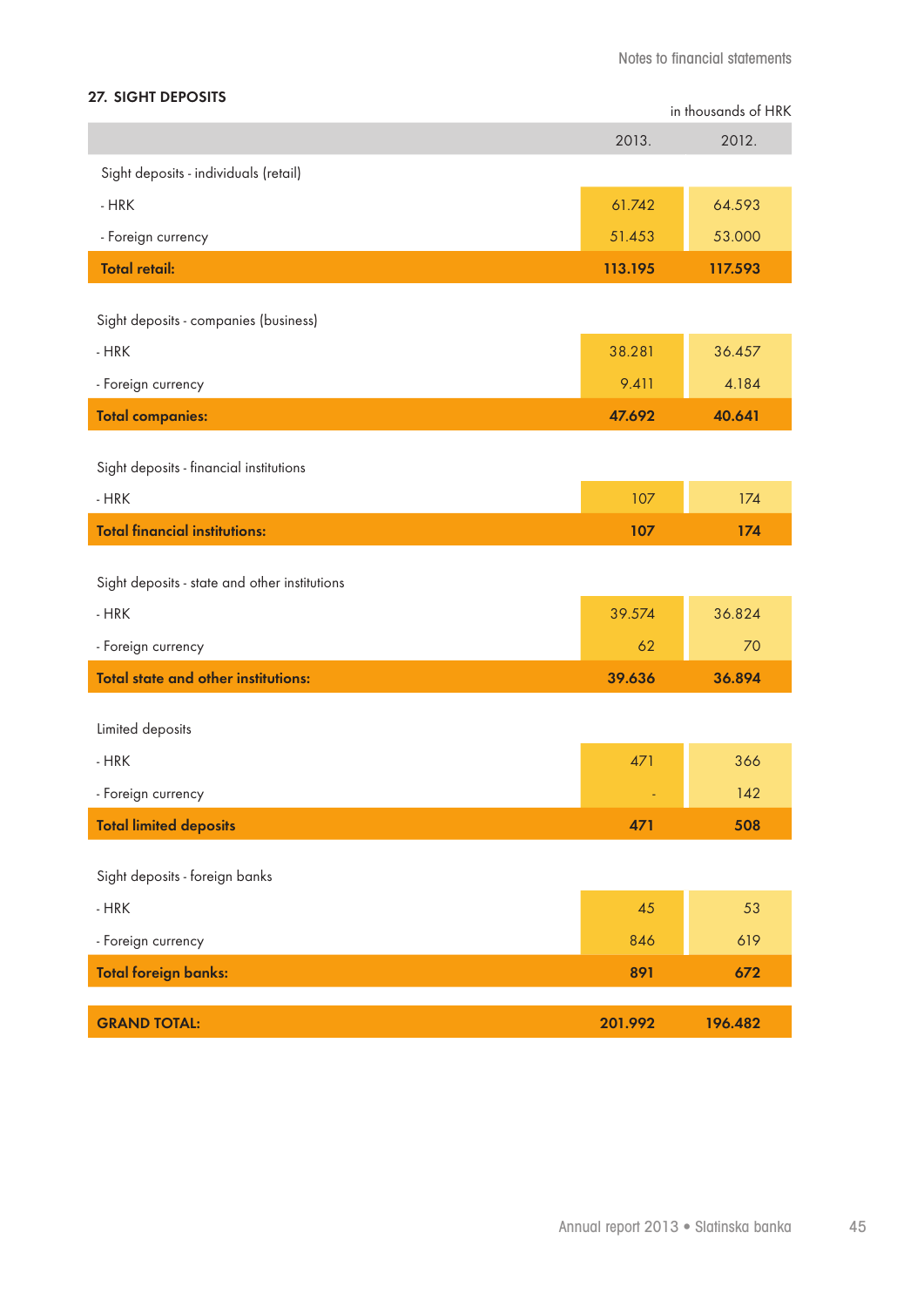## 27. SIGHT DEPOSITS

in thousands of HRK

| | 2013. | 2012. |
|---|---|---|
| Sight deposits - individuals (retail) | | |
| - HRK | 61.742 | 64.593 |
| - Foreign currency | 51.453 | 53.000 |
| **Total retail:** | **113.195** | **117.593** |
| | | |
| Sight deposits - companies (business) | | |
| - HRK | 38.281 | 36.457 |
| - Foreign currency | 9.411 | 4.184 |
| **Total companies:** | **47.692** | **40.641** |
| | | |
| Sight deposits - financial institutions | | |
| - HRK | 107 | 174 |
| **Total financial institutions:** | **107** | **174** |
| | | |
| Sight deposits - state and other institutions | | |
| - HRK | 39.574 | 36.824 |
| - Foreign currency | 62 | 70 |
| **Total state and other institutions:** | **39.636** | **36.894** |
| | | |
| Limited deposits | | |
| - HRK | 471 | 366 |
| - Foreign currency | - | 142 |
| **Total limited deposits** | **471** | **508** |
| | | |
| Sight deposits - foreign banks | | |
| - HRK | 45 | 53 |
| - Foreign currency | 846 | 619 |
| **Total foreign banks:** | **891** | **672** |
| | | |
| **GRAND TOTAL:** | **201.992** | **196.482** |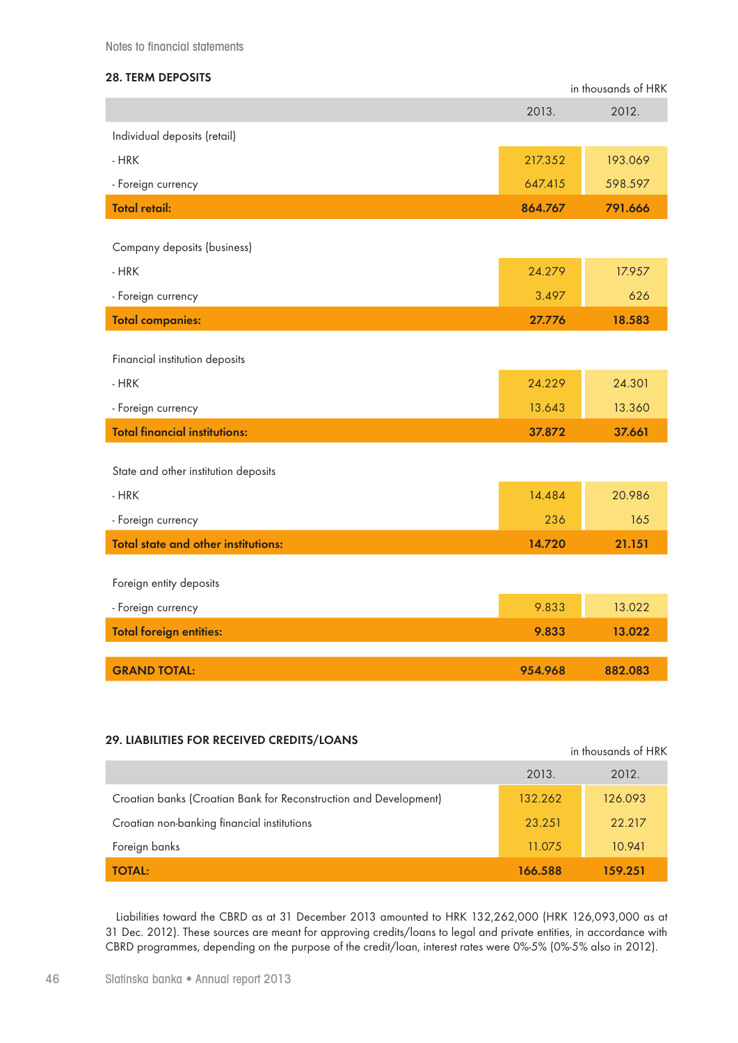## 28. TERM DEPOSITS

in thousands of HRK

| | 2013. | 2012. |
|---|---|---|
| Individual deposits (retail) | | |
| - HRK | 217.352 | 193.069 |
| - Foreign currency | 647.415 | 598.597 |
| **Total retail:** | **864.767** | **791.666** |
| Company deposits (business) | | |
| - HRK | 24.279 | 17.957 |
| - Foreign currency | 3.497 | 626 |
| **Total companies:** | **27.776** | **18.583** |
| Financial institution deposits | | |
| - HRK | 24.229 | 24.301 |
| - Foreign currency | 13.643 | 13.360 |
| **Total financial institutions:** | **37.872** | **37.661** |
| State and other institution deposits | | |
| - HRK | 14.484 | 20.986 |
| - Foreign currency | 236 | 165 |
| **Total state and other institutions:** | **14.720** | **21.151** |
| Foreign entity deposits | | |
| - Foreign currency | 9.833 | 13.022 |
| **Total foreign entities:** | **9.833** | **13.022** |
| **GRAND TOTAL:** | **954.968** | **882.083** |

## 29. LIABILITIES FOR RECEIVED CREDITS/LOANS

in thousands of HRK

| | 2013. | 2012. |
|---|---|---|
| Croatian banks (Croatian Bank for Reconstruction and Development) | 132.262 | 126.093 |
| Croatian non-banking financial institutions | 23.251 | 22.217 |
| Foreign banks | 11.075 | 10.941 |
| **TOTAL:** | **166.588** | **159.251** |

Liabilities toward the CBRD as at 31 December 2013 amounted to HRK 132,262,000 (HRK 126,093,000 as at 31 Dec. 2012). These sources are meant for approving credits/loans to legal and private entities, in accordance with CBRD programmes, depending on the purpose of the credit/loan, interest rates were 0%-5% (0%-5% also in 2012).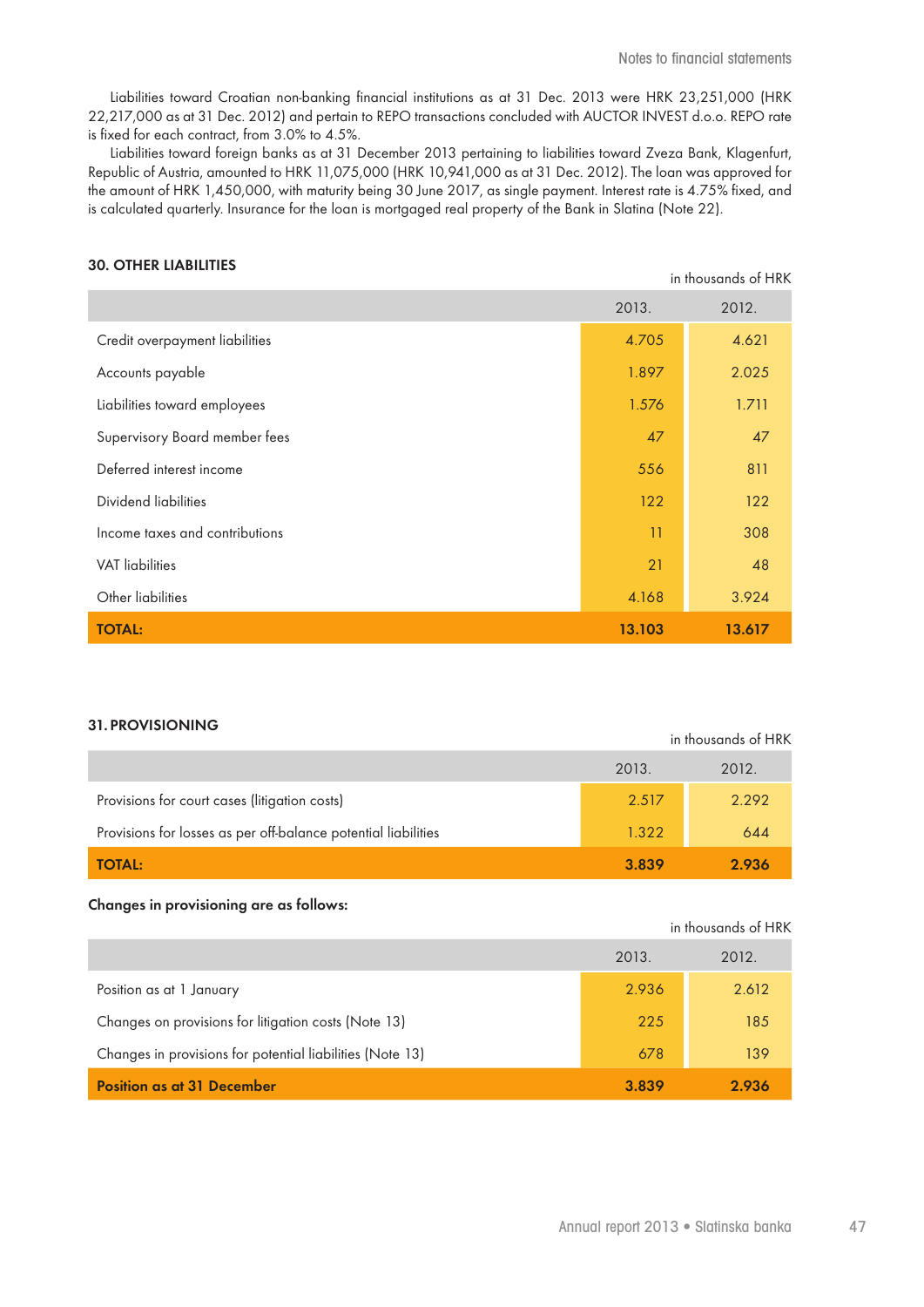Liabilities toward Croatian non-banking financial institutions as at 31 Dec. 2013 were HRK 23,251,000 (HRK 22,217,000 as at 31 Dec. 2012) and pertain to REPO transactions concluded with AUCTOR INVEST d.o.o. REPO rate is fixed for each contract, from 3.0% to 4.5%.

Liabilities toward foreign banks as at 31 December 2013 pertaining to liabilities toward Zveza Bank, Klagenfurt, Republic of Austria, amounted to HRK 11,075,000 (HRK 10,941,000 as at 31 Dec. 2012). The loan was approved for the amount of HRK 1,450,000, with maturity being 30 June 2017, as single payment. Interest rate is 4.75% fixed, and is calculated quarterly. Insurance for the loan is mortgaged real property of the Bank in Slatina (Note 22).

## 30. OTHER LIABILITIES

in thousands of HRK

| | 2013. | 2012. |
|---|---|---|
| Credit overpayment liabilities | 4.705 | 4.621 |
| Accounts payable | 1.897 | 2.025 |
| Liabilities toward employees | 1.576 | 1.711 |
| Supervisory Board member fees | 47 | 47 |
| Deferred interest income | 556 | 811 |
| Dividend liabilities | 122 | 122 |
| Income taxes and contributions | 11 | 308 |
| VAT liabilities | 21 | 48 |
| Other liabilities | 4.168 | 3.924 |
| **TOTAL:** | **13.103** | **13.617** |

## 31. PROVISIONING

in thousands of HRK

| | 2013. | 2012. |
|---|---|---|
| Provisions for court cases (litigation costs) | 2.517 | 2.292 |
| Provisions for losses as per off-balance potential liabilities | 1.322 | 644 |
| **TOTAL:** | **3.839** | **2.936** |

**Changes in provisioning are as follows:**

in thousands of HRK

| | 2013. | 2012. |
|---|---|---|
| Position as at 1 January | 2.936 | 2.612 |
| Changes on provisions for litigation costs (Note 13) | 225 | 185 |
| Changes in provisions for potential liabilities (Note 13) | 678 | 139 |
| **Position as at 31 December** | **3.839** | **2.936** |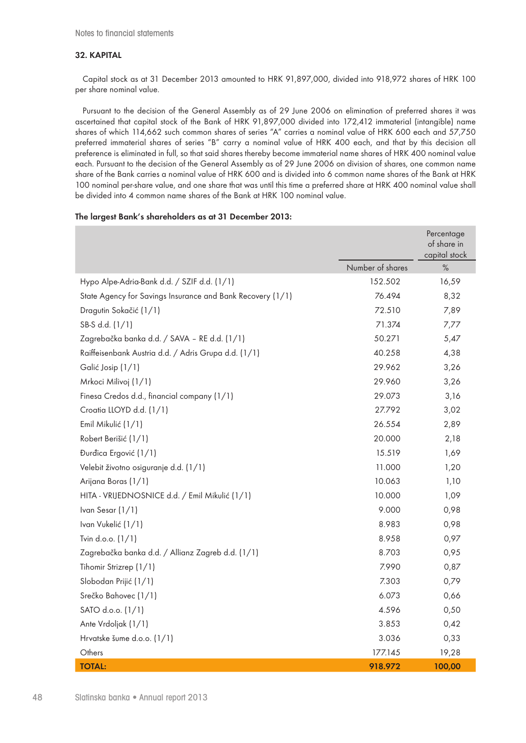## 32. KAPITAL

Capital stock as at 31 December 2013 amounted to HRK 91,897,000, divided into 918,972 shares of HRK 100 per share nominal value.

Pursuant to the decision of the General Assembly as of 29 June 2006 on elimination of preferred shares it was ascertained that capital stock of the Bank of HRK 91,897,000 divided into 172,412 immaterial (intangible) name shares of which 114,662 such common shares of series "A" carries a nominal value of HRK 600 each and 57,750 preferred immaterial shares of series "B" carry a nominal value of HRK 400 each, and that by this decision all preference is eliminated in full, so that said shares thereby become immaterial name shares of HRK 400 nominal value each. Pursuant to the decision of the General Assembly as of 29 June 2006 on division of shares, one common name share of the Bank carries a nominal value of HRK 600 and is divided into 6 common name shares of the Bank at HRK 100 nominal per-share value, and one share that was until this time a preferred share at HRK 400 nominal value shall be divided into 4 common name shares of the Bank at HRK 100 nominal value.

**The largest Bank's shareholders as at 31 December 2013:**

| | Number of shares | Percentage of share in capital stock % |
|---|---|---|
| Hypo Alpe-Adria-Bank d.d. / SZIF d.d. (1/1) | 152.502 | 16,59 |
| State Agency for Savings Insurance and Bank Recovery (1/1) | 76.494 | 8,32 |
| Dragutin Sokačić (1/1) | 72.510 | 7,89 |
| SB-S d.d. (1/1) | 71.374 | 7,77 |
| Zagrebačka banka d.d. / SAVA – RE d.d. (1/1) | 50.271 | 5,47 |
| Raiffeisenbank Austria d.d. / Adris Grupa d.d. (1/1) | 40.258 | 4,38 |
| Galić Josip (1/1) | 29.962 | 3,26 |
| Mrkoci Milivoj (1/1) | 29.960 | 3,26 |
| Finesa Credos d.d., financial company (1/1) | 29.073 | 3,16 |
| Croatia LLOYD d.d. (1/1) | 27.792 | 3,02 |
| Emil Mikulić (1/1) | 26.554 | 2,89 |
| Robert Berišić (1/1) | 20.000 | 2,18 |
| Đurđica Ergović (1/1) | 15.519 | 1,69 |
| Velebit životno osiguranje d.d. (1/1) | 11.000 | 1,20 |
| Arijana Boras (1/1) | 10.063 | 1,10 |
| HITA - VRIJEDNOSNICE d.d. / Emil Mikulić (1/1) | 10.000 | 1,09 |
| Ivan Sesar (1/1) | 9.000 | 0,98 |
| Ivan Vukelić (1/1) | 8.983 | 0,98 |
| Tvin d.o.o. (1/1) | 8.958 | 0,97 |
| Zagrebačka banka d.d. / Allianz Zagreb d.d. (1/1) | 8.703 | 0,95 |
| Tihomir Strizrep (1/1) | 7.990 | 0,87 |
| Slobodan Prijić (1/1) | 7.303 | 0,79 |
| Srečko Bahovec (1/1) | 6.073 | 0,66 |
| SATO d.o.o. (1/1) | 4.596 | 0,50 |
| Ante Vrdoljak (1/1) | 3.853 | 0,42 |
| Hrvatske šume d.o.o. (1/1) | 3.036 | 0,33 |
| Others | 177.145 | 19,28 |
| **TOTAL:** | **918.972** | **100,00** |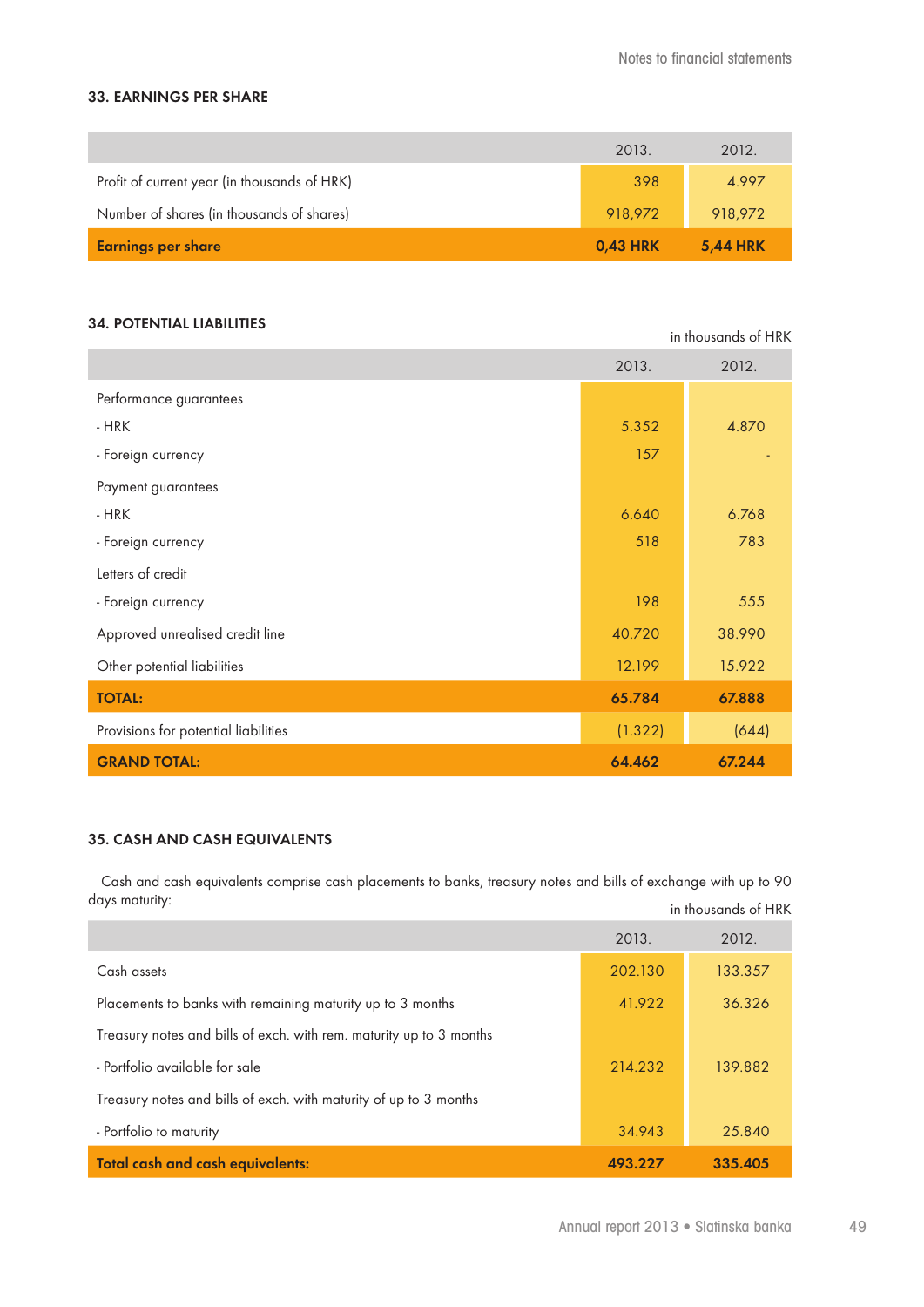## 33. EARNINGS PER SHARE

| | 2013. | 2012. |
|---|---|---|
| Profit of current year (in thousands of HRK) | 398 | 4.997 |
| Number of shares (in thousands of shares) | 918,972 | 918,972 |
| **Earnings per share** | **0,43 HRK** | **5,44 HRK** |

## 34. POTENTIAL LIABILITIES

in thousands of HRK

| | 2013. | 2012. |
|---|---|---|
| Performance guarantees | | |
| - HRK | 5.352 | 4.870 |
| - Foreign currency | 157 | - |
| Payment guarantees | | |
| - HRK | 6.640 | 6.768 |
| - Foreign currency | 518 | 783 |
| Letters of credit | | |
| - Foreign currency | 198 | 555 |
| Approved unrealised credit line | 40.720 | 38.990 |
| Other potential liabilities | 12.199 | 15.922 |
| **TOTAL:** | **65.784** | **67.888** |
| Provisions for potential liabilities | (1.322) | (644) |
| **GRAND TOTAL:** | **64.462** | **67.244** |

## 35. CASH AND CASH EQUIVALENTS

Cash and cash equivalents comprise cash placements to banks, treasury notes and bills of exchange with up to 90 days maturity:

in thousands of HRK

| | 2013. | 2012. |
|---|---|---|
| Cash assets | 202.130 | 133.357 |
| Placements to banks with remaining maturity up to 3 months | 41.922 | 36.326 |
| Treasury notes and bills of exch. with rem. maturity up to 3 months | | |
| - Portfolio available for sale | 214.232 | 139.882 |
| Treasury notes and bills of exch. with maturity of up to 3 months | | |
| - Portfolio to maturity | 34.943 | 25.840 |
| **Total cash and cash equivalents:** | **493.227** | **335.405** |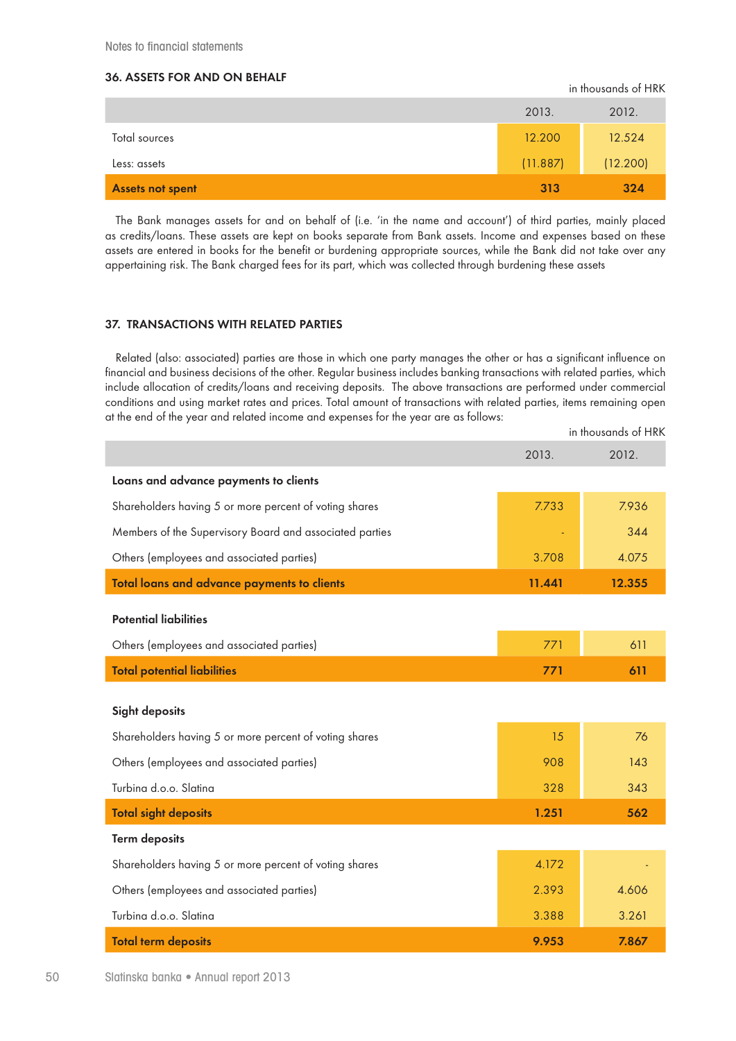## 36. ASSETS FOR AND ON BEHALF

in thousands of HRK

| | 2013. | 2012. |
|---|---|---|
| Total sources | 12.200 | 12.524 |
| Less: assets | (11.887) | (12.200) |
| **Assets not spent** | **313** | **324** |

The Bank manages assets for and on behalf of (i.e. 'in the name and account') of third parties, mainly placed as credits/loans. These assets are kept on books separate from Bank assets. Income and expenses based on these assets are entered in books for the benefit or burdening appropriate sources, while the Bank did not take over any appertaining risk. The Bank charged fees for its part, which was collected through burdening these assets

## 37. TRANSACTIONS WITH RELATED PARTIES

Related (also: associated) parties are those in which one party manages the other or has a significant influence on financial and business decisions of the other. Regular business includes banking transactions with related parties, which include allocation of credits/loans and receiving deposits. The above transactions are performed under commercial conditions and using market rates and prices. Total amount of transactions with related parties, items remaining open at the end of the year and related income and expenses for the year are as follows:

in thousands of HRK

| | 2013. | 2012. |
|---|---|---|
| **Loans and advance payments to clients** | | |
| Shareholders having 5 or more percent of voting shares | 7.733 | 7.936 |
| Members of the Supervisory Board and associated parties | - | 344 |
| Others (employees and associated parties) | 3.708 | 4.075 |
| **Total loans and advance payments to clients** | **11.441** | **12.355** |
| **Potential liabilities** | | |
| Others (employees and associated parties) | 771 | 611 |
| **Total potential liabilities** | **771** | **611** |
| **Sight deposits** | | |
| Shareholders having 5 or more percent of voting shares | 15 | 76 |
| Others (employees and associated parties) | 908 | 143 |
| Turbina d.o.o. Slatina | 328 | 343 |
| **Total sight deposits** | **1.251** | **562** |
| **Term deposits** | | |
| Shareholders having 5 or more percent of voting shares | 4.172 | - |
| Others (employees and associated parties) | 2.393 | 4.606 |
| Turbina d.o.o. Slatina | 3.388 | 3.261 |
| **Total term deposits** | **9.953** | **7.867** |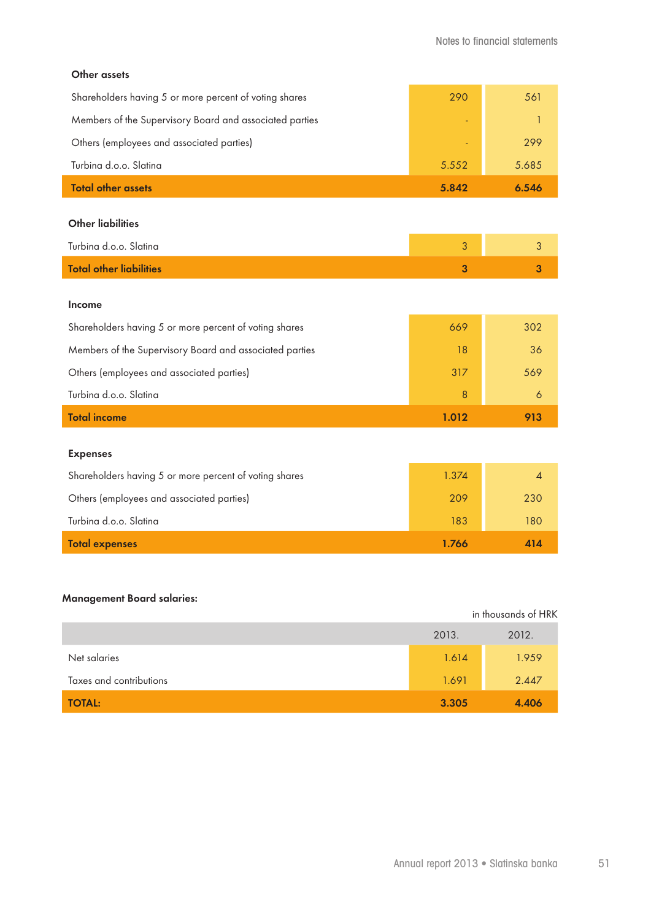| Other assets | | |
|---|---|---|
| Shareholders having 5 or more percent of voting shares | 290 | 561 |
| Members of the Supervisory Board and associated parties | - | 1 |
| Others (employees and associated parties) | - | 299 |
| Turbina d.o.o. Slatina | 5.552 | 5.685 |
| **Total other assets** | **5.842** | **6.546** |

| Other liabilities | | |
|---|---|---|
| Turbina d.o.o. Slatina | 3 | 3 |
| **Total other liabilities** | **3** | **3** |

| Income | | |
|---|---|---|
| Shareholders having 5 or more percent of voting shares | 669 | 302 |
| Members of the Supervisory Board and associated parties | 18 | 36 |
| Others (employees and associated parties) | 317 | 569 |
| Turbina d.o.o. Slatina | 8 | 6 |
| **Total income** | **1.012** | **913** |

| Expenses | | |
|---|---|---|
| Shareholders having 5 or more percent of voting shares | 1.374 | 4 |
| Others (employees and associated parties) | 209 | 230 |
| Turbina d.o.o. Slatina | 183 | 180 |
| **Total expenses** | **1.766** | **414** |

**Management Board salaries:**

in thousands of HRK

| | 2013. | 2012. |
|---|---|---|
| Net salaries | 1.614 | 1.959 |
| Taxes and contributions | 1.691 | 2.447 |
| **TOTAL:** | **3.305** | **4.406** |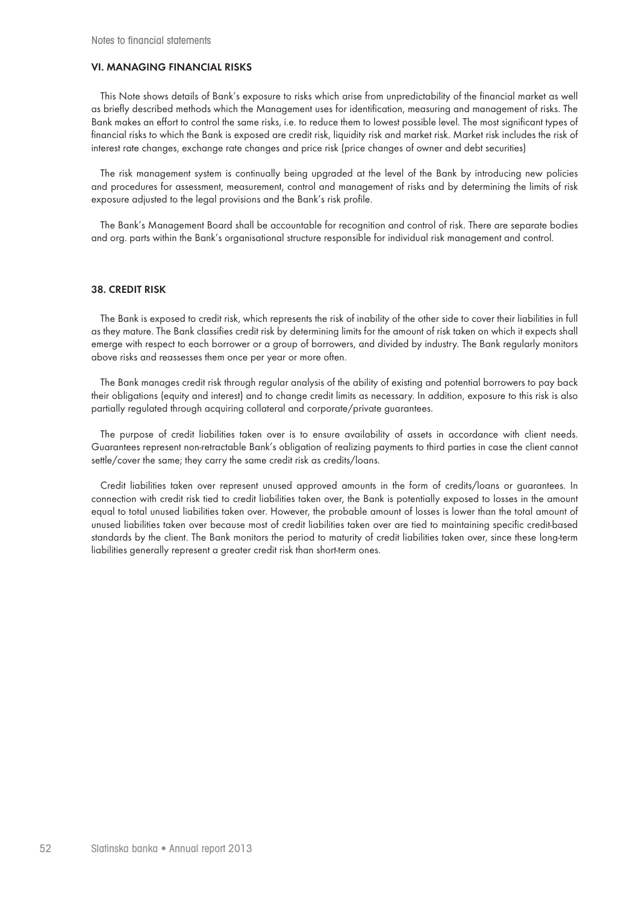## VI. MANAGING FINANCIAL RISKS

This Note shows details of Bank's exposure to risks which arise from unpredictability of the financial market as well as briefly described methods which the Management uses for identification, measuring and management of risks. The Bank makes an effort to control the same risks, i.e. to reduce them to lowest possible level. The most significant types of financial risks to which the Bank is exposed are credit risk, liquidity risk and market risk. Market risk includes the risk of interest rate changes, exchange rate changes and price risk (price changes of owner and debt securities)

The risk management system is continually being upgraded at the level of the Bank by introducing new policies and procedures for assessment, measurement, control and management of risks and by determining the limits of risk exposure adjusted to the legal provisions and the Bank's risk profile.

The Bank's Management Board shall be accountable for recognition and control of risk. There are separate bodies and org. parts within the Bank's organisational structure responsible for individual risk management and control.

## 38. CREDIT RISK

The Bank is exposed to credit risk, which represents the risk of inability of the other side to cover their liabilities in full as they mature. The Bank classifies credit risk by determining limits for the amount of risk taken on which it expects shall emerge with respect to each borrower or a group of borrowers, and divided by industry. The Bank regularly monitors above risks and reassesses them once per year or more often.

The Bank manages credit risk through regular analysis of the ability of existing and potential borrowers to pay back their obligations (equity and interest) and to change credit limits as necessary. In addition, exposure to this risk is also partially regulated through acquiring collateral and corporate/private guarantees.

The purpose of credit liabilities taken over is to ensure availability of assets in accordance with client needs. Guarantees represent non-retractable Bank's obligation of realizing payments to third parties in case the client cannot settle/cover the same; they carry the same credit risk as credits/loans.

Credit liabilities taken over represent unused approved amounts in the form of credits/loans or guarantees. In connection with credit risk tied to credit liabilities taken over, the Bank is potentially exposed to losses in the amount equal to total unused liabilities taken over. However, the probable amount of losses is lower than the total amount of unused liabilities taken over because most of credit liabilities taken over are tied to maintaining specific credit-based standards by the client. The Bank monitors the period to maturity of credit liabilities taken over, since these long-term liabilities generally represent a greater credit risk than short-term ones.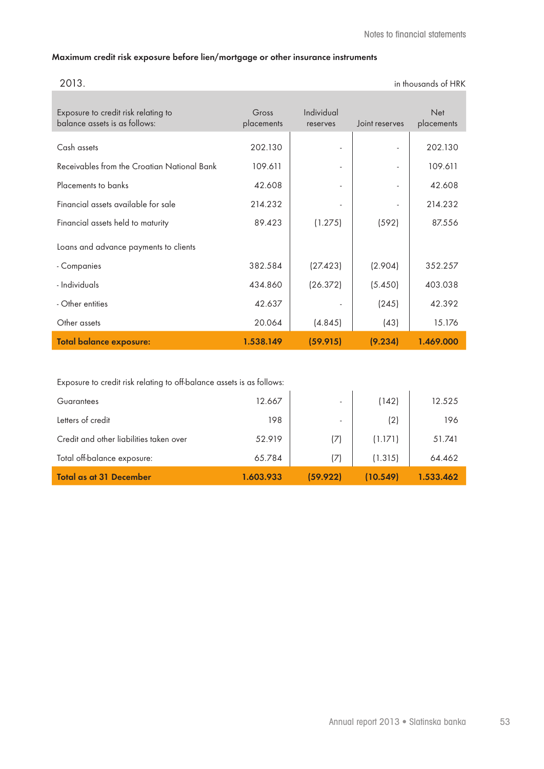**Maximum credit risk exposure before lien/mortgage or other insurance instruments**

2013.

in thousands of HRK

| Exposure to credit risk relating to balance assets is as follows: | Gross placements | Individual reserves | Joint reserves | Net placements |
|---|---|---|---|---|
| Cash assets | 202.130 | - | - | 202.130 |
| Receivables from the Croatian National Bank | 109.611 | - | - | 109.611 |
| Placements to banks | 42.608 | - | - | 42.608 |
| Financial assets available for sale | 214.232 | - | - | 214.232 |
| Financial assets held to maturity | 89.423 | (1.275) | (592) | 87.556 |
| Loans and advance payments to clients | | | | |
| - Companies | 382.584 | (27.423) | (2.904) | 352.257 |
| - Individuals | 434.860 | (26.372) | (5.450) | 403.038 |
| - Other entities | 42.637 | - | (245) | 42.392 |
| Other assets | 20.064 | (4.845) | (43) | 15.176 |
| **Total balance exposure:** | **1.538.149** | **(59.915)** | **(9.234)** | **1.469.000** |
| Exposure to credit risk relating to off-balance assets is as follows: | | | | |
| Guarantees | 12.667 | - | (142) | 12.525 |
| Letters of credit | 198 | - | (2) | 196 |
| Credit and other liabilities taken over | 52.919 | (7) | (1.171) | 51.741 |
| Total off-balance exposure: | 65.784 | (7) | (1.315) | 64.462 |
| **Total as at 31 December** | **1.603.933** | **(59.922)** | **(10.549)** | **1.533.462** |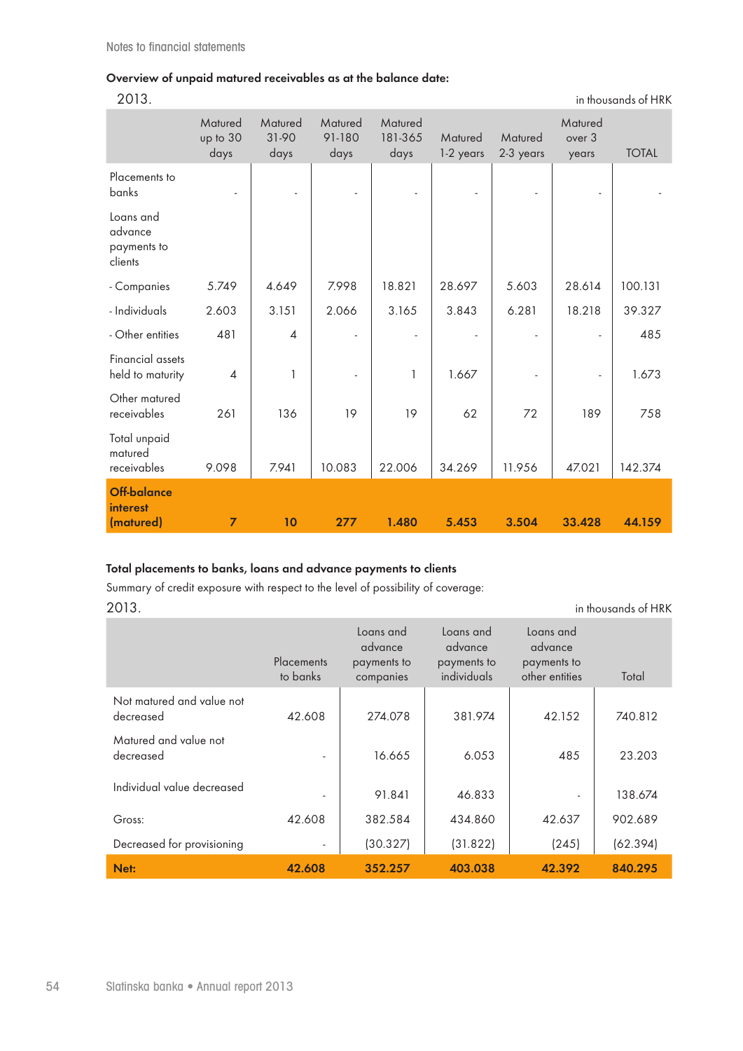**Overview of unpaid matured receivables as at the balance date:**

2013. in thousands of HRK

| | Matured up to 30 days | Matured 31-90 days | Matured 91-180 days | Matured 181-365 days | Matured 1-2 years | Matured 2-3 years | Matured over 3 years | TOTAL |
|---|---|---|---|---|---|---|---|---|
| Placements to banks | - | - | - | - | - | - | - | - |
| Loans and advance payments to clients | | | | | | | | |
| - Companies | 5.749 | 4.649 | 7.998 | 18.821 | 28.697 | 5.603 | 28.614 | 100.131 |
| - Individuals | 2.603 | 3.151 | 2.066 | 3.165 | 3.843 | 6.281 | 18.218 | 39.327 |
| - Other entities | 481 | 4 | - | - | - | - | - | 485 |
| Financial assets held to maturity | 4 | 1 | - | 1 | 1.667 | - | - | 1.673 |
| Other matured receivables | 261 | 136 | 19 | 19 | 62 | 72 | 189 | 758 |
| Total unpaid matured receivables | 9.098 | 7.941 | 10.083 | 22.006 | 34.269 | 11.956 | 47.021 | 142.374 |
| **Off-balance interest (matured)** | **7** | **10** | **277** | **1.480** | **5.453** | **3.504** | **33.428** | **44.159** |

**Total placements to banks, loans and advance payments to clients**

Summary of credit exposure with respect to the level of possibility of coverage:

2013. in thousands of HRK

| | Placements to banks | Loans and advance payments to companies | Loans and advance payments to individuals | Loans and advance payments to other entities | Total |
|---|---|---|---|---|---|
| Not matured and value not decreased | 42.608 | 274.078 | 381.974 | 42.152 | 740.812 |
| Matured and value not decreased | - | 16.665 | 6.053 | 485 | 23.203 |
| Individual value decreased | - | 91.841 | 46.833 | - | 138.674 |
| Gross: | 42.608 | 382.584 | 434.860 | 42.637 | 902.689 |
| Decreased for provisioning | - | (30.327) | (31.822) | (245) | (62.394) |
| **Net:** | **42.608** | **352.257** | **403.038** | **42.392** | **840.295** |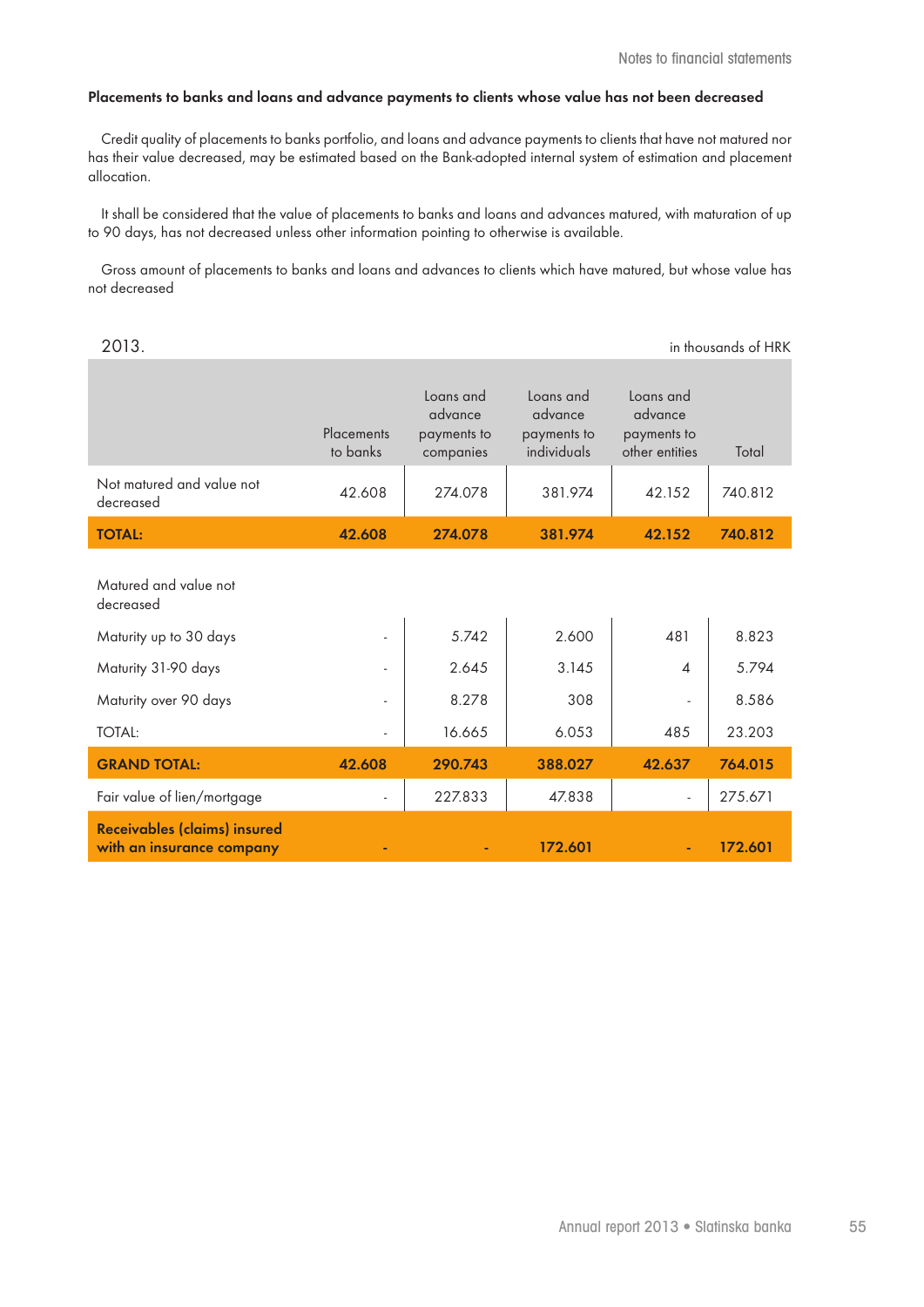**Placements to banks and loans and advance payments to clients whose value has not been decreased**

Credit quality of placements to banks portfolio, and loans and advance payments to clients that have not matured nor has their value decreased, may be estimated based on the Bank-adopted internal system of estimation and placement allocation.

It shall be considered that the value of placements to banks and loans and advances matured, with maturation of up to 90 days, has not decreased unless other information pointing to otherwise is available.

Gross amount of placements to banks and loans and advances to clients which have matured, but whose value has not decreased

2013. in thousands of HRK

| | Placements to banks | Loans and advance payments to companies | Loans and advance payments to individuals | Loans and advance payments to other entities | Total |
|---|---|---|---|---|---|
| Not matured and value not decreased | 42.608 | 274.078 | 381.974 | 42.152 | 740.812 |
| **TOTAL:** | **42.608** | **274.078** | **381.974** | **42.152** | **740.812** |
| Matured and value not decreased | | | | | |
| Maturity up to 30 days | - | 5.742 | 2.600 | 481 | 8.823 |
| Maturity 31-90 days | - | 2.645 | 3.145 | 4 | 5.794 |
| Maturity over 90 days | - | 8.278 | 308 | - | 8.586 |
| TOTAL: | - | 16.665 | 6.053 | 485 | 23.203 |
| **GRAND TOTAL:** | **42.608** | **290.743** | **388.027** | **42.637** | **764.015** |
| Fair value of lien/mortgage | - | 227.833 | 47.838 | - | 275.671 |
| **Receivables (claims) insured with an insurance company** | **-** | **-** | **172.601** | **-** | **172.601** |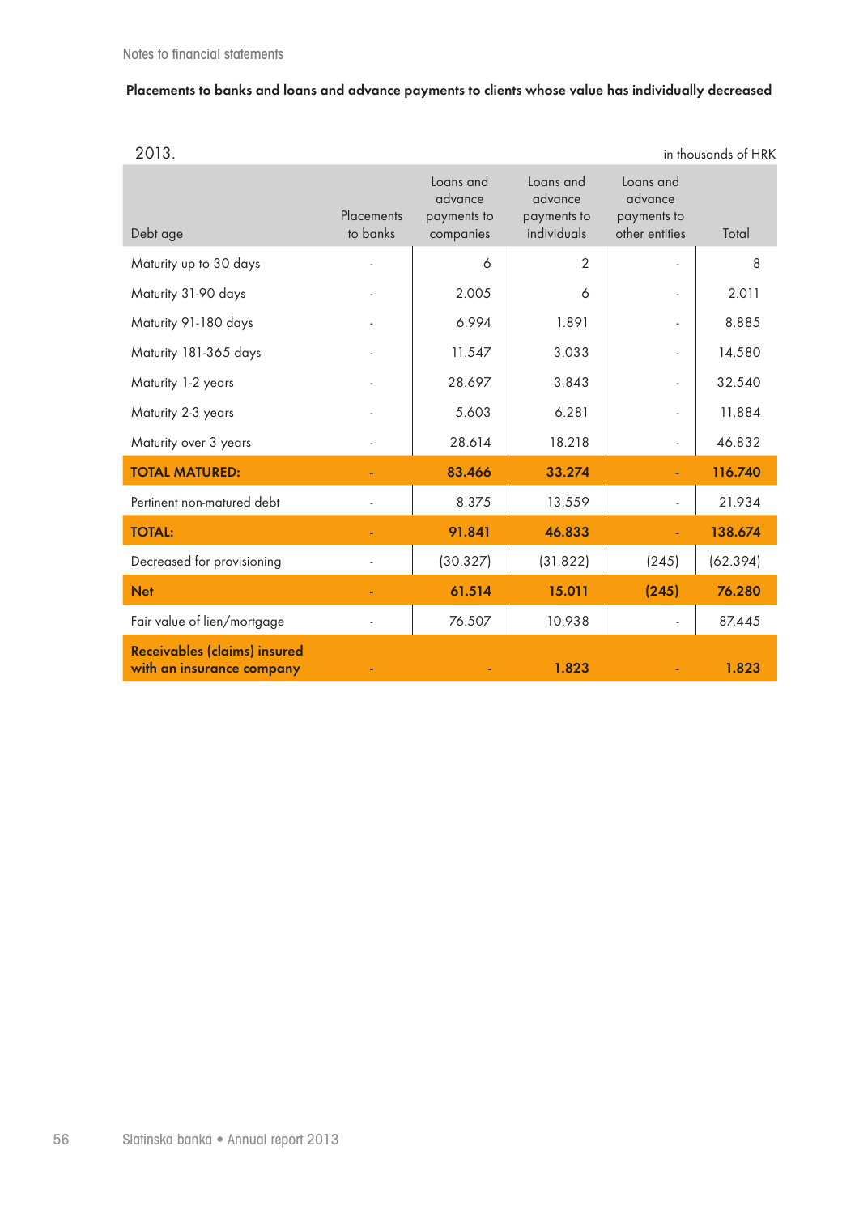Notes to financial statements

**Placements to banks and loans and advance payments to clients whose value has individually decreased**

2013. in thousands of HRK

| Debt age | Placements to banks | Loans and advance payments to companies | Loans and advance payments to individuals | Loans and advance payments to other entities | Total |
|---|---|---|---|---|---|
| Maturity up to 30 days | - | 6 | 2 | - | 8 |
| Maturity 31-90 days | - | 2.005 | 6 | - | 2.011 |
| Maturity 91-180 days | - | 6.994 | 1.891 | - | 8.885 |
| Maturity 181-365 days | - | 11.547 | 3.033 | - | 14.580 |
| Maturity 1-2 years | - | 28.697 | 3.843 | - | 32.540 |
| Maturity 2-3 years | - | 5.603 | 6.281 | - | 11.884 |
| Maturity over 3 years | - | 28.614 | 18.218 | - | 46.832 |
| **TOTAL MATURED:** | **-** | **83.466** | **33.274** | **-** | **116.740** |
| Pertinent non-matured debt | - | 8.375 | 13.559 | - | 21.934 |
| **TOTAL:** | **-** | **91.841** | **46.833** | **-** | **138.674** |
| Decreased for provisioning | - | (30.327) | (31.822) | (245) | (62.394) |
| **Net** | **-** | **61.514** | **15.011** | **(245)** | **76.280** |
| Fair value of lien/mortgage | - | 76.507 | 10.938 | - | 87.445 |
| **Receivables (claims) insured with an insurance company** | **-** | **-** | **1.823** | **-** | **1.823** |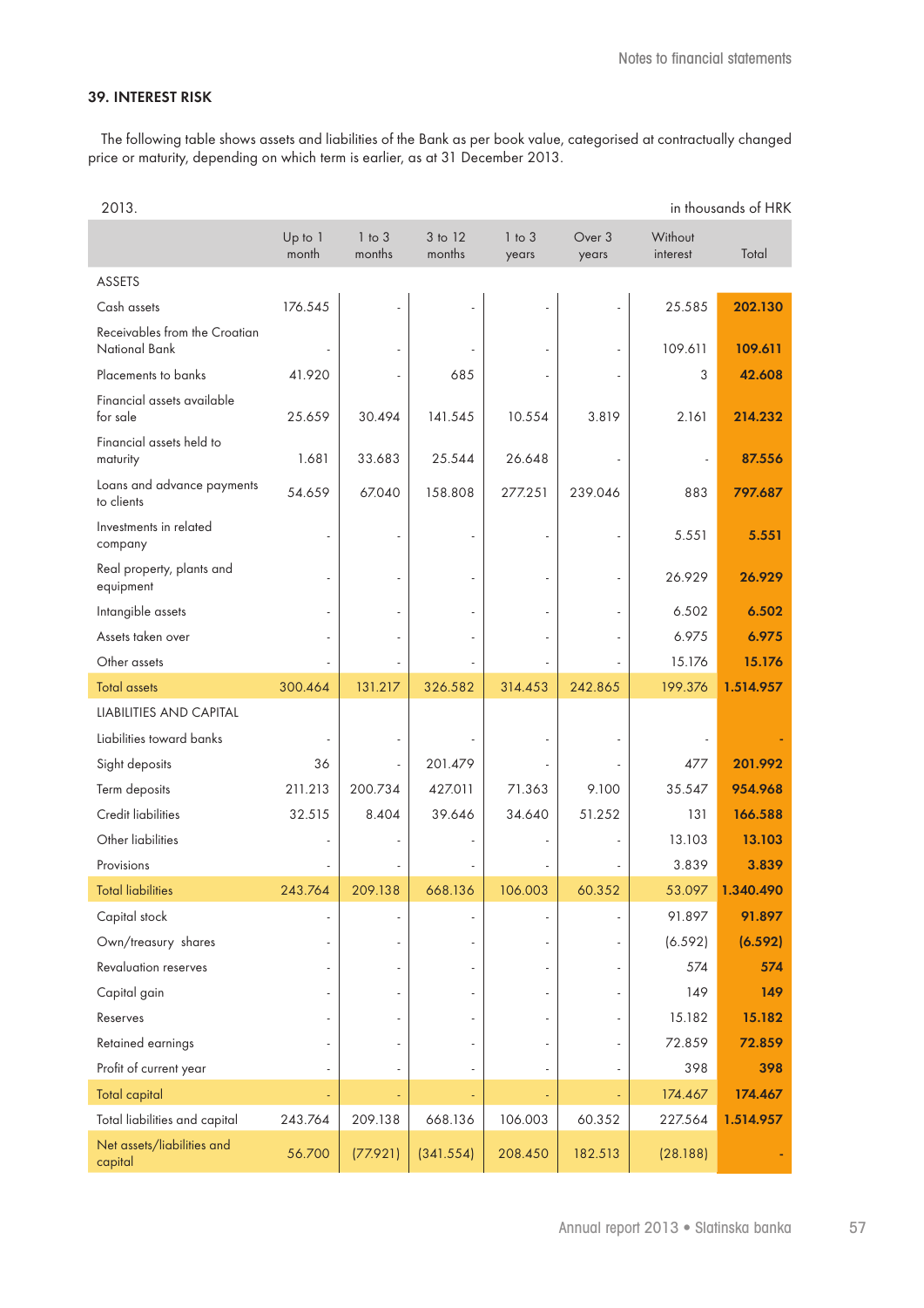## 39. INTEREST RISK

The following table shows assets and liabilities of the Bank as per book value, categorised at contractually changed price or maturity, depending on which term is earlier, as at 31 December 2013.

2013. in thousands of HRK

| | Up to 1 month | 1 to 3 months | 3 to 12 months | 1 to 3 years | Over 3 years | Without interest | Total |
|---|---|---|---|---|---|---|---|
| ASSETS | | | | | | | |
| Cash assets | 176.545 | - | - | - | - | 25.585 | **202.130** |
| Receivables from the Croatian National Bank | - | - | - | - | - | 109.611 | **109.611** |
| Placements to banks | 41.920 | - | 685 | - | - | 3 | **42.608** |
| Financial assets available for sale | 25.659 | 30.494 | 141.545 | 10.554 | 3.819 | 2.161 | **214.232** |
| Financial assets held to maturity | 1.681 | 33.683 | 25.544 | 26.648 | - | - | **87.556** |
| Loans and advance payments to clients | 54.659 | 67.040 | 158.808 | 277.251 | 239.046 | 883 | **797.687** |
| Investments in related company | - | - | - | - | - | 5.551 | **5.551** |
| Real property, plants and equipment | - | - | - | - | - | 26.929 | **26.929** |
| Intangible assets | - | - | - | - | - | 6.502 | **6.502** |
| Assets taken over | - | - | - | - | - | 6.975 | **6.975** |
| Other assets | - | - | - | - | - | 15.176 | **15.176** |
| Total assets | 300.464 | 131.217 | 326.582 | 314.453 | 242.865 | 199.376 | **1.514.957** |
| LIABILITIES AND CAPITAL | | | | | | | |
| Liabilities toward banks | - | - | - | - | - | - | **-** |
| Sight deposits | 36 | - | 201.479 | - | - | 477 | **201.992** |
| Term deposits | 211.213 | 200.734 | 427.011 | 71.363 | 9.100 | 35.547 | **954.968** |
| Credit liabilities | 32.515 | 8.404 | 39.646 | 34.640 | 51.252 | 131 | **166.588** |
| Other liabilities | - | - | - | - | - | 13.103 | **13.103** |
| Provisions | - | - | - | - | - | 3.839 | **3.839** |
| Total liabilities | 243.764 | 209.138 | 668.136 | 106.003 | 60.352 | 53.097 | **1.340.490** |
| Capital stock | - | - | - | - | - | 91.897 | **91.897** |
| Own/treasury shares | - | - | - | - | - | (6.592) | **(6.592)** |
| Revaluation reserves | - | - | - | - | - | 574 | **574** |
| Capital gain | - | - | - | - | - | 149 | **149** |
| Reserves | - | - | - | - | - | 15.182 | **15.182** |
| Retained earnings | - | - | - | - | - | 72.859 | **72.859** |
| Profit of current year | - | - | - | - | - | 398 | **398** |
| Total capital | - | - | - | - | - | 174.467 | **174.467** |
| Total liabilities and capital | 243.764 | 209.138 | 668.136 | 106.003 | 60.352 | 227.564 | **1.514.957** |
| Net assets/liabilities and capital | 56.700 | (77.921) | (341.554) | 208.450 | 182.513 | (28.188) | **-** |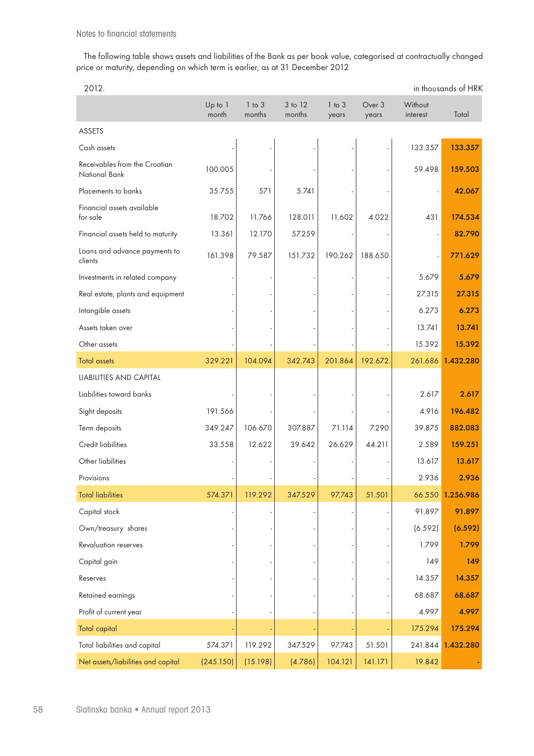The following table shows assets and liabilities of the Bank as per book value, categorised at contractually changed price or maturity, depending on which term is earlier, as at 31 December 2012

2012. in thousands of HRK

| | Up to 1 month | 1 to 3 months | 3 to 12 months | 1 to 3 years | Over 3 years | Without interest | Total |
|---|---|---|---|---|---|---|---|
| ASSETS | | | | | | | |
| Cash assets | - | - | - | - | - | 133.357 | **133.357** |
| Receivables from the Croatian National Bank | 100.005 | - | - | - | - | 59.498 | **159.503** |
| Placements to banks | 35.755 | 571 | 5.741 | - | - | - | **42.067** |
| Financial assets available for sale | 18.702 | 11.766 | 128.011 | 11.602 | 4.022 | 431 | **174.534** |
| Financial assets held to maturity | 13.361 | 12.170 | 57.259 | - | - | - | **82.790** |
| Loans and advance payments to clients | 161.398 | 79.587 | 151.732 | 190.262 | 188.650 | - | **771.629** |
| Investments in related company | - | - | - | - | - | 5.679 | **5.679** |
| Real estate, plants and equipment | - | - | - | - | - | 27.315 | **27.315** |
| Intangible assets | - | - | - | - | - | 6.273 | **6.273** |
| Assets taken over | - | - | - | - | - | 13.741 | **13.741** |
| Other assets | - | - | - | - | - | 15.392 | **15.392** |
| Total assets | 329.221 | 104.094 | 342.743 | 201.864 | 192.672 | 261.686 | **1.432.280** |
| LIABILITIES AND CAPITAL | | | | | | | |
| Liabilities toward banks | - | - | - | - | - | 2.617 | **2.617** |
| Sight deposits | 191.566 | - | - | - | - | 4.916 | **196.482** |
| Term deposits | 349.247 | 106.670 | 307.887 | 71.114 | 7.290 | 39.875 | **882.083** |
| Credit liabilities | 33.558 | 12.622 | 39.642 | 26.629 | 44.211 | 2.589 | **159.251** |
| Other liabilities | - | - | - | - | - | 13.617 | **13.617** |
| Provisions | - | - | - | - | - | 2.936 | **2.936** |
| Total liabilities | 574.371 | 119.292 | 347.529 | 97.743 | 51.501 | 66.550 | **1.256.986** |
| Capital stock | - | - | - | - | - | 91.897 | **91.897** |
| Own/treasury shares | - | - | - | - | - | (6.592) | **(6.592)** |
| Revaluation reserves | - | - | - | - | - | 1.799 | **1.799** |
| Capital gain | - | - | - | - | - | 149 | **149** |
| Reserves | - | - | - | - | - | 14.357 | **14.357** |
| Retained earnings | - | - | - | - | - | 68.687 | **68.687** |
| Profit of current year | - | - | - | - | - | 4.997 | **4.997** |
| Total capital | - | - | - | - | - | 175.294 | **175.294** |
| Total liabilities and capital | 574.371 | 119.292 | 347.529 | 97.743 | 51.501 | 241.844 | **1.432.280** |
| Net assets/liabilities and capital | (245.150) | (15.198) | (4.786) | 104.121 | 141.171 | 19.842 | - |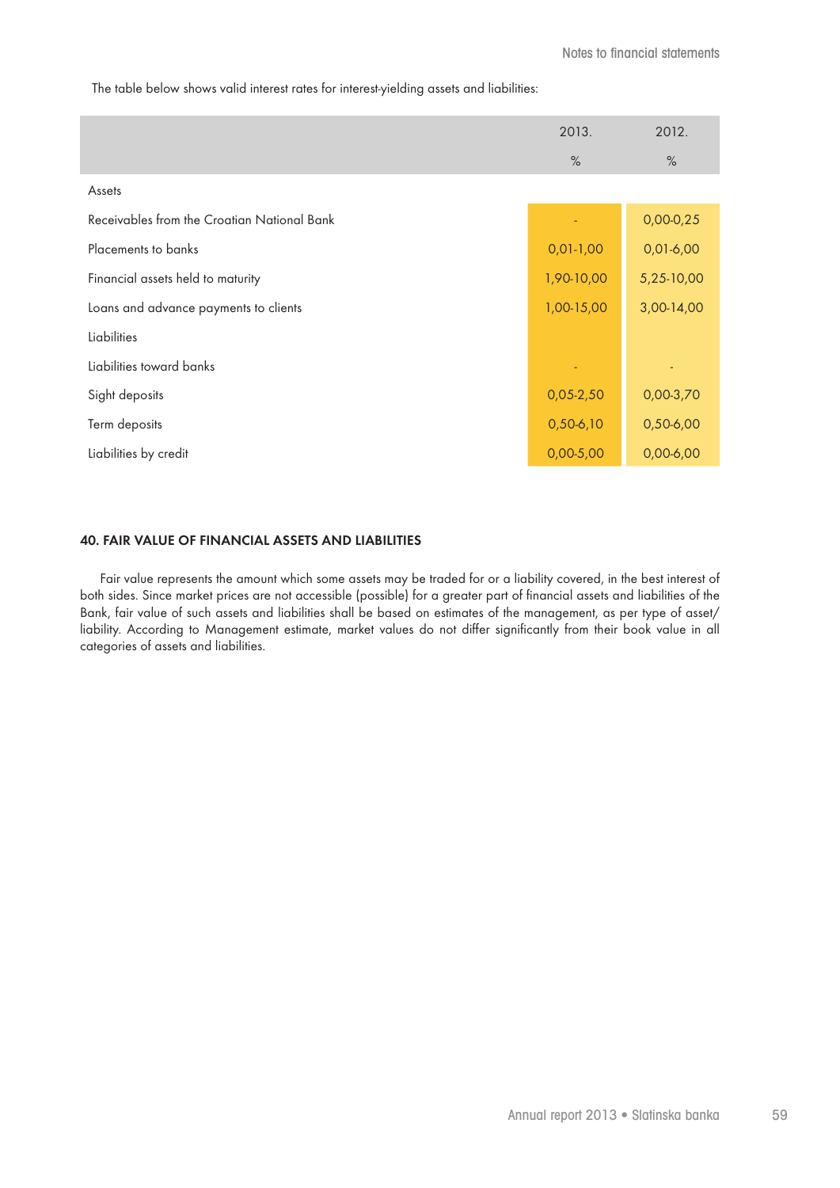The table below shows valid interest rates for interest-yielding assets and liabilities:

| | 2013. | 2012. |
|---|---|---|
| | % | % |
| Assets | | |
| Receivables from the Croatian National Bank | - | 0,00-0,25 |
| Placements to banks | 0,01-1,00 | 0,01-6,00 |
| Financial assets held to maturity | 1,90-10,00 | 5,25-10,00 |
| Loans and advance payments to clients | 1,00-15,00 | 3,00-14,00 |
| Liabilities | | |
| Liabilities toward banks | - | - |
| Sight deposits | 0,05-2,50 | 0,00-3,70 |
| Term deposits | 0,50-6,10 | 0,50-6,00 |
| Liabilities by credit | 0,00-5,00 | 0,00-6,00 |

## 40. FAIR VALUE OF FINANCIAL ASSETS AND LIABILITIES

Fair value represents the amount which some assets may be traded for or a liability covered, in the best interest of both sides. Since market prices are not accessible (possible) for a greater part of financial assets and liabilities of the Bank, fair value of such assets and liabilities shall be based on estimates of the management, as per type of asset/liability. According to Management estimate, market values do not differ significantly from their book value in all categories of assets and liabilities.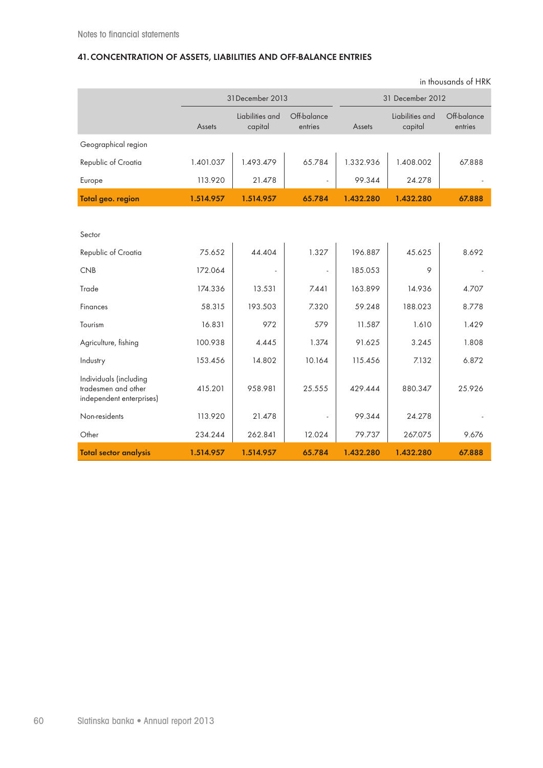## 41. CONCENTRATION OF ASSETS, LIABILITIES AND OFF-BALANCE ENTRIES

in thousands of HRK

| | 31 December 2013 | | | 31 December 2012 | | |
|---|---|---|---|---|---|---|
| | Assets | Liabilities and capital | Off-balance entries | Assets | Liabilities and capital | Off-balance entries |
| Geographical region | | | | | | |
| Republic of Croatia | 1.401.037 | 1.493.479 | 65.784 | 1.332.936 | 1.408.002 | 67.888 |
| Europe | 113.920 | 21.478 | - | 99.344 | 24.278 | - |
| **Total geo. region** | **1.514.957** | **1.514.957** | **65.784** | **1.432.280** | **1.432.280** | **67.888** |
| | | | | | | |
| Sector | | | | | | |
| Republic of Croatia | 75.652 | 44.404 | 1.327 | 196.887 | 45.625 | 8.692 |
| CNB | 172.064 | - | - | 185.053 | 9 | - |
| Trade | 174.336 | 13.531 | 7.441 | 163.899 | 14.936 | 4.707 |
| Finances | 58.315 | 193.503 | 7.320 | 59.248 | 188.023 | 8.778 |
| Tourism | 16.831 | 972 | 579 | 11.587 | 1.610 | 1.429 |
| Agriculture, fishing | 100.938 | 4.445 | 1.374 | 91.625 | 3.245 | 1.808 |
| Industry | 153.456 | 14.802 | 10.164 | 115.456 | 7.132 | 6.872 |
| Individuals (including tradesmen and other independent enterprises) | 415.201 | 958.981 | 25.555 | 429.444 | 880.347 | 25.926 |
| Non-residents | 113.920 | 21.478 | - | 99.344 | 24.278 | - |
| Other | 234.244 | 262.841 | 12.024 | 79.737 | 267.075 | 9.676 |
| **Total sector analysis** | **1.514.957** | **1.514.957** | **65.784** | **1.432.280** | **1.432.280** | **67.888** |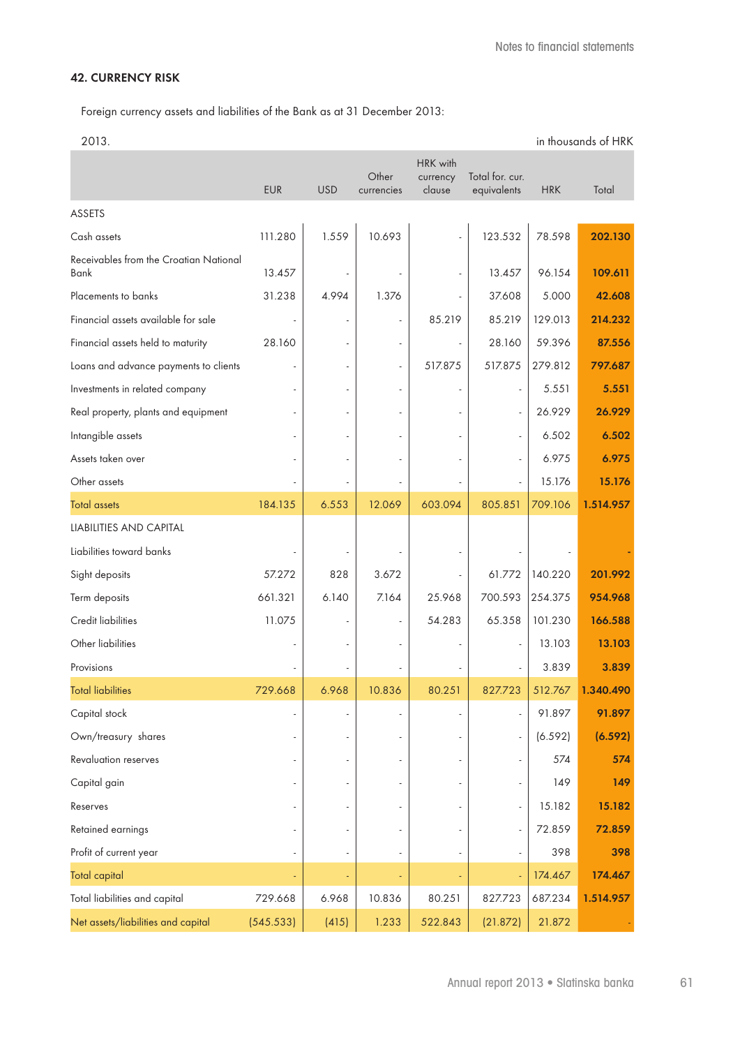## 42. CURRENCY RISK

Foreign currency assets and liabilities of the Bank as at 31 December 2013:

2013. in thousands of HRK

| | EUR | USD | Other currencies | HRK with currency clause | Total for. cur. equivalents | HRK | Total |
|---|---|---|---|---|---|---|---|
| ASSETS | | | | | | | |
| Cash assets | 111.280 | 1.559 | 10.693 | - | 123.532 | 78.598 | **202.130** |
| Receivables from the Croatian National Bank | 13.457 | - | - | - | 13.457 | 96.154 | **109.611** |
| Placements to banks | 31.238 | 4.994 | 1.376 | - | 37.608 | 5.000 | **42.608** |
| Financial assets available for sale | - | - | - | 85.219 | 85.219 | 129.013 | **214.232** |
| Financial assets held to maturity | 28.160 | - | - | - | 28.160 | 59.396 | **87.556** |
| Loans and advance payments to clients | - | - | - | 517.875 | 517.875 | 279.812 | **797.687** |
| Investments in related company | - | - | - | - | - | 5.551 | **5.551** |
| Real property, plants and equipment | - | - | - | - | - | 26.929 | **26.929** |
| Intangible assets | - | - | - | - | - | 6.502 | **6.502** |
| Assets taken over | - | - | - | - | - | 6.975 | **6.975** |
| Other assets | - | - | - | - | - | 15.176 | **15.176** |
| Total assets | 184.135 | 6.553 | 12.069 | 603.094 | 805.851 | 709.106 | **1.514.957** |
| LIABILITIES AND CAPITAL | | | | | | | |
| Liabilities toward banks | - | - | - | - | - | - | **-** |
| Sight deposits | 57.272 | 828 | 3.672 | - | 61.772 | 140.220 | **201.992** |
| Term deposits | 661.321 | 6.140 | 7.164 | 25.968 | 700.593 | 254.375 | **954.968** |
| Credit liabilities | 11.075 | - | - | 54.283 | 65.358 | 101.230 | **166.588** |
| Other liabilities | - | - | - | - | - | 13.103 | **13.103** |
| Provisions | - | - | - | - | - | 3.839 | **3.839** |
| Total liabilities | 729.668 | 6.968 | 10.836 | 80.251 | 827.723 | 512.767 | **1.340.490** |
| Capital stock | - | - | - | - | - | 91.897 | **91.897** |
| Own/treasury shares | - | - | - | - | - | (6.592) | **(6.592)** |
| Revaluation reserves | - | - | - | - | - | 574 | **574** |
| Capital gain | - | - | - | - | - | 149 | **149** |
| Reserves | - | - | - | - | - | 15.182 | **15.182** |
| Retained earnings | - | - | - | - | - | 72.859 | **72.859** |
| Profit of current year | - | - | - | - | - | 398 | **398** |
| Total capital | - | - | - | - | - | 174.467 | **174.467** |
| Total liabilities and capital | 729.668 | 6.968 | 10.836 | 80.251 | 827.723 | 687.234 | **1.514.957** |
| Net assets/liabilities and capital | (545.533) | (415) | 1.233 | 522.843 | (21.872) | 21.872 | - |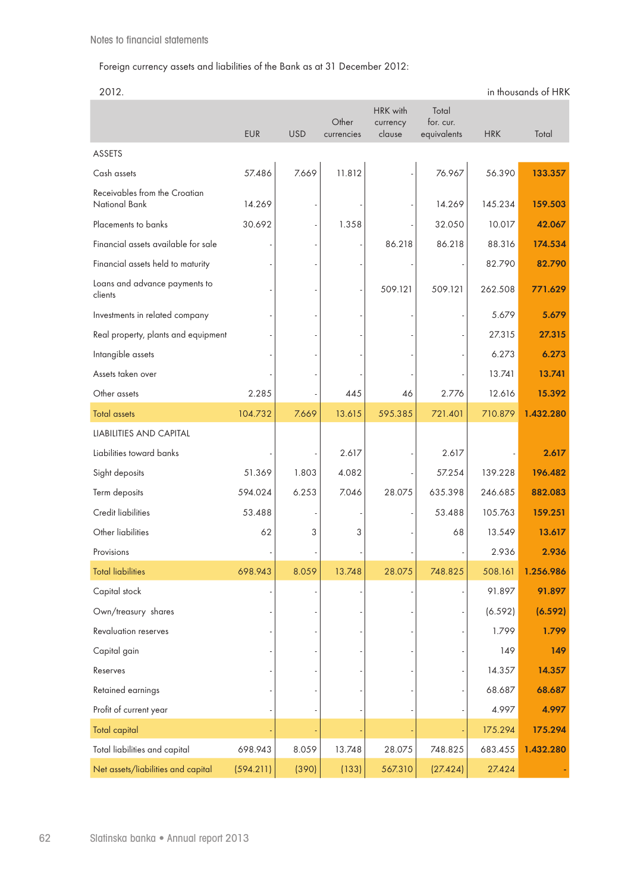Foreign currency assets and liabilities of the Bank as at 31 December 2012:

2012. in thousands of HRK

| | EUR | USD | Other currencies | HRK with currency clause | Total for. cur. equivalents | HRK | Total |
|---|---|---|---|---|---|---|---|
| ASSETS | | | | | | | |
| Cash assets | 57.486 | 7.669 | 11.812 | - | 76.967 | 56.390 | **133.357** |
| Receivables from the Croatian National Bank | 14.269 | - | - | - | 14.269 | 145.234 | **159.503** |
| Placements to banks | 30.692 | - | 1.358 | - | 32.050 | 10.017 | **42.067** |
| Financial assets available for sale | - | - | - | 86.218 | 86.218 | 88.316 | **174.534** |
| Financial assets held to maturity | - | - | - | - | - | 82.790 | **82.790** |
| Loans and advance payments to clients | - | - | - | 509.121 | 509.121 | 262.508 | **771.629** |
| Investments in related company | - | - | - | - | - | 5.679 | **5.679** |
| Real property, plants and equipment | - | - | - | - | - | 27.315 | **27.315** |
| Intangible assets | - | - | - | - | - | 6.273 | **6.273** |
| Assets taken over | - | - | - | - | - | 13.741 | **13.741** |
| Other assets | 2.285 | - | 445 | 46 | 2.776 | 12.616 | **15.392** |
| Total assets | 104.732 | 7.669 | 13.615 | 595.385 | 721.401 | 710.879 | **1.432.280** |
| LIABILITIES AND CAPITAL | | | | | | | |
| Liabilities toward banks | - | - | 2.617 | - | 2.617 | - | **2.617** |
| Sight deposits | 51.369 | 1.803 | 4.082 | - | 57.254 | 139.228 | **196.482** |
| Term deposits | 594.024 | 6.253 | 7.046 | 28.075 | 635.398 | 246.685 | **882.083** |
| Credit liabilities | 53.488 | - | - | - | 53.488 | 105.763 | **159.251** |
| Other liabilities | 62 | 3 | 3 | - | 68 | 13.549 | **13.617** |
| Provisions | - | - | - | - | - | 2.936 | **2.936** |
| Total liabilities | 698.943 | 8.059 | 13.748 | 28.075 | 748.825 | 508.161 | **1.256.986** |
| Capital stock | - | - | - | - | - | 91.897 | **91.897** |
| Own/treasury shares | - | - | - | - | - | (6.592) | **(6.592)** |
| Revaluation reserves | - | - | - | - | - | 1.799 | **1.799** |
| Capital gain | - | - | - | - | - | 149 | **149** |
| Reserves | - | - | - | - | - | 14.357 | **14.357** |
| Retained earnings | - | - | - | - | - | 68.687 | **68.687** |
| Profit of current year | - | - | - | - | - | 4.997 | **4.997** |
| Total capital | - | - | - | - | - | 175.294 | **175.294** |
| Total liabilities and capital | 698.943 | 8.059 | 13.748 | 28.075 | 748.825 | 683.455 | **1.432.280** |
| Net assets/liabilities and capital | (594.211) | (390) | (133) | 567.310 | (27.424) | 27.424 | **-** |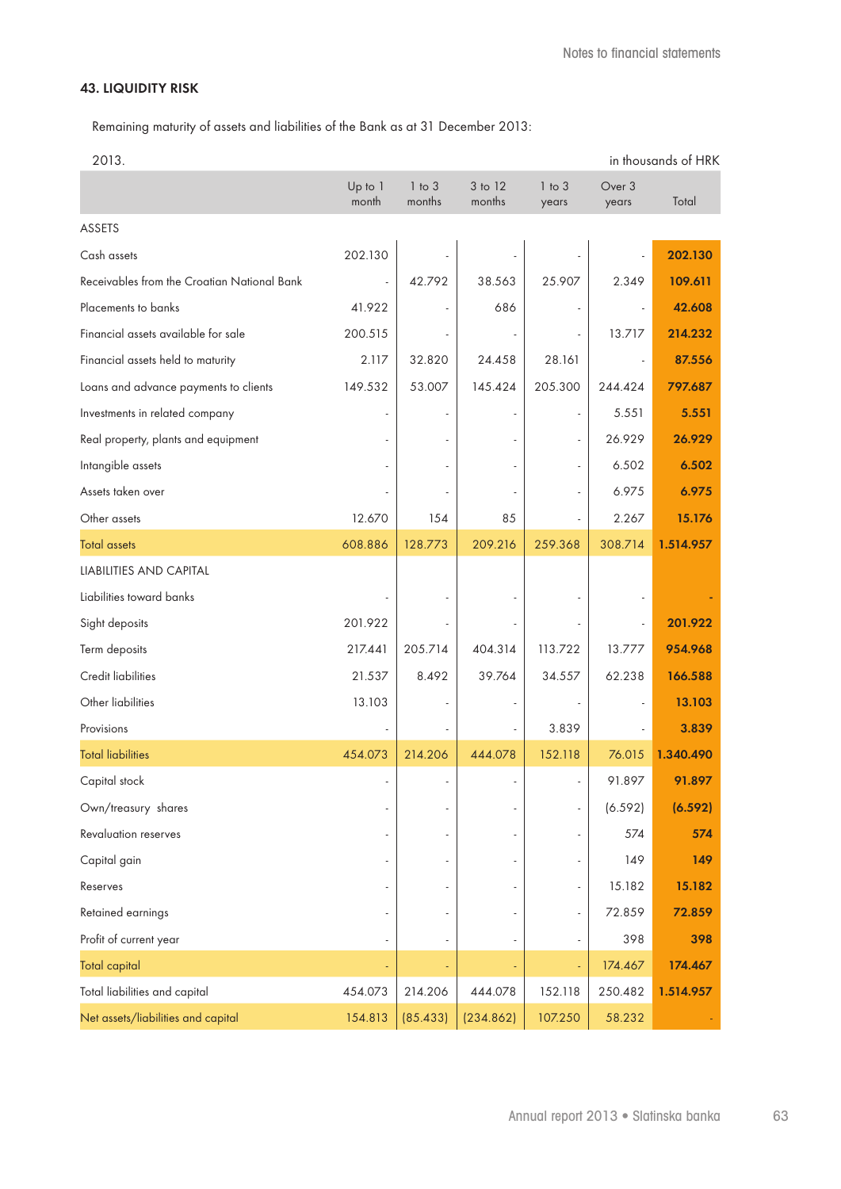## 43. LIQUIDITY RISK

Remaining maturity of assets and liabilities of the Bank as at 31 December 2013:

| 2013. | | | | | | in thousands of HRK |
|---|---|---|---|---|---|---|
| | Up to 1 month | 1 to 3 months | 3 to 12 months | 1 to 3 years | Over 3 years | Total |
| ASSETS | | | | | | |
| Cash assets | 202.130 | - | - | - | - | **202.130** |
| Receivables from the Croatian National Bank | - | 42.792 | 38.563 | 25.907 | 2.349 | **109.611** |
| Placements to banks | 41.922 | - | 686 | - | - | **42.608** |
| Financial assets available for sale | 200.515 | - | - | - | 13.717 | **214.232** |
| Financial assets held to maturity | 2.117 | 32.820 | 24.458 | 28.161 | - | **87.556** |
| Loans and advance payments to clients | 149.532 | 53.007 | 145.424 | 205.300 | 244.424 | **797.687** |
| Investments in related company | - | - | - | - | 5.551 | **5.551** |
| Real property, plants and equipment | - | - | - | - | 26.929 | **26.929** |
| Intangible assets | - | - | - | - | 6.502 | **6.502** |
| Assets taken over | - | - | - | - | 6.975 | **6.975** |
| Other assets | 12.670 | 154 | 85 | - | 2.267 | **15.176** |
| Total assets | 608.886 | 128.773 | 209.216 | 259.368 | 308.714 | **1.514.957** |
| LIABILITIES AND CAPITAL | | | | | | |
| Liabilities toward banks | - | - | - | - | - | **-** |
| Sight deposits | 201.922 | - | - | - | - | **201.922** |
| Term deposits | 217.441 | 205.714 | 404.314 | 113.722 | 13.777 | **954.968** |
| Credit liabilities | 21.537 | 8.492 | 39.764 | 34.557 | 62.238 | **166.588** |
| Other liabilities | 13.103 | - | - | - | - | **13.103** |
| Provisions | - | - | - | 3.839 | - | **3.839** |
| Total liabilities | 454.073 | 214.206 | 444.078 | 152.118 | 76.015 | **1.340.490** |
| Capital stock | - | - | - | - | 91.897 | **91.897** |
| Own/treasury shares | - | - | - | - | (6.592) | **(6.592)** |
| Revaluation reserves | - | - | - | - | 574 | **574** |
| Capital gain | - | - | - | - | 149 | **149** |
| Reserves | - | - | - | - | 15.182 | **15.182** |
| Retained earnings | - | - | - | - | 72.859 | **72.859** |
| Profit of current year | - | - | - | - | 398 | **398** |
| Total capital | - | - | - | - | 174.467 | **174.467** |
| Total liabilities and capital | 454.073 | 214.206 | 444.078 | 152.118 | 250.482 | **1.514.957** |
| Net assets/liabilities and capital | 154.813 | (85.433) | (234.862) | 107.250 | 58.232 | - |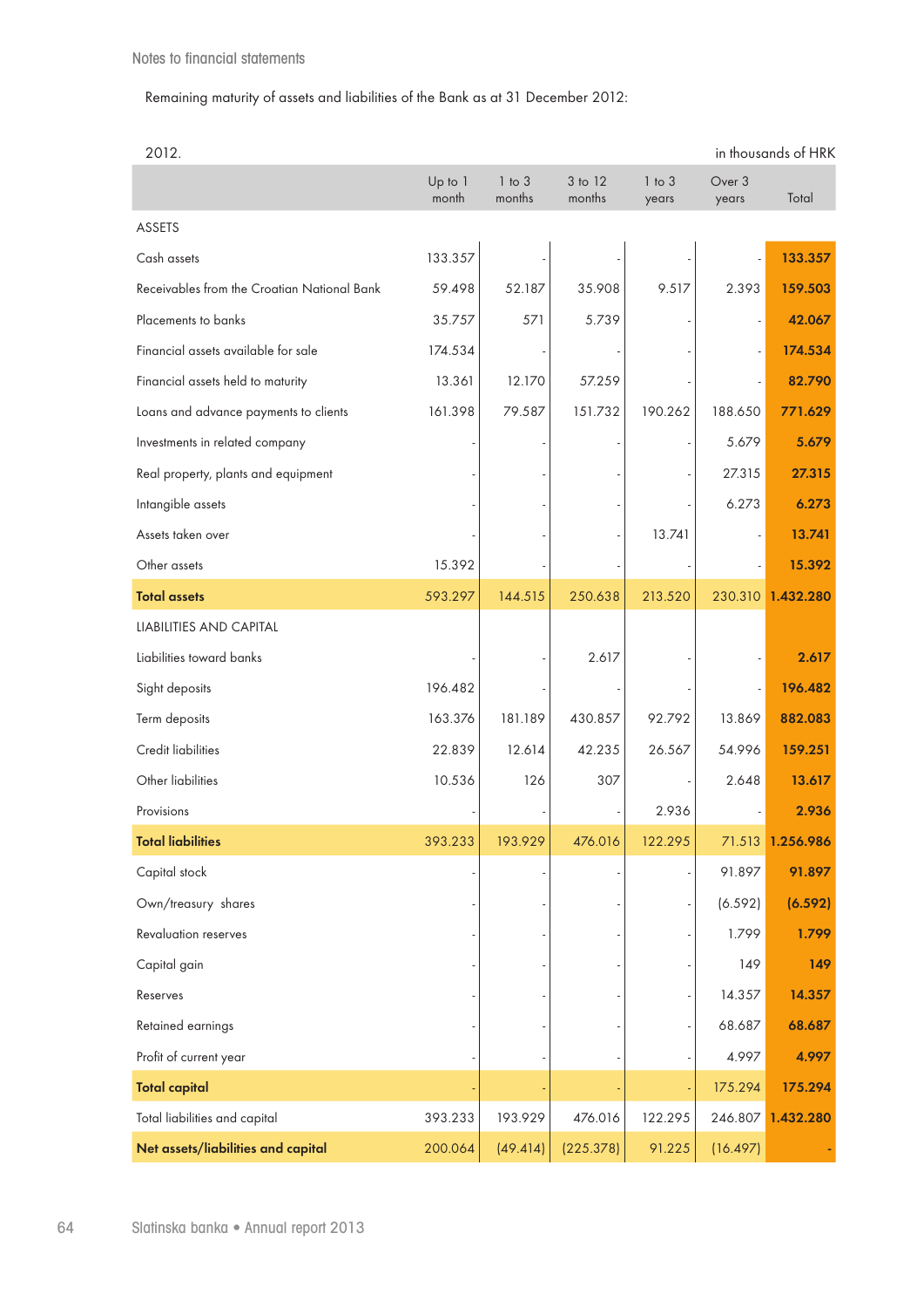Notes to financial statements

Remaining maturity of assets and liabilities of the Bank as at 31 December 2012:

2012. in thousands of HRK

| | Up to 1 month | 1 to 3 months | 3 to 12 months | 1 to 3 years | Over 3 years | Total |
|---|---|---|---|---|---|---|
| ASSETS | | | | | | |
| Cash assets | 133.357 | - | - | - | - | **133.357** |
| Receivables from the Croatian National Bank | 59.498 | 52.187 | 35.908 | 9.517 | 2.393 | **159.503** |
| Placements to banks | 35.757 | 571 | 5.739 | - | - | **42.067** |
| Financial assets available for sale | 174.534 | - | - | - | - | **174.534** |
| Financial assets held to maturity | 13.361 | 12.170 | 57.259 | - | - | **82.790** |
| Loans and advance payments to clients | 161.398 | 79.587 | 151.732 | 190.262 | 188.650 | **771.629** |
| Investments in related company | - | - | - | - | 5.679 | **5.679** |
| Real property, plants and equipment | - | - | - | - | 27.315 | **27.315** |
| Intangible assets | - | - | - | - | 6.273 | **6.273** |
| Assets taken over | - | - | - | 13.741 | - | **13.741** |
| Other assets | 15.392 | - | - | - | - | **15.392** |
| **Total assets** | 593.297 | 144.515 | 250.638 | 213.520 | 230.310 | **1.432.280** |
| LIABILITIES AND CAPITAL | | | | | | |
| Liabilities toward banks | - | - | 2.617 | - | - | **2.617** |
| Sight deposits | 196.482 | - | - | - | - | **196.482** |
| Term deposits | 163.376 | 181.189 | 430.857 | 92.792 | 13.869 | **882.083** |
| Credit liabilities | 22.839 | 12.614 | 42.235 | 26.567 | 54.996 | **159.251** |
| Other liabilities | 10.536 | 126 | 307 | - | 2.648 | **13.617** |
| Provisions | - | - | - | 2.936 | - | **2.936** |
| **Total liabilities** | 393.233 | 193.929 | 476.016 | 122.295 | 71.513 | **1.256.986** |
| Capital stock | - | - | - | - | 91.897 | **91.897** |
| Own/treasury shares | - | - | - | - | (6.592) | **(6.592)** |
| Revaluation reserves | - | - | - | - | 1.799 | **1.799** |
| Capital gain | - | - | - | - | 149 | **149** |
| Reserves | - | - | - | - | 14.357 | **14.357** |
| Retained earnings | - | - | - | - | 68.687 | **68.687** |
| Profit of current year | - | - | - | - | 4.997 | **4.997** |
| **Total capital** | - | - | - | - | 175.294 | **175.294** |
| Total liabilities and capital | 393.233 | 193.929 | 476.016 | 122.295 | 246.807 | **1.432.280** |
| **Net assets/liabilities and capital** | 200.064 | (49.414) | (225.378) | 91.225 | (16.497) | - |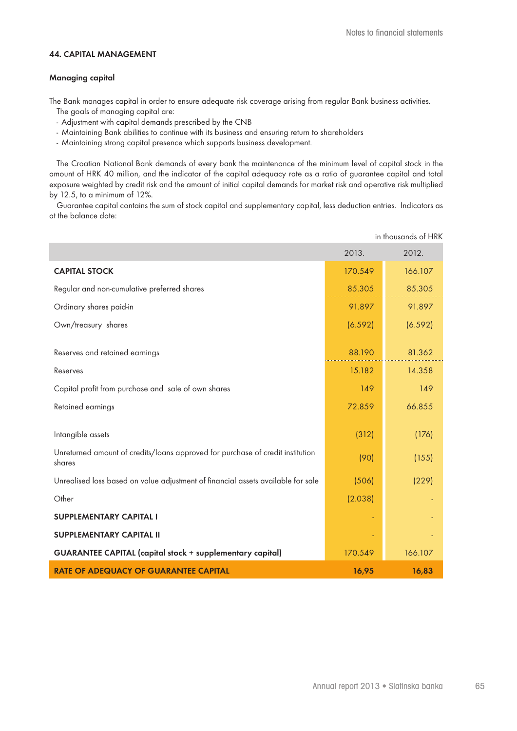## 44. CAPITAL MANAGEMENT

### Managing capital

The Bank manages capital in order to ensure adequate risk coverage arising from regular Bank business activities.
The goals of managing capital are:

- Adjustment with capital demands prescribed by the CNB
- Maintaining Bank abilities to continue with its business and ensuring return to shareholders
- Maintaining strong capital presence which supports business development.

The Croatian National Bank demands of every bank the maintenance of the minimum level of capital stock in the amount of HRK 40 million, and the indicator of the capital adequacy rate as a ratio of guarantee capital and total exposure weighted by credit risk and the amount of initial capital demands for market risk and operative risk multiplied by 12.5, to a minimum of 12%.

Guarantee capital contains the sum of stock capital and supplementary capital, less deduction entries. Indicators as at the balance date:

in thousands of HRK

| | 2013. | 2012. |
|---|---|---|
| **CAPITAL STOCK** | 170.549 | 166.107 |
| Regular and non-cumulative preferred shares | 85.305 | 85.305 |
| Ordinary shares paid-in | 91.897 | 91.897 |
| Own/treasury shares | (6.592) | (6.592) |
| Reserves and retained earnings | 88.190 | 81.362 |
| Reserves | 15.182 | 14.358 |
| Capital profit from purchase and sale of own shares | 149 | 149 |
| Retained earnings | 72.859 | 66.855 |
| Intangible assets | (312) | (176) |
| Unreturned amount of credits/loans approved for purchase of credit institution shares | (90) | (155) |
| Unrealised loss based on value adjustment of financial assets available for sale | (506) | (229) |
| Other | (2.038) | - |
| **SUPPLEMENTARY CAPITAL I** | - | - |
| **SUPPLEMENTARY CAPITAL II** | - | - |
| **GUARANTEE CAPITAL (capital stock + supplementary capital)** | 170.549 | 166.107 |
| **RATE OF ADEQUACY OF GUARANTEE CAPITAL** | **16,95** | **16,83** |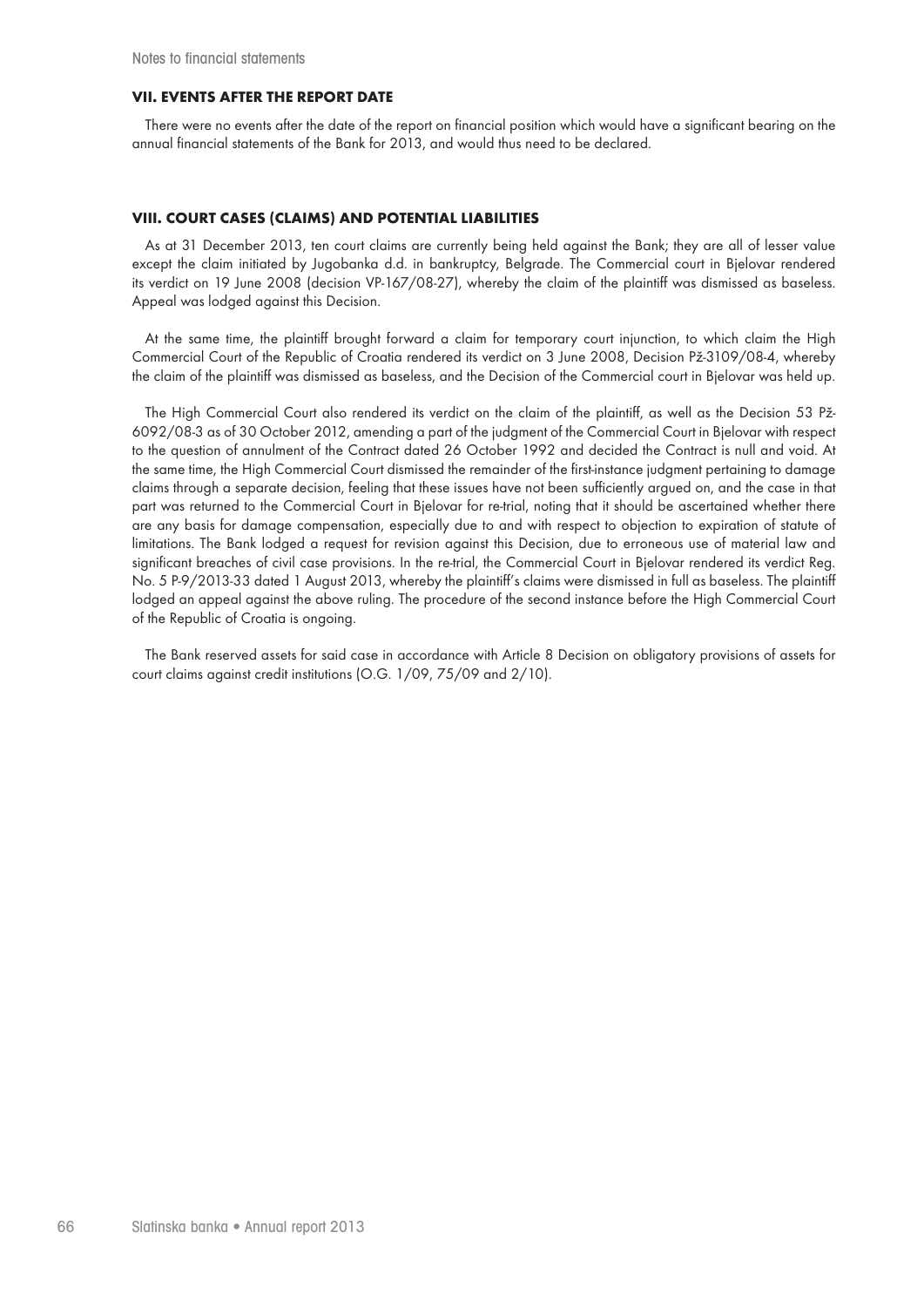## VII. EVENTS AFTER THE REPORT DATE

There were no events after the date of the report on financial position which would have a significant bearing on the annual financial statements of the Bank for 2013, and would thus need to be declared.

## VIII. COURT CASES (CLAIMS) AND POTENTIAL LIABILITIES

As at 31 December 2013, ten court claims are currently being held against the Bank; they are all of lesser value except the claim initiated by Jugobanka d.d. in bankruptcy, Belgrade. The Commercial court in Bjelovar rendered its verdict on 19 June 2008 (decision VP-167/08-27), whereby the claim of the plaintiff was dismissed as baseless. Appeal was lodged against this Decision.

At the same time, the plaintiff brought forward a claim for temporary court injunction, to which claim the High Commercial Court of the Republic of Croatia rendered its verdict on 3 June 2008, Decision Pž-3109/08-4, whereby the claim of the plaintiff was dismissed as baseless, and the Decision of the Commercial court in Bjelovar was held up.

The High Commercial Court also rendered its verdict on the claim of the plaintiff, as well as the Decision 53 Pž-6092/08-3 as of 30 October 2012, amending a part of the judgment of the Commercial Court in Bjelovar with respect to the question of annulment of the Contract dated 26 October 1992 and decided the Contract is null and void. At the same time, the High Commercial Court dismissed the remainder of the first-instance judgment pertaining to damage claims through a separate decision, feeling that these issues have not been sufficiently argued on, and the case in that part was returned to the Commercial Court in Bjelovar for re-trial, noting that it should be ascertained whether there are any basis for damage compensation, especially due to and with respect to objection to expiration of statute of limitations. The Bank lodged a request for revision against this Decision, due to erroneous use of material law and significant breaches of civil case provisions. In the re-trial, the Commercial Court in Bjelovar rendered its verdict Reg. No. 5 P-9/2013-33 dated 1 August 2013, whereby the plaintiff's claims were dismissed in full as baseless. The plaintiff lodged an appeal against the above ruling. The procedure of the second instance before the High Commercial Court of the Republic of Croatia is ongoing.

The Bank reserved assets for said case in accordance with Article 8 Decision on obligatory provisions of assets for court claims against credit institutions (O.G. 1/09, 75/09 and 2/10).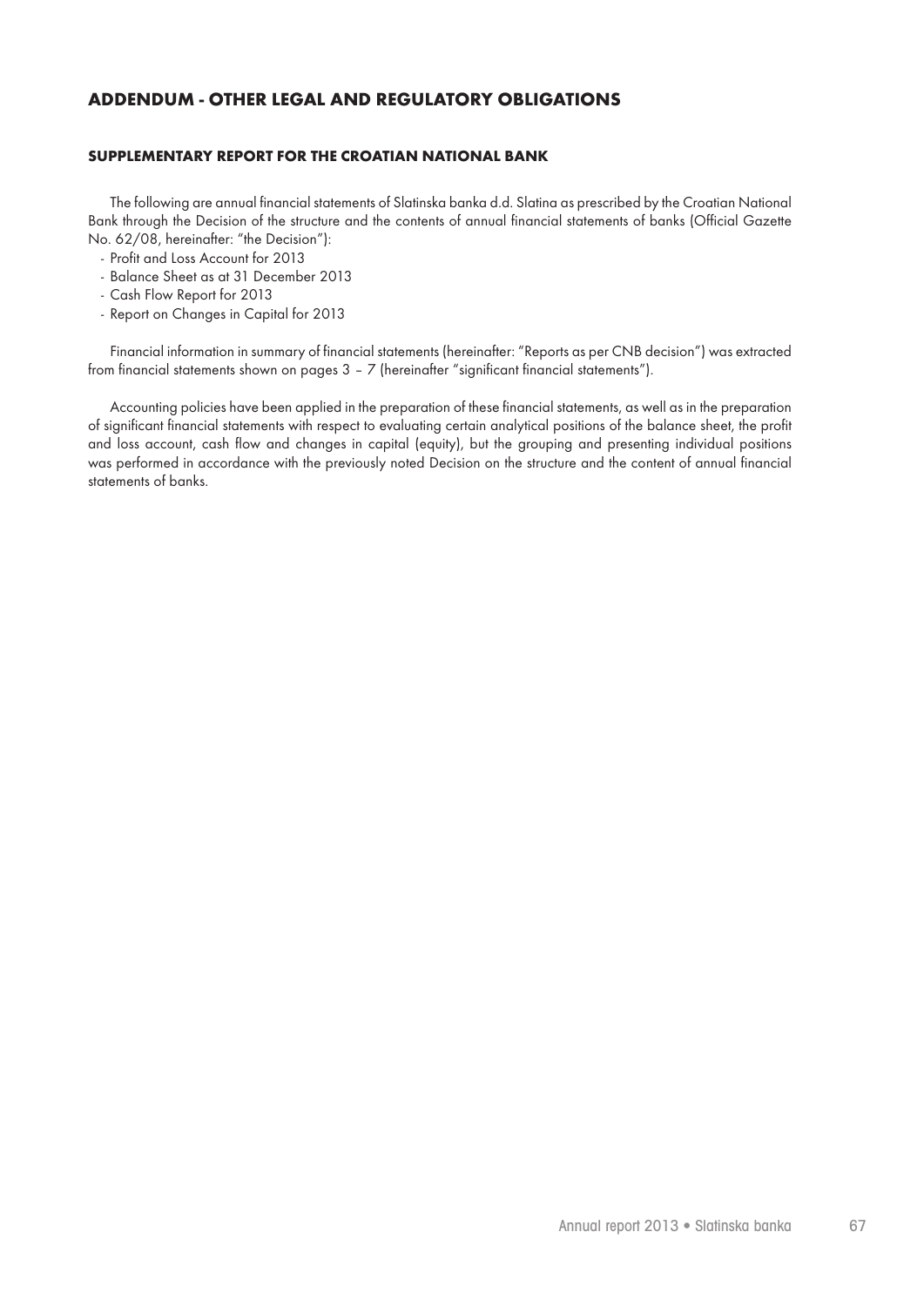# ADDENDUM - OTHER LEGAL AND REGULATORY OBLIGATIONS

## SUPPLEMENTARY REPORT FOR THE CROATIAN NATIONAL BANK

The following are annual financial statements of Slatinska banka d.d. Slatina as prescribed by the Croatian National Bank through the Decision of the structure and the contents of annual financial statements of banks (Official Gazette No. 62/08, hereinafter: "the Decision"):

- Profit and Loss Account for 2013
- Balance Sheet as at 31 December 2013
- Cash Flow Report for 2013
- Report on Changes in Capital for 2013

Financial information in summary of financial statements (hereinafter: "Reports as per CNB decision") was extracted from financial statements shown on pages 3 – 7 (hereinafter "significant financial statements").

Accounting policies have been applied in the preparation of these financial statements, as well as in the preparation of significant financial statements with respect to evaluating certain analytical positions of the balance sheet, the profit and loss account, cash flow and changes in capital (equity), but the grouping and presenting individual positions was performed in accordance with the previously noted Decision on the structure and the content of annual financial statements of banks.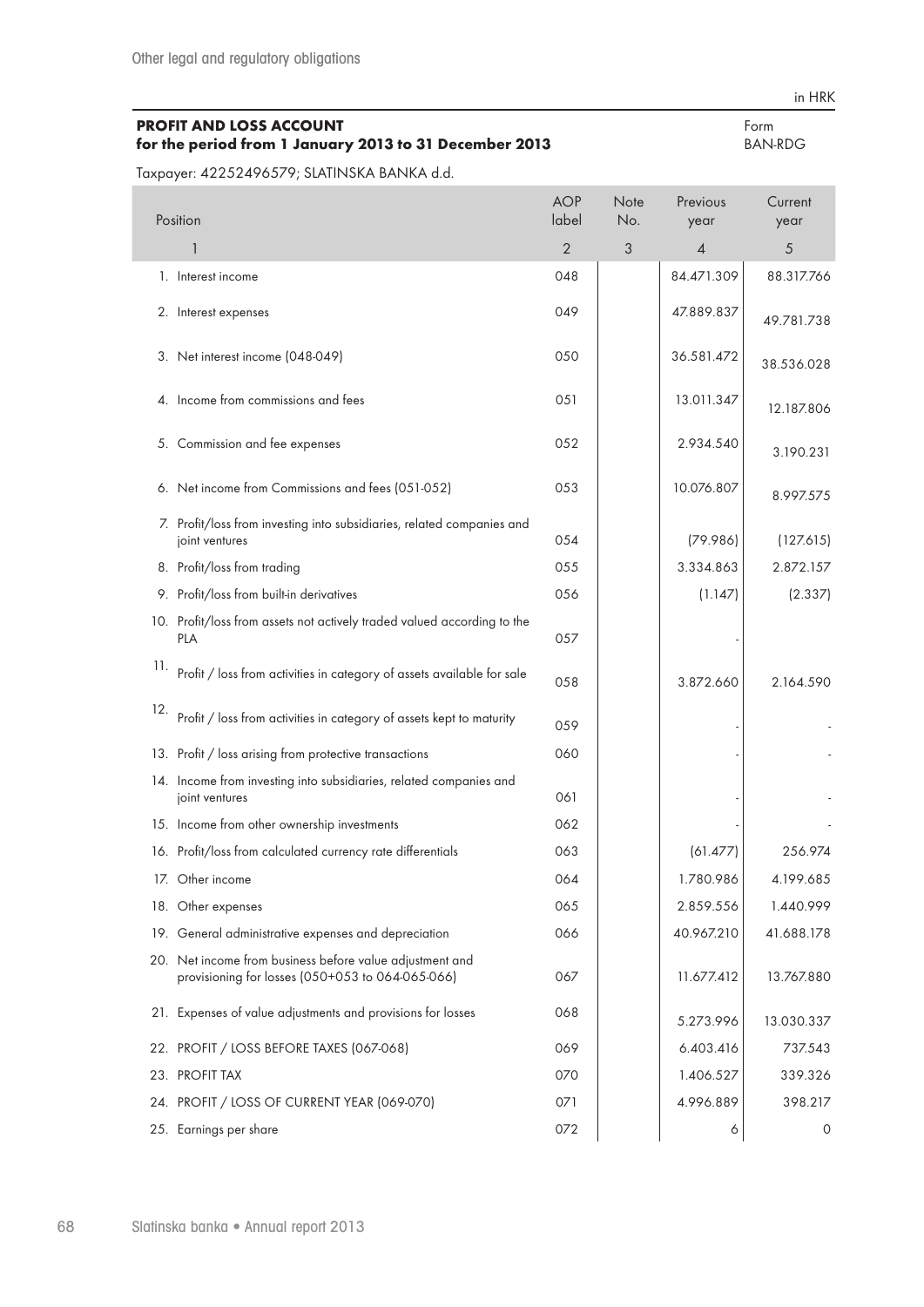in HRK

**PROFIT AND LOSS ACCOUNT**
**for the period from 1 January 2013 to 31 December 2013**

Form
BAN-RDG

Taxpayer: 42252496579; SLATINSKA BANKA d.d.

| Position | AOP label | Note No. | Previous year | Current year |
|---|---|---|---|---|
| 1 | 2 | 3 | 4 | 5 |
| 1. Interest income | 048 | | 84.471.309 | 88.317.766 |
| 2. Interest expenses | 049 | | 47.889.837 | 49.781.738 |
| 3. Net interest income (048-049) | 050 | | 36.581.472 | 38.536.028 |
| 4. Income from commissions and fees | 051 | | 13.011.347 | 12.187.806 |
| 5. Commission and fee expenses | 052 | | 2.934.540 | 3.190.231 |
| 6. Net income from Commissions and fees (051-052) | 053 | | 10.076.807 | 8.997.575 |
| 7. Profit/loss from investing into subsidiaries, related companies and joint ventures | 054 | | (79.986) | (127.615) |
| 8. Profit/loss from trading | 055 | | 3.334.863 | 2.872.157 |
| 9. Profit/loss from built-in derivatives | 056 | | (1.147) | (2.337) |
| 10. Profit/loss from assets not actively traded valued according to the PLA | 057 | | - | |
| 11. Profit / loss from activities in category of assets available for sale | 058 | | 3.872.660 | 2.164.590 |
| 12. Profit / loss from activities in category of assets kept to maturity | 059 | | - | - |
| 13. Profit / loss arising from protective transactions | 060 | | - | - |
| 14. Income from investing into subsidiaries, related companies and joint ventures | 061 | | - | - |
| 15. Income from other ownership investments | 062 | | - | - |
| 16. Profit/loss from calculated currency rate differentials | 063 | | (61.477) | 256.974 |
| 17. Other income | 064 | | 1.780.986 | 4.199.685 |
| 18. Other expenses | 065 | | 2.859.556 | 1.440.999 |
| 19. General administrative expenses and depreciation | 066 | | 40.967.210 | 41.688.178 |
| 20. Net income from business before value adjustment and provisioning for losses (050+053 to 064-065-066) | 067 | | 11.677.412 | 13.767.880 |
| 21. Expenses of value adjustments and provisions for losses | 068 | | 5.273.996 | 13.030.337 |
| 22. PROFIT / LOSS BEFORE TAXES (067-068) | 069 | | 6.403.416 | 737.543 |
| 23. PROFIT TAX | 070 | | 1.406.527 | 339.326 |
| 24. PROFIT / LOSS OF CURRENT YEAR (069-070) | 071 | | 4.996.889 | 398.217 |
| 25. Earnings per share | 072 | | 6 | 0 |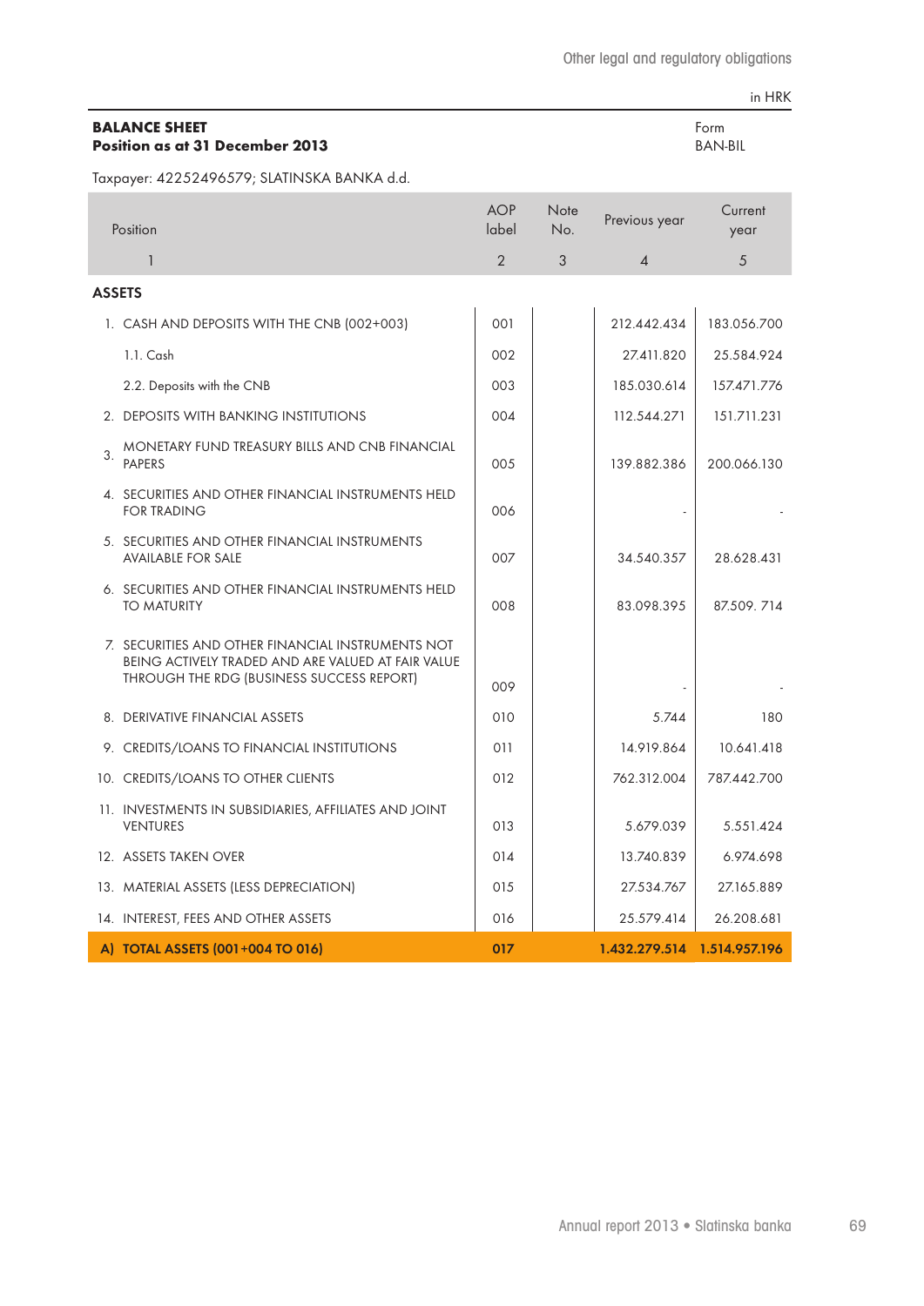in HRK

**BALANCE SHEET**
**Position as at 31 December 2013**

Form BAN-BIL

Taxpayer: 42252496579; SLATINSKA BANKA d.d.

| Position | AOP label | Note No. | Previous year | Current year |
|---|---|---|---|---|
| 1 | 2 | 3 | 4 | 5 |
| **ASSETS** | | | | |
| 1. CASH AND DEPOSITS WITH THE CNB (002+003) | 001 | | 212.442.434 | 183.056.700 |
| 1.1. Cash | 002 | | 27.411.820 | 25.584.924 |
| 2.2. Deposits with the CNB | 003 | | 185.030.614 | 157.471.776 |
| 2. DEPOSITS WITH BANKING INSTITUTIONS | 004 | | 112.544.271 | 151.711.231 |
| 3. MONETARY FUND TREASURY BILLS AND CNB FINANCIAL PAPERS | 005 | | 139.882.386 | 200.066.130 |
| 4. SECURITIES AND OTHER FINANCIAL INSTRUMENTS HELD FOR TRADING | 006 | | - | - |
| 5. SECURITIES AND OTHER FINANCIAL INSTRUMENTS AVAILABLE FOR SALE | 007 | | 34.540.357 | 28.628.431 |
| 6. SECURITIES AND OTHER FINANCIAL INSTRUMENTS HELD TO MATURITY | 008 | | 83.098.395 | 87.509. 714 |
| 7. SECURITIES AND OTHER FINANCIAL INSTRUMENTS NOT BEING ACTIVELY TRADED AND ARE VALUED AT FAIR VALUE THROUGH THE RDG (BUSINESS SUCCESS REPORT) | 009 | | - | - |
| 8. DERIVATIVE FINANCIAL ASSETS | 010 | | 5.744 | 180 |
| 9. CREDITS/LOANS TO FINANCIAL INSTITUTIONS | 011 | | 14.919.864 | 10.641.418 |
| 10. CREDITS/LOANS TO OTHER CLIENTS | 012 | | 762.312.004 | 787.442.700 |
| 11. INVESTMENTS IN SUBSIDIARIES, AFFILIATES AND JOINT VENTURES | 013 | | 5.679.039 | 5.551.424 |
| 12. ASSETS TAKEN OVER | 014 | | 13.740.839 | 6.974.698 |
| 13. MATERIAL ASSETS (LESS DEPRECIATION) | 015 | | 27.534.767 | 27.165.889 |
| 14. INTEREST, FEES AND OTHER ASSETS | 016 | | 25.579.414 | 26.208.681 |
| **A) TOTAL ASSETS (001+004 TO 016)** | **017** | | **1.432.279.514** | **1.514.957.196** |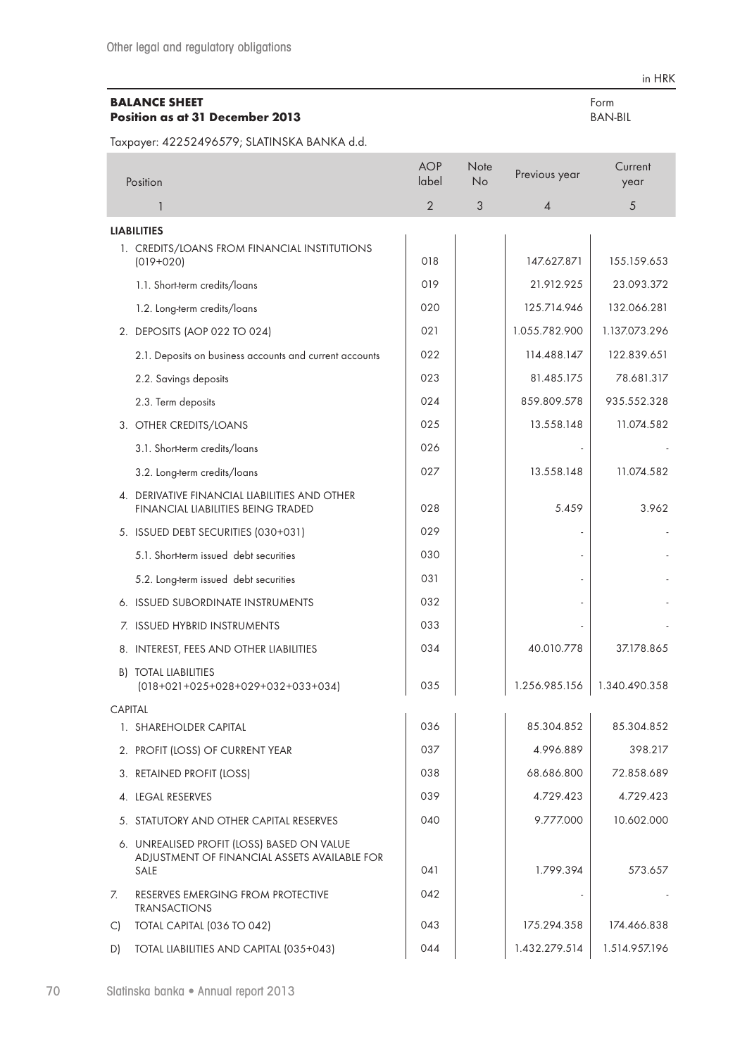in HRK

**BALANCE SHEET**
**Position as at 31 December 2013**

Form
BAN-BIL

Taxpayer: 42252496579; SLATINSKA BANKA d.d.

| Position | AOP label | Note No | Previous year | Current year |
|---|---|---|---|---|
| 1 | 2 | 3 | 4 | 5 |
| **LIABILITIES** | | | | |
| 1. CREDITS/LOANS FROM FINANCIAL INSTITUTIONS (019+020) | 018 | | 147.627.871 | 155.159.653 |
| 1.1. Short-term credits/loans | 019 | | 21.912.925 | 23.093.372 |
| 1.2. Long-term credits/loans | 020 | | 125.714.946 | 132.066.281 |
| 2. DEPOSITS (AOP 022 TO 024) | 021 | | 1.055.782.900 | 1.137.073.296 |
| 2.1. Deposits on business accounts and current accounts | 022 | | 114.488.147 | 122.839.651 |
| 2.2. Savings deposits | 023 | | 81.485.175 | 78.681.317 |
| 2.3. Term deposits | 024 | | 859.809.578 | 935.552.328 |
| 3. OTHER CREDITS/LOANS | 025 | | 13.558.148 | 11.074.582 |
| 3.1. Short-term credits/loans | 026 | | - | - |
| 3.2. Long-term credits/loans | 027 | | 13.558.148 | 11.074.582 |
| 4. DERIVATIVE FINANCIAL LIABILITIES AND OTHER FINANCIAL LIABILITIES BEING TRADED | 028 | | 5.459 | 3.962 |
| 5. ISSUED DEBT SECURITIES (030+031) | 029 | | - | - |
| 5.1. Short-term issued debt securities | 030 | | - | - |
| 5.2. Long-term issued debt securities | 031 | | - | - |
| 6. ISSUED SUBORDINATE INSTRUMENTS | 032 | | - | - |
| 7. ISSUED HYBRID INSTRUMENTS | 033 | | - | - |
| 8. INTEREST, FEES AND OTHER LIABILITIES | 034 | | 40.010.778 | 37.178.865 |
| B) TOTAL LIABILITIES (018+021+025+028+029+032+033+034) | 035 | | 1.256.985.156 | 1.340.490.358 |
| CAPITAL | | | | |
| 1. SHAREHOLDER CAPITAL | 036 | | 85.304.852 | 85.304.852 |
| 2. PROFIT (LOSS) OF CURRENT YEAR | 037 | | 4.996.889 | 398.217 |
| 3. RETAINED PROFIT (LOSS) | 038 | | 68.686.800 | 72.858.689 |
| 4. LEGAL RESERVES | 039 | | 4.729.423 | 4.729.423 |
| 5. STATUTORY AND OTHER CAPITAL RESERVES | 040 | | 9.777.000 | 10.602.000 |
| 6. UNREALISED PROFIT (LOSS) BASED ON VALUE ADJUSTMENT OF FINANCIAL ASSETS AVAILABLE FOR SALE | 041 | | 1.799.394 | 573.657 |
| 7. RESERVES EMERGING FROM PROTECTIVE TRANSACTIONS | 042 | | - | - |
| C) TOTAL CAPITAL (036 TO 042) | 043 | | 175.294.358 | 174.466.838 |
| D) TOTAL LIABILITIES AND CAPITAL (035+043) | 044 | | 1.432.279.514 | 1.514.957.196 |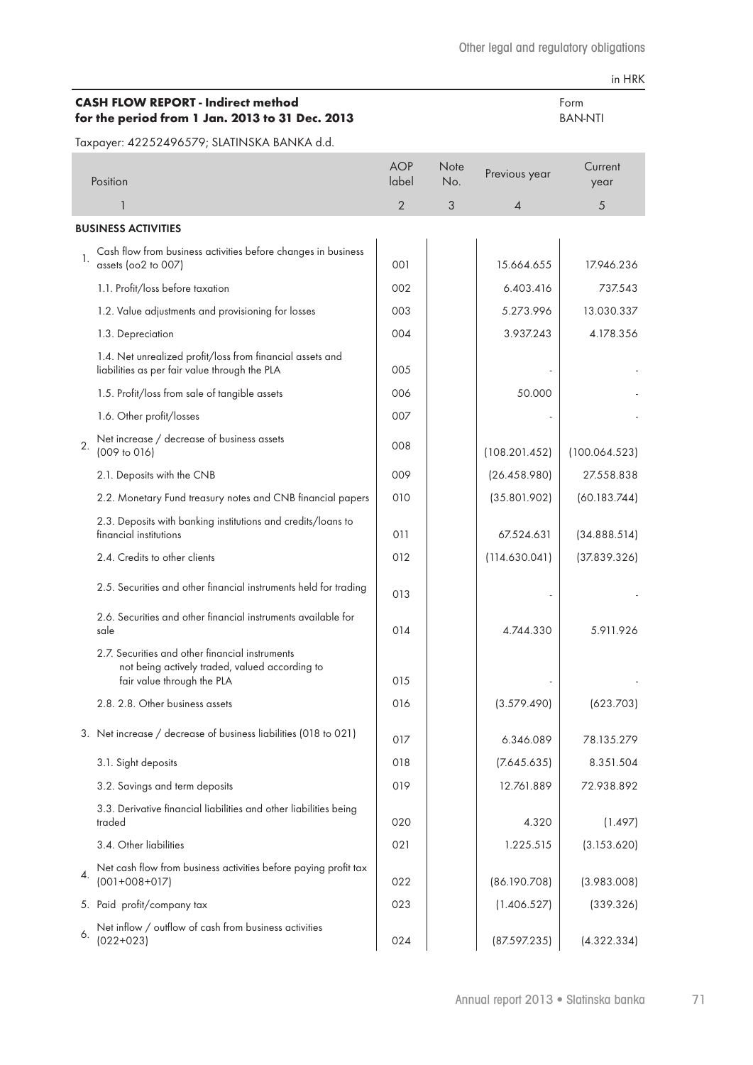in HRK

**CASH FLOW REPORT - Indirect method**
**for the period from 1 Jan. 2013 to 31 Dec. 2013**

Form
BAN-NTI

Taxpayer: 42252496579; SLATINSKA BANKA d.d.

| Position | AOP label | Note No. | Previous year | Current year |
|---|---|---|---|---|
| 1 | 2 | 3 | 4 | 5 |
| **BUSINESS ACTIVITIES** | | | | |
| 1. Cash flow from business activities before changes in business assets (oo2 to 007) | 001 | | 15.664.655 | 17.946.236 |
| 1.1. Profit/loss before taxation | 002 | | 6.403.416 | 737.543 |
| 1.2. Value adjustments and provisioning for losses | 003 | | 5.273.996 | 13.030.337 |
| 1.3. Depreciation | 004 | | 3.937.243 | 4.178.356 |
| 1.4. Net unrealized profit/loss from financial assets and liabilities as per fair value through the PLA | 005 | | - | - |
| 1.5. Profit/loss from sale of tangible assets | 006 | | 50.000 | - |
| 1.6. Other profit/losses | 007 | | - | - |
| 2. Net increase / decrease of business assets (009 to 016) | 008 | | (108.201.452) | (100.064.523) |
| 2.1. Deposits with the CNB | 009 | | (26.458.980) | 27.558.838 |
| 2.2. Monetary Fund treasury notes and CNB financial papers | 010 | | (35.801.902) | (60.183.744) |
| 2.3. Deposits with banking institutions and credits/loans to financial institutions | 011 | | 67.524.631 | (34.888.514) |
| 2.4. Credits to other clients | 012 | | (114.630.041) | (37.839.326) |
| 2.5. Securities and other financial instruments held for trading | 013 | | - | - |
| 2.6. Securities and other financial instruments available for sale | 014 | | 4.744.330 | 5.911.926 |
| 2.7. Securities and other financial instruments not being actively traded, valued according to fair value through the PLA | 015 | | - | - |
| 2.8. 2.8. Other business assets | 016 | | (3.579.490) | (623.703) |
| 3. Net increase / decrease of business liabilities (018 to 021) | 017 | | 6.346.089 | 78.135.279 |
| 3.1. Sight deposits | 018 | | (7.645.635) | 8.351.504 |
| 3.2. Savings and term deposits | 019 | | 12.761.889 | 72.938.892 |
| 3.3. Derivative financial liabilities and other liabilities being traded | 020 | | 4.320 | (1.497) |
| 3.4. Other liabilities | 021 | | 1.225.515 | (3.153.620) |
| 4. Net cash flow from business activities before paying profit tax (001+008+017) | 022 | | (86.190.708) | (3.983.008) |
| 5. Paid profit/company tax | 023 | | (1.406.527) | (339.326) |
| 6. Net inflow / outflow of cash from business activities (022+023) | 024 | | (87.597.235) | (4.322.334) |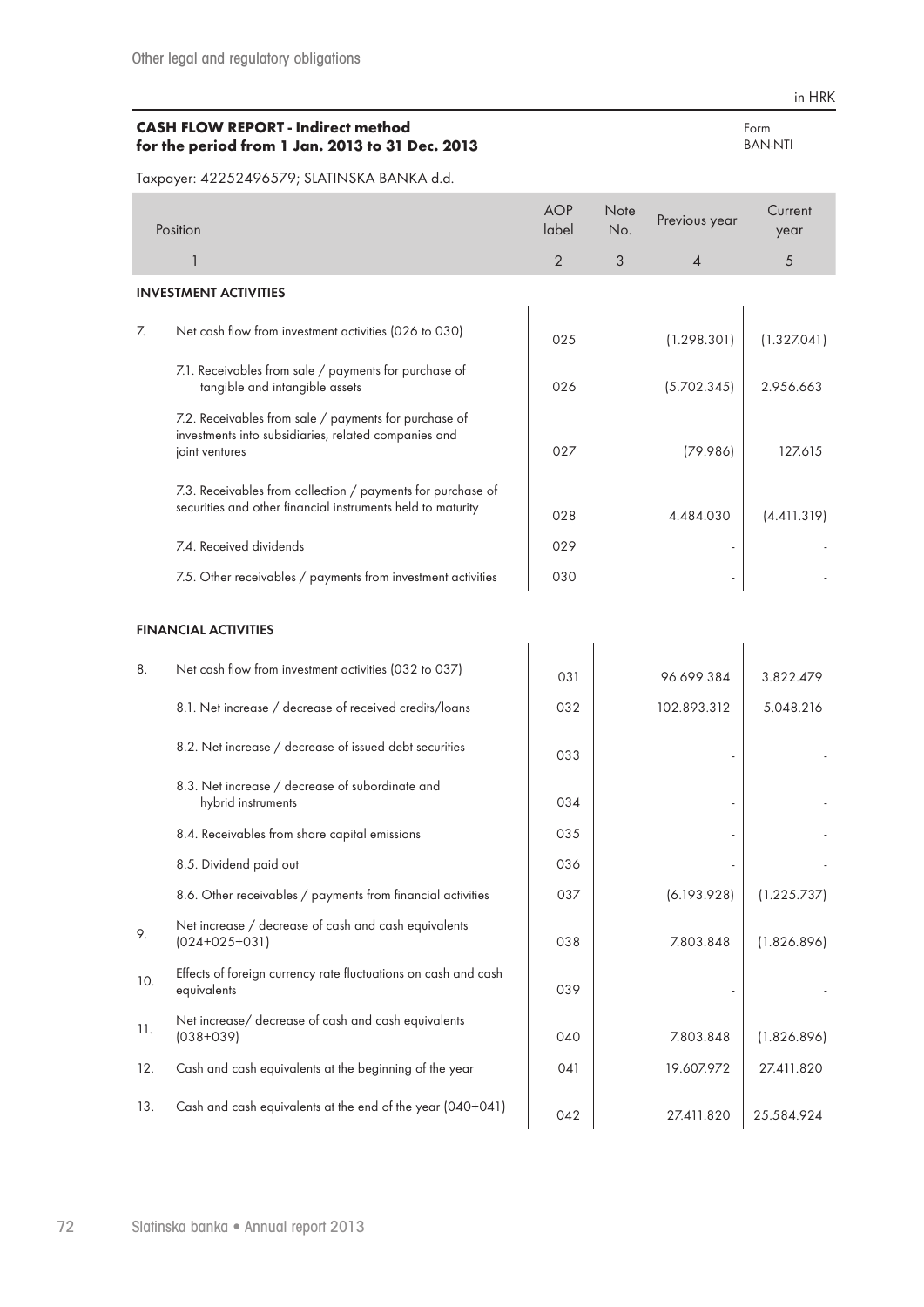in HRK

**CASH FLOW REPORT - Indirect method**
**for the period from 1 Jan. 2013 to 31 Dec. 2013**

Form BAN-NTI

Taxpayer: 42252496579; SLATINSKA BANKA d.d.

| | Position | AOP label | Note No. | Previous year | Current year |
|---|---|---|---|---|---|
| | 1 | 2 | 3 | 4 | 5 |
| | **INVESTMENT ACTIVITIES** | | | | |
| 7. | Net cash flow from investment activities (026 to 030) | 025 | | (1.298.301) | (1.327.041) |
| | 7.1. Receivables from sale / payments for purchase of tangible and intangible assets | 026 | | (5.702.345) | 2.956.663 |
| | 7.2. Receivables from sale / payments for purchase of investments into subsidiaries, related companies and joint ventures | 027 | | (79.986) | 127.615 |
| | 7.3. Receivables from collection / payments for purchase of securities and other financial instruments held to maturity | 028 | | 4.484.030 | (4.411.319) |
| | 7.4. Received dividends | 029 | | - | - |
| | 7.5. Other receivables / payments from investment activities | 030 | | - | - |
| | **FINANCIAL ACTIVITIES** | | | | |
| 8. | Net cash flow from investment activities (032 to 037) | 031 | | 96.699.384 | 3.822.479 |
| | 8.1. Net increase / decrease of received credits/loans | 032 | | 102.893.312 | 5.048.216 |
| | 8.2. Net increase / decrease of issued debt securities | 033 | | - | - |
| | 8.3. Net increase / decrease of subordinate and hybrid instruments | 034 | | - | - |
| | 8.4. Receivables from share capital emissions | 035 | | - | - |
| | 8.5. Dividend paid out | 036 | | - | - |
| | 8.6. Other receivables / payments from financial activities | 037 | | (6.193.928) | (1.225.737) |
| 9. | Net increase / decrease of cash and cash equivalents (024+025+031) | 038 | | 7.803.848 | (1.826.896) |
| 10. | Effects of foreign currency rate fluctuations on cash and cash equivalents | 039 | | - | - |
| 11. | Net increase/ decrease of cash and cash equivalents (038+039) | 040 | | 7.803.848 | (1.826.896) |
| 12. | Cash and cash equivalents at the beginning of the year | 041 | | 19.607.972 | 27.411.820 |
| 13. | Cash and cash equivalents at the end of the year (040+041) | 042 | | 27.411.820 | 25.584.924 |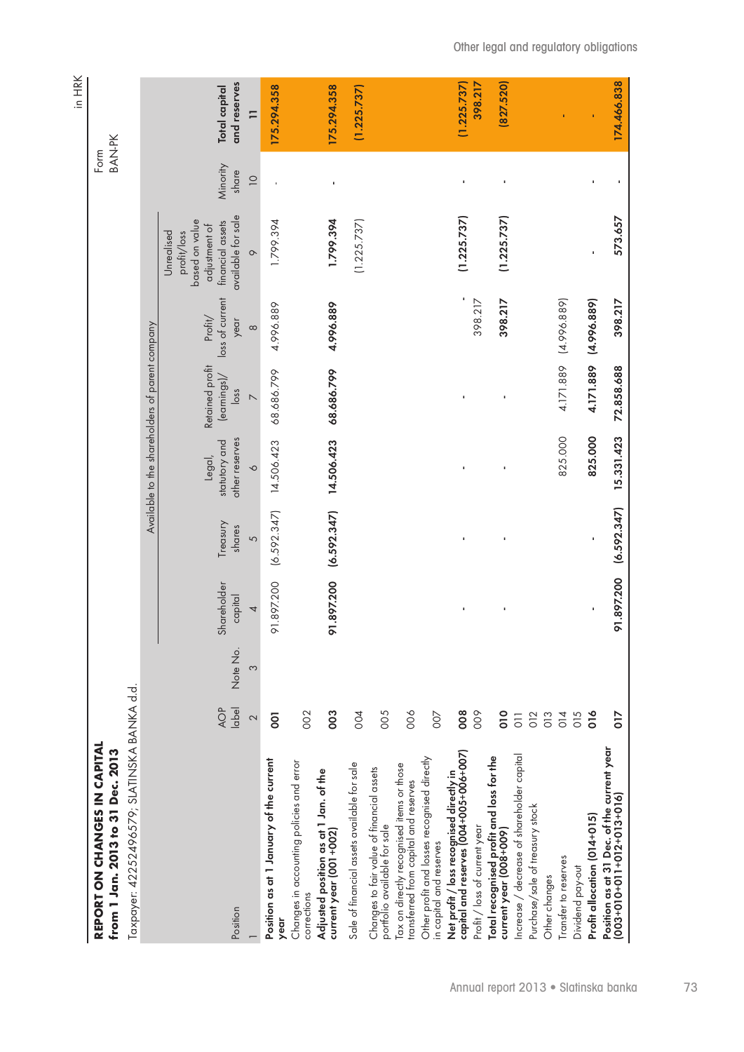## REPORT ON CHANGES IN CAPITAL from 1 Jan. 2013 to 31 Dec. 2013

Taxpayer: 42252496579; SLATINSKA BANKA d.d.

Form BAN-PK

in HRK

| Position | AOP label | Note No. | Available to the shareholders of parent company | | | | | | | Minority share | Total capital and reserves |
|---|---|---|---|---|---|---|---|---|---|---|---|
| | | | Shareholder capital | Treasury shares | Legal, statutory and other reserves | Retained profit (earnings)/ loss | Profit/ loss of current year | Unrealised profit/loss based on value adjustment of financial assets available for sale | | | |
| 1 | 2 | 3 | 4 | 5 | 6 | 7 | 8 | 9 | | 10 | 11 |
| **Position as at 1 January of the current year** | 001 | | 91.897.200 | (6.592.347) | 14.506.423 | 68.686.799 | 4.996.889 | 1.799.394 | | - | 175.294.358 |
| Changes in accounting policies and error corrections | 002 | | | | | | | | | | |
| **Adjusted position as at 1 Jan. of the current year (001+002)** | 003 | | 91.897.200 | (6.592.347) | 14.506.423 | 68.686.799 | 4.996.889 | 1.799.394 | | - | 175.294.358 |
| Sale of financial assets available for sale | 004 | | | | | | | (1.225.737) | | | (1.225.737) |
| Changes to fair value of financial assets portfolio available for sale | 005 | | | | | | | | | | |
| Tax on directly recognised items or those transferred from capital and reserves | 006 | | | | | | | | | | |
| Other profit and losses recognised directly in capital and reserves | 007 | | | | | | | | | | |
| **Net profit / loss recognised directly in capital and reserves (004+005+006+007)** | 008 | | - | - | - | - | - | (1.225.737) | | - | (1.225.737) |
| Profit / loss of current year | 009 | | | | | | 398.217 | | | | 398.217 |
| **Total recognised profit and loss for the current year (008+009)** | 010 | | - | - | - | - | 398.217 | (1.225.737) | | - | (827.520) |
| Increase / decrease of shareholder capital | 011 | | | | | | | | | | |
| Purchase/sale of treasury stock | 012 | | | | | | | | | | |
| Other changes | 013 | | | | | | | | | | |
| Transfer to reserves | 014 | | | | 825.000 | 4.171.889 | (4.996.889) | | | | - |
| Dividend pay-out | 015 | | | | | | | | | | |
| **Profit allocation (014+015)** | 016 | | - | - | 825.000 | 4.171.889 | (4.996.889) | - | | - | - |
| **Position as at 31 Dec. of the current year (003+010+011+012+013+016)** | 017 | | 91.897.200 | (6.592.347) | 15.331.423 | 72.858.688 | 398.217 | 573.657 | | - | 174.466.838 |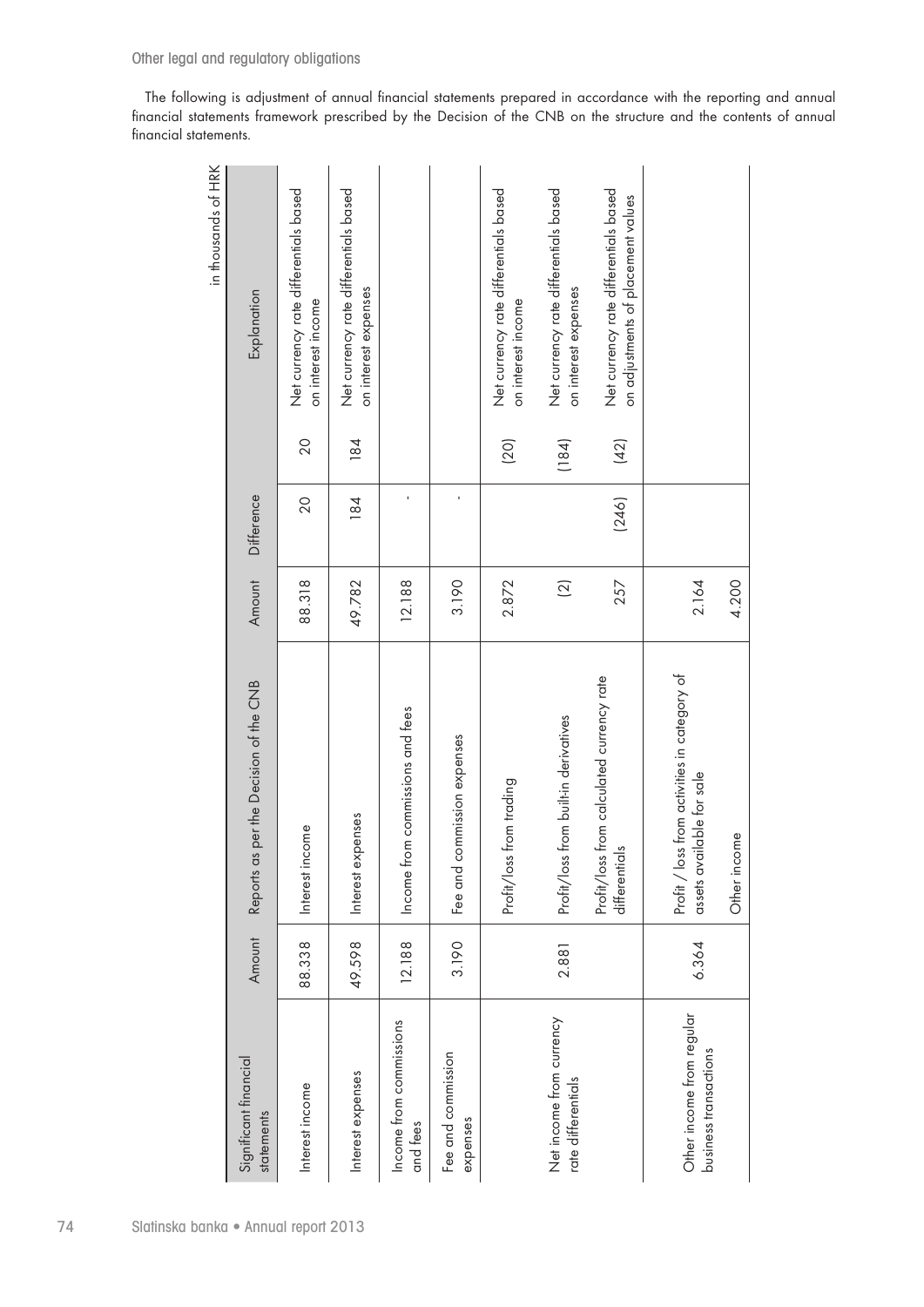Other legal and regulatory obligations

The following is adjustment of annual financial statements prepared in accordance with the reporting and annual financial statements framework prescribed by the Decision of the CNB on the structure and the contents of annual financial statements.

in thousands of HRK

| Significant financial statements | Amount | Reports as per the Decision of the CNB | Amount | Difference | | Explanation |
|---|---|---|---|---|---|---|
| Interest income | 88.338 | Interest income | 88.318 | 20 | 20 | Net currency rate differentials based on interest income |
| Interest expenses | 49.598 | Interest expenses | 49.782 | 184 | 184 | Net currency rate differentials based on interest expenses |
| Income from commissions and fees | 12.188 | Income from commissions and fees | 12.188 | - | | |
| Fee and commission expenses | 3.190 | Fee and commission expenses | 3.190 | - | | |
| Net income from currency rate differentials | 2.881 | Profit/loss from trading | 2.872 | (246) | (20) | Net currency rate differentials based on interest income |
| | | Profit/loss from built-in derivatives | (2) | | (184) | Net currency rate differentials based on interest expenses |
| | | Profit/loss from calculated currency rate differentials | 257 | | (42) | Net currency rate differentials based on adjustments of placement values |
| Other income from regular business transactions | 6.364 | Profit / loss from activities in category of assets available for sale | 2.164 | | | |
| | | Other income | 4.200 | | | |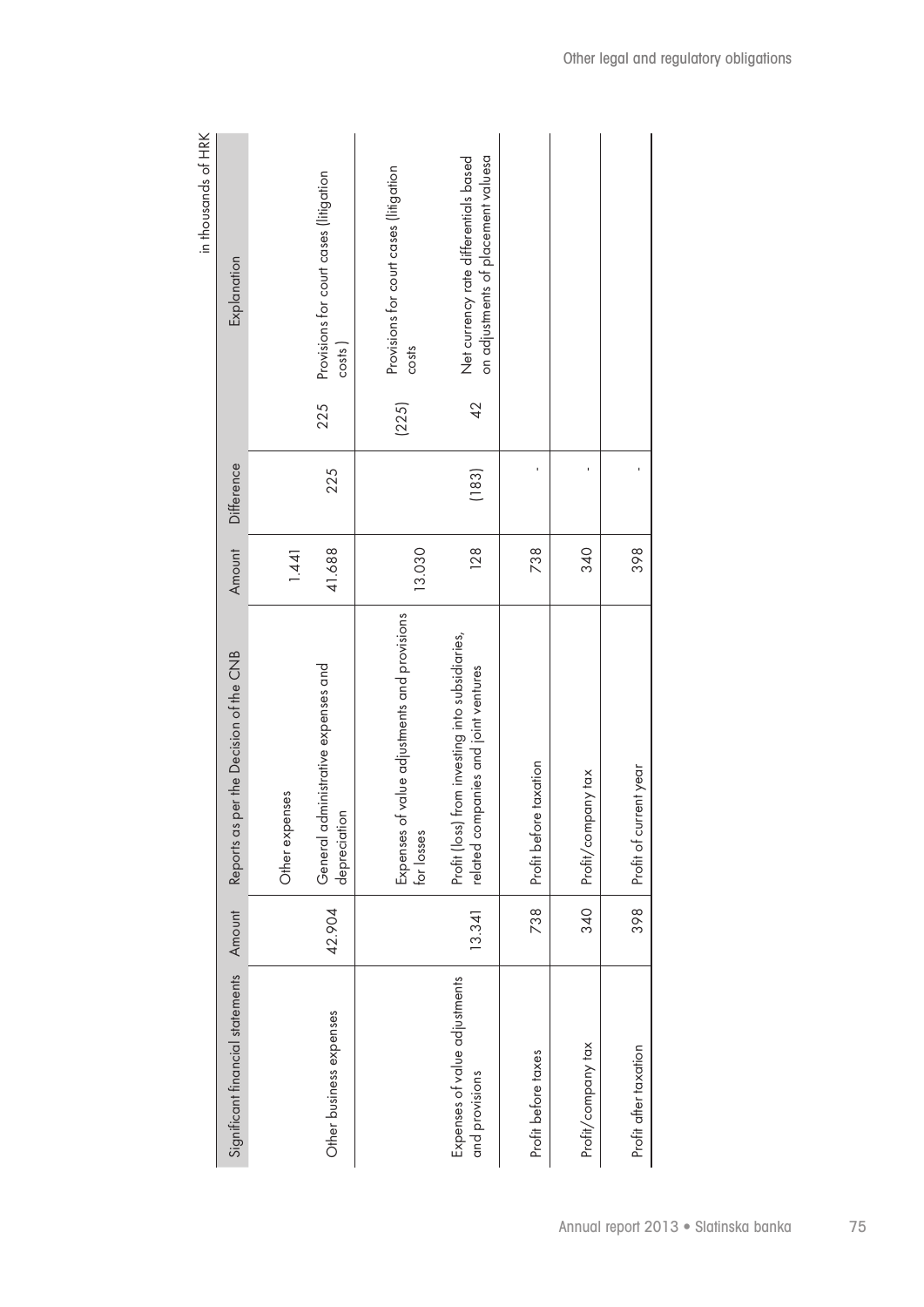in thousands of HRK

| Significant financial statements | Amount | Reports as per the Decision of the CNB | Amount | Difference | | Explanation |
|---|---|---|---|---|---|---|
| | | Other expenses | 1.441 | | | |
| Other business expenses | 42.904 | General administrative expenses and depreciation | 41.688 | 225 | 225 | Provisions for court cases (litigation costs ) |
| Expenses of value adjustments and provisions | 13.341 | Expenses of value adjustments and provisions for losses | 13.030 | | (225) | Provisions for court cases (litigation costs |
| | | Profit (loss) from investing into subsidiaries, related companies and joint ventures | 128 | (183) | 42 | Net currency rate differentials based on adjustments of placement valuesa |
| Profit before taxes | 738 | Profit before taxation | 738 | - | | |
| Profit/company tax | 340 | Profit/company tax | 340 | - | | |
| Profit after taxation | 398 | Profit of current year | 398 | - | | |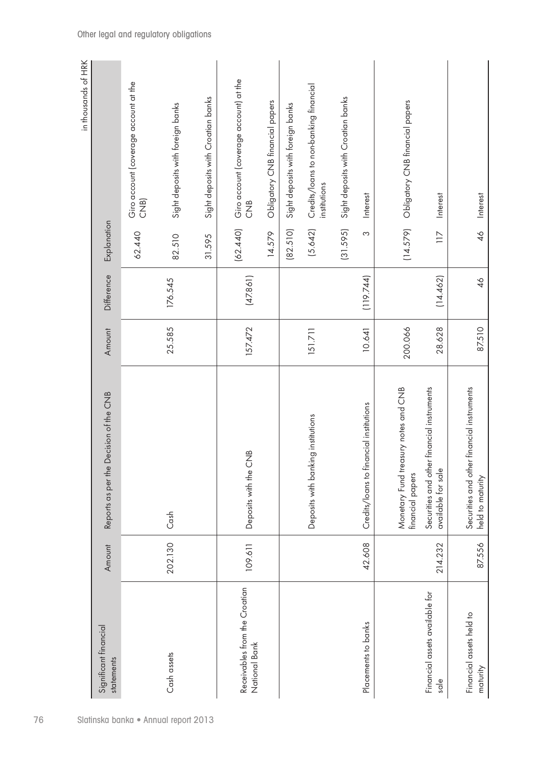in thousands of HRK

| Significant financial statements | Amount | Reports as per the Decision of the CNB | Amount | Difference | Explanation | |
|---|---|---|---|---|---|---|
| Cash assets | 202.130 | Cash | 25.585 | 176.545 | 62.440 | Giro account (coverage account at the CNB) |
| | | | | | 82.510 | Sight deposits with foreign banks |
| | | | | | 31.595 | Sight deposits with Croatian banks |
| Receivables from the Croatian National Bank | 109.611 | Deposits with the CNB | 157.472 | (47.861) | (62.440) | Giro account (coverage account) at the CNB |
| | | | | | 14.579 | Obligatory CNB financial papers |
| | | Deposits with banking institutions | 151.711 | | (82.510) | Sight deposits with foreign banks |
| | | | | | (5.642) | Credits/loans to non-banking financial institutions |
| | | | | | (31.595) | Sight deposits with Croatian banks |
| Placements to banks | 42.608 | Credits/loans to financial institutions | 10.641 | (119.744) | 3 | Interest |
| | | Monetary Fund treasury notes and CNB financial papers | 200.066 | | (14.579) | Obligatory CNB financial papers |
| Financial assets available for sale | 214.232 | Securities and other financial instruments available for sale | 28.628 | (14.462) | 117 | Interest |
| Financial assets held to maturity | 87.556 | Securities and other financial instruments held to maturity | 87.510 | 46 | 46 | Interest |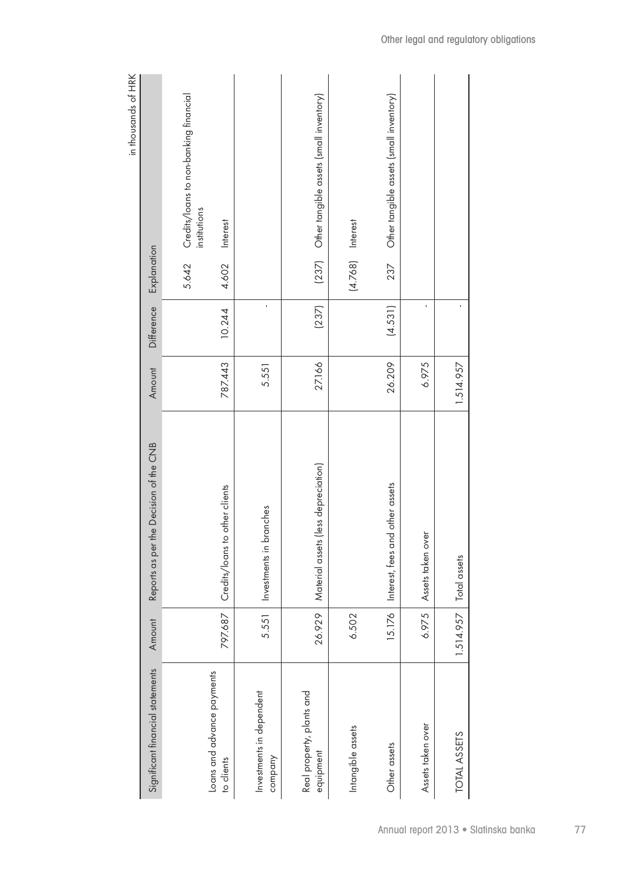in thousands of HRK

| Significant financial statements | Amount | Reports as per the Decision of the CNB | Amount | Difference | Explanation | |
|---|---|---|---|---|---|---|
| Loans and advance payments to clients | 797.687 | Credits/loans to other clients | 787.443 | 10.244 | 5.642 | Credits/loans to non-banking financial institutions |
| | | | | | 4.602 | Interest |
| Investments in dependent company | 5.551 | Investments in branches | 5.551 | - | | |
| Real property, plants and equipment | 26.929 | Material assets (less depreciation) | 27.166 | (237) | (237) | Other tangible assets (small inventory) |
| Intangible assets | 6.502 | | | | (4.768) | Interest |
| Other assets | 15.176 | Interest, fees and other assets | 26.209 | (4.531) | 237 | Other tangible assets (small inventory) |
| Assets taken over | 6.975 | Assets taken over | 6.975 | - | | |
| TOTAL ASSETS | 1.514.957 | Total assets | 1.514.957 | - | | |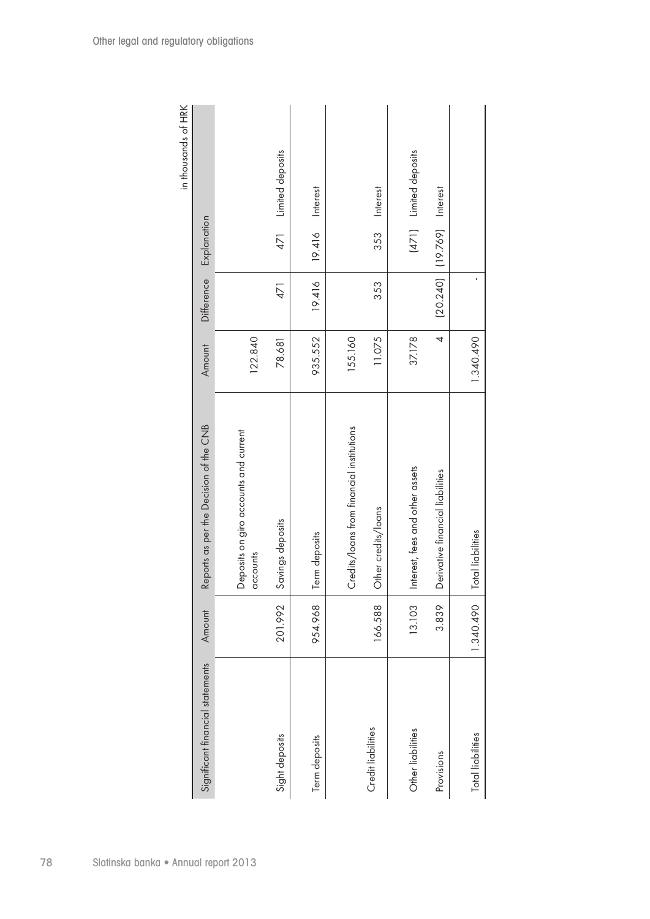in thousands of HRK

| Significant financial statements | Amount | Reports as per the Decision of the CNB | Amount | Difference | Explanation | |
|---|---|---|---|---|---|---|
| | | Deposits on giro accounts and current accounts | 122.840 | | | |
| Sight deposits | 201.992 | Savings deposits | 78.681 | 471 | 471 | Limited deposits |
| Term deposits | 954.968 | Term deposits | 935.552 | 19.416 | 19.416 | Interest |
| | | Credits/loans from financial institutions | 155.160 | | | |
| Credit liabilities | 166.588 | Other credits/loans | 11.075 | 353 | 353 | Interest |
| Other liabilities | 13.103 | Interest, fees and other assets | 37.178 | | (471) | Limited deposits |
| Provisions | 3.839 | Derivative financial liabilities | 4 | (20.240) | (19.769) | Interest |
| Total liabilities | 1.340.490 | Total liabilities | 1.340.490 | - | | |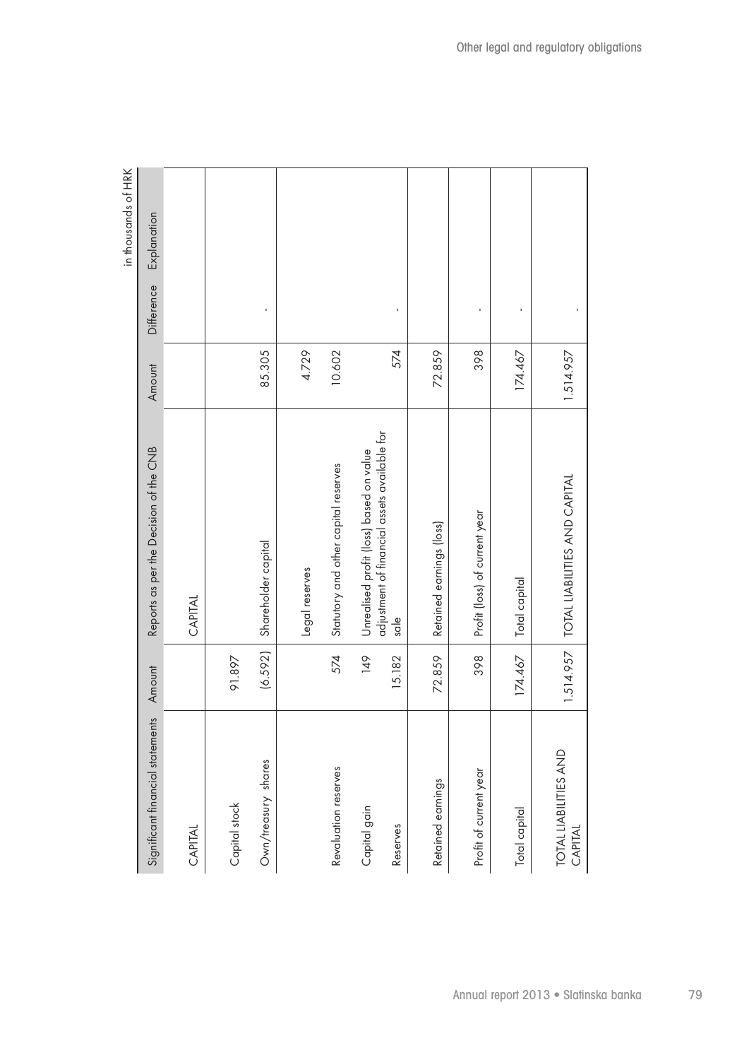in thousands of HRK

| Significant financial statements | Amount | Reports as per the Decision of the CNB | Amount | Difference | Explanation |
|---|---|---|---|---|---|
| CAPITAL | | CAPITAL | | | |
| Capital stock | 91.897 | | | | |
| Own/treasury shares | (6.592) | Shareholder capital | 85.305 | - | |
| | | Legal reserves | 4.729 | | |
| Revaluation reserves | 574 | Statutory and other capital reserves | 10.602 | | |
| Capital gain | 149 | Unrealised profit (loss) based on value adjustment of financial assets available for sale | | | |
| Reserves | 15.182 | | 574 | - | |
| Retained earnings | 72.859 | Retained earnings (loss) | 72.859 | | |
| Profit of current year | 398 | Profit (loss) of current year | 398 | - | |
| Total capital | 174.467 | Total capital | 174.467 | - | |
| TOTAL LIABILITIES AND CAPITAL | 1.514.957 | TOTAL LIABILITIES AND CAPITAL | 1.514.957 | - | |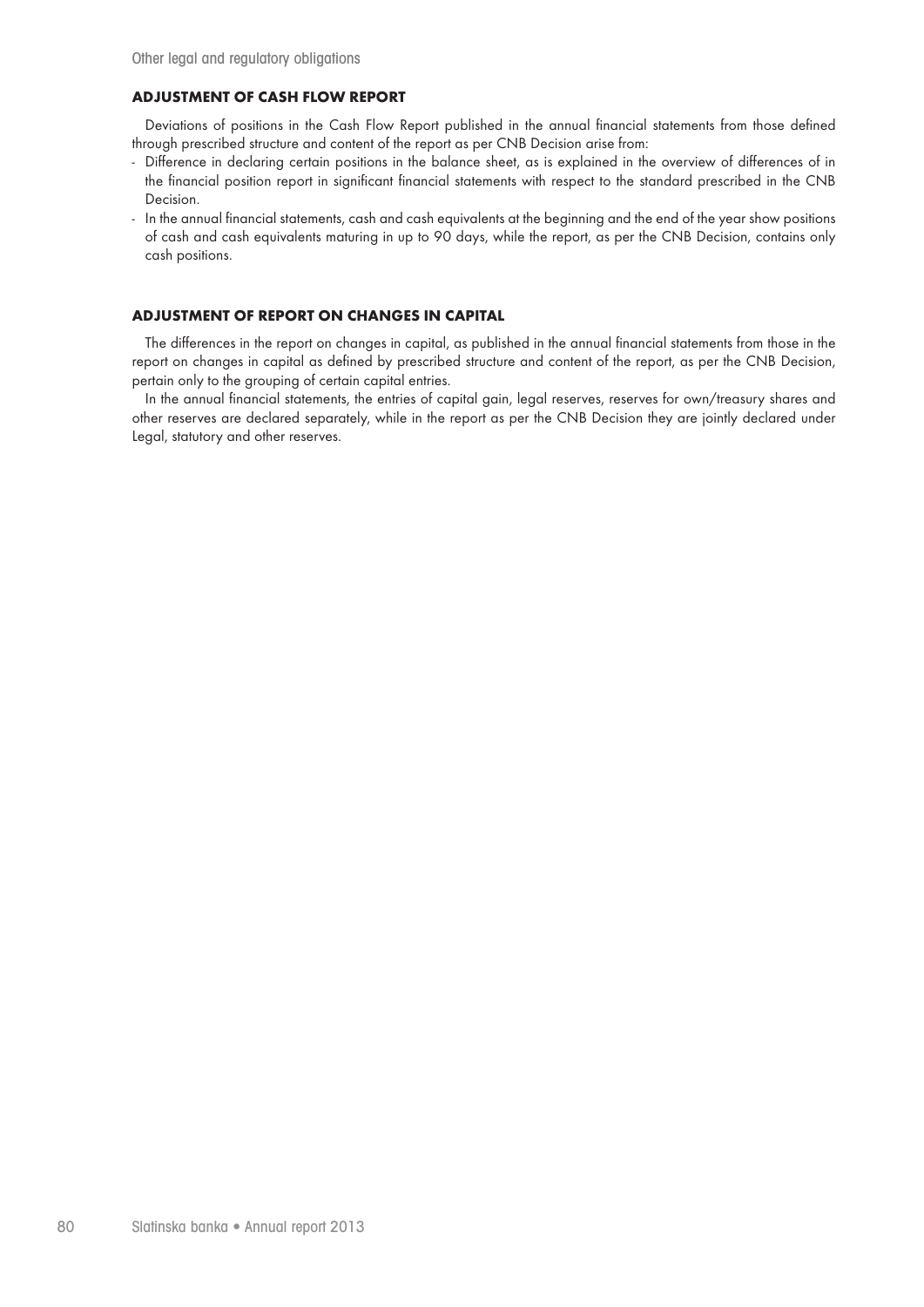## ADJUSTMENT OF CASH FLOW REPORT

Deviations of positions in the Cash Flow Report published in the annual financial statements from those defined through prescribed structure and content of the report as per CNB Decision arise from:

- Difference in declaring certain positions in the balance sheet, as is explained in the overview of differences of in the financial position report in significant financial statements with respect to the standard prescribed in the CNB Decision.
- In the annual financial statements, cash and cash equivalents at the beginning and the end of the year show positions of cash and cash equivalents maturing in up to 90 days, while the report, as per the CNB Decision, contains only cash positions.

## ADJUSTMENT OF REPORT ON CHANGES IN CAPITAL

The differences in the report on changes in capital, as published in the annual financial statements from those in the report on changes in capital as defined by prescribed structure and content of the report, as per the CNB Decision, pertain only to the grouping of certain capital entries.

In the annual financial statements, the entries of capital gain, legal reserves, reserves for own/treasury shares and other reserves are declared separately, while in the report as per the CNB Decision they are jointly declared under Legal, statutory and other reserves.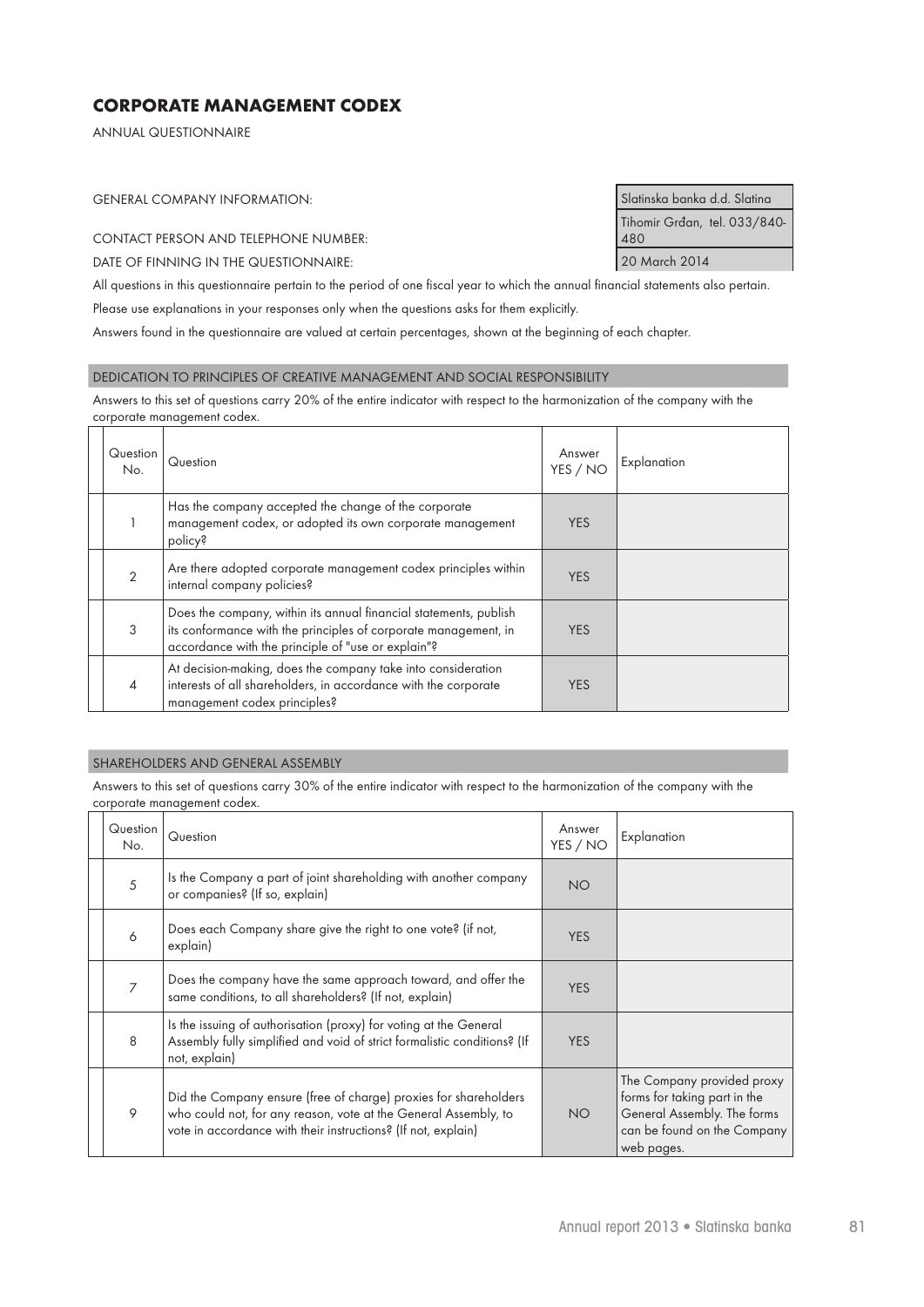# CORPORATE MANAGEMENT CODEX

ANNUAL QUESTIONNAIRE

| | |
|---|---|
| GENERAL COMPANY INFORMATION: | Slatinska banka d.d. Slatina |
| CONTACT PERSON AND TELEPHONE NUMBER: | Tihomir Grđan, tel. 033/840-480 |
| DATE OF FINNING IN THE QUESTIONNAIRE: | 20 March 2014 |

All questions in this questionnaire pertain to the period of one fiscal year to which the annual financial statements also pertain.

Please use explanations in your responses only when the questions asks for them explicitly.

Answers found in the questionnaire are valued at certain percentages, shown at the beginning of each chapter.

## DEDICATION TO PRINCIPLES OF CREATIVE MANAGEMENT AND SOCIAL RESPONSIBILITY

Answers to this set of questions carry 20% of the entire indicator with respect to the harmonization of the company with the corporate management codex.

| Question No. | Question | Answer YES / NO | Explanation |
|---|---|---|---|
| 1 | Has the company accepted the change of the corporate management codex, or adopted its own corporate management policy? | YES | |
| 2 | Are there adopted corporate management codex principles within internal company policies? | YES | |
| 3 | Does the company, within its annual financial statements, publish its conformance with the principles of corporate management, in accordance with the principle of "use or explain"? | YES | |
| 4 | At decision-making, does the company take into consideration interests of all shareholders, in accordance with the corporate management codex principles? | YES | |

## SHAREHOLDERS AND GENERAL ASSEMBLY

Answers to this set of questions carry 30% of the entire indicator with respect to the harmonization of the company with the corporate management codex.

| Question No. | Question | Answer YES / NO | Explanation |
|---|---|---|---|
| 5 | Is the Company a part of joint shareholding with another company or companies? (If so, explain) | NO | |
| 6 | Does each Company share give the right to one vote? (if not, explain) | YES | |
| 7 | Does the company have the same approach toward, and offer the same conditions, to all shareholders? (If not, explain) | YES | |
| 8 | Is the issuing of authorisation (proxy) for voting at the General Assembly fully simplified and void of strict formalistic conditions? (If not, explain) | YES | |
| 9 | Did the Company ensure (free of charge) proxies for shareholders who could not, for any reason, vote at the General Assembly, to vote in accordance with their instructions? (If not, explain) | NO | The Company provided proxy forms for taking part in the General Assembly. The forms can be found on the Company web pages. |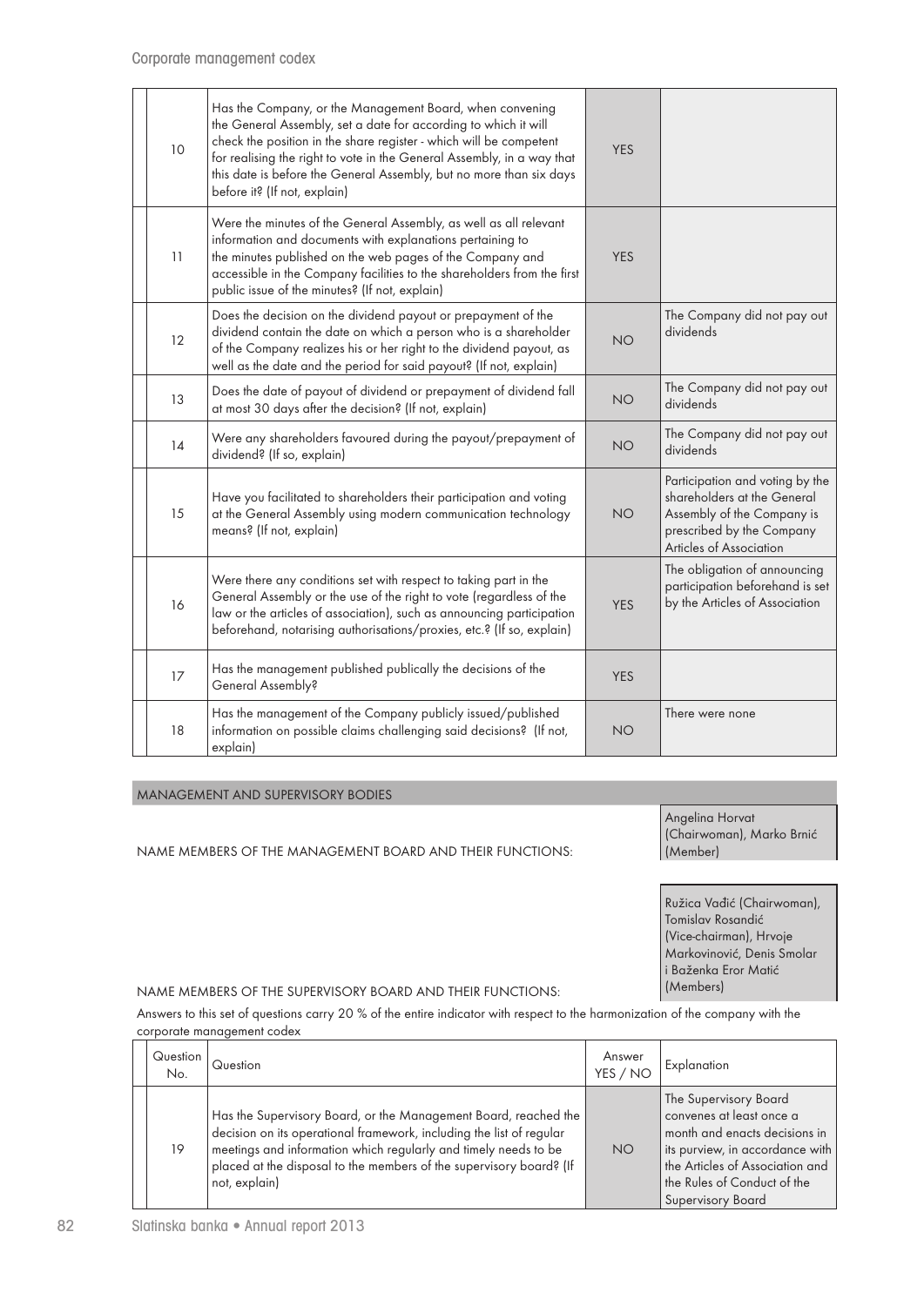| | | | |
|---|---|---|---|
| 10 | Has the Company, or the Management Board, when convening the General Assembly, set a date for according to which it will check the position in the share register - which will be competent for realising the right to vote in the General Assembly, in a way that this date is before the General Assembly, but no more than six days before it? (If not, explain) | YES | |
| 11 | Were the minutes of the General Assembly, as well as all relevant information and documents with explanations pertaining to the minutes published on the web pages of the Company and accessible in the Company facilities to the shareholders from the first public issue of the minutes? (If not, explain) | YES | |
| 12 | Does the decision on the dividend payout or prepayment of the dividend contain the date on which a person who is a shareholder of the Company realizes his or her right to the dividend payout, as well as the date and the period for said payout? (If not, explain) | NO | The Company did not pay out dividends |
| 13 | Does the date of payout of dividend or prepayment of dividend fall at most 30 days after the decision? (If not, explain) | NO | The Company did not pay out dividends |
| 14 | Were any shareholders favoured during the payout/prepayment of dividend? (If so, explain) | NO | The Company did not pay out dividends |
| 15 | Have you facilitated to shareholders their participation and voting at the General Assembly using modern communication technology means? (If not, explain) | NO | Participation and voting by the shareholders at the General Assembly of the Company is prescribed by the Company Articles of Association |
| 16 | Were there any conditions set with respect to taking part in the General Assembly or the use of the right to vote (regardless of the law or the articles of association), such as announcing participation beforehand, notarising authorisations/proxies, etc.? (If so, explain) | YES | The obligation of announcing participation beforehand is set by the Articles of Association |
| 17 | Has the management published publically the decisions of the General Assembly? | YES | |
| 18 | Has the management of the Company publicly issued/published information on possible claims challenging said decisions? (If not, explain) | NO | There were none |

## MANAGEMENT AND SUPERVISORY BODIES

| | |
|---|---|
| NAME MEMBERS OF THE MANAGEMENT BOARD AND THEIR FUNCTIONS: | Angelina Horvat (Chairwoman), Marko Brnić (Member) |
| NAME MEMBERS OF THE SUPERVISORY BOARD AND THEIR FUNCTIONS: | Ružica Vađić (Chairwoman), Tomislav Rosandić (Vice-chairman), Hrvoje Markovinović, Denis Smolar i Baženka Eror Matić (Members) |

Answers to this set of questions carry 20 % of the entire indicator with respect to the harmonization of the company with the corporate management codex

| Question No. | Question | Answer YES / NO | Explanation |
|---|---|---|---|
| 19 | Has the Supervisory Board, or the Management Board, reached the decision on its operational framework, including the list of regular meetings and information which regularly and timely needs to be placed at the disposal to the members of the supervisory board? (If not, explain) | NO | The Supervisory Board convenes at least once a month and enacts decisions in its purview, in accordance with the Articles of Association and the Rules of Conduct of the Supervisory Board |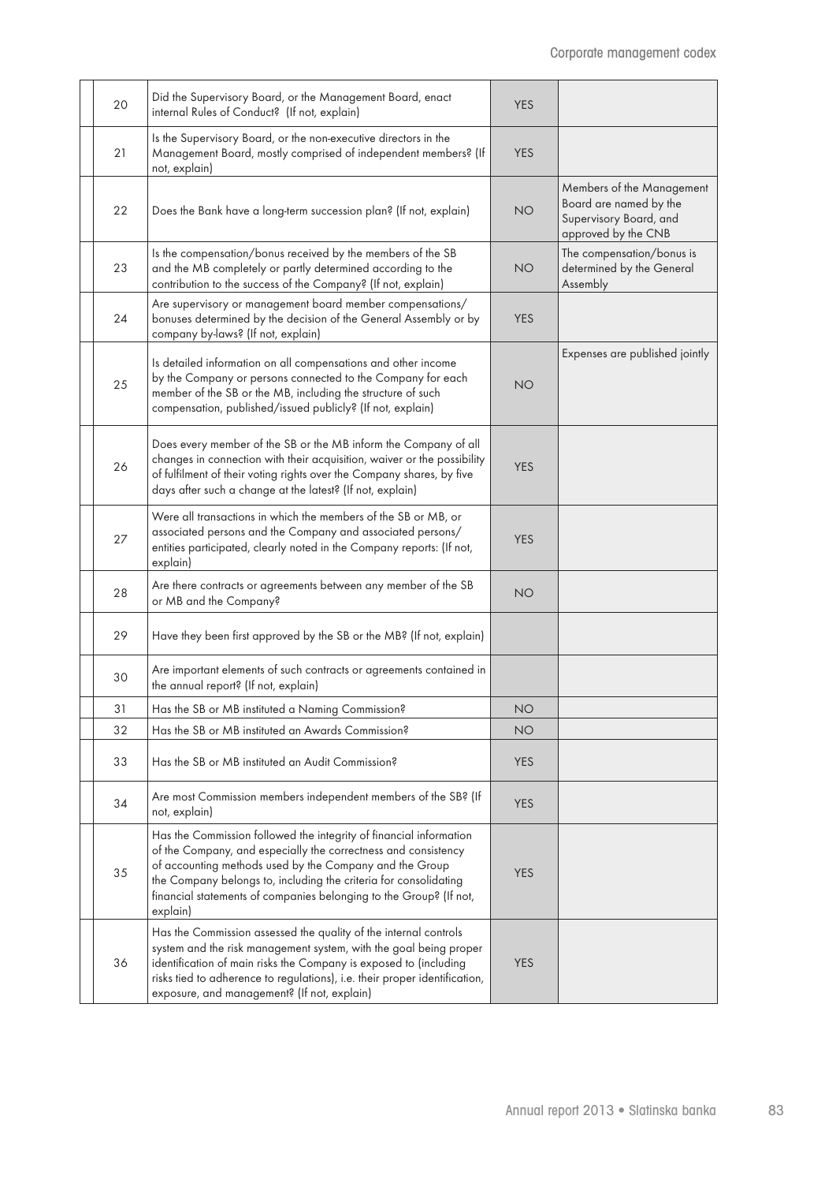| | | | |
|---|---|---|---|
| 20 | Did the Supervisory Board, or the Management Board, enact internal Rules of Conduct? (If not, explain) | YES | |
| 21 | Is the Supervisory Board, or the non-executive directors in the Management Board, mostly comprised of independent members? (If not, explain) | YES | |
| 22 | Does the Bank have a long-term succession plan? (If not, explain) | NO | Members of the Management Board are named by the Supervisory Board, and approved by the CNB |
| 23 | Is the compensation/bonus received by the members of the SB and the MB completely or partly determined according to the contribution to the success of the Company? (If not, explain) | NO | The compensation/bonus is determined by the General Assembly |
| 24 | Are supervisory or management board member compensations/ bonuses determined by the decision of the General Assembly or by company by-laws? (If not, explain) | YES | |
| 25 | Is detailed information on all compensations and other income by the Company or persons connected to the Company for each member of the SB or the MB, including the structure of such compensation, published/issued publicly? (If not, explain) | NO | Expenses are published jointly |
| 26 | Does every member of the SB or the MB inform the Company of all changes in connection with their acquisition, waiver or the possibility of fulfilment of their voting rights over the Company shares, by five days after such a change at the latest? (If not, explain) | YES | |
| 27 | Were all transactions in which the members of the SB or MB, or associated persons and the Company and associated persons/ entities participated, clearly noted in the Company reports: (If not, explain) | YES | |
| 28 | Are there contracts or agreements between any member of the SB or MB and the Company? | NO | |
| 29 | Have they been first approved by the SB or the MB? (If not, explain) | | |
| 30 | Are important elements of such contracts or agreements contained in the annual report? (If not, explain) | | |
| 31 | Has the SB or MB instituted a Naming Commission? | NO | |
| 32 | Has the SB or MB instituted an Awards Commission? | NO | |
| 33 | Has the SB or MB instituted an Audit Commission? | YES | |
| 34 | Are most Commission members independent members of the SB? (If not, explain) | YES | |
| 35 | Has the Commission followed the integrity of financial information of the Company, and especially the correctness and consistency of accounting methods used by the Company and the Group the Company belongs to, including the criteria for consolidating financial statements of companies belonging to the Group? (If not, explain) | YES | |
| 36 | Has the Commission assessed the quality of the internal controls system and the risk management system, with the goal being proper identification of main risks the Company is exposed to (including risks tied to adherence to regulations), i.e. their proper identification, exposure, and management? (If not, explain) | YES | |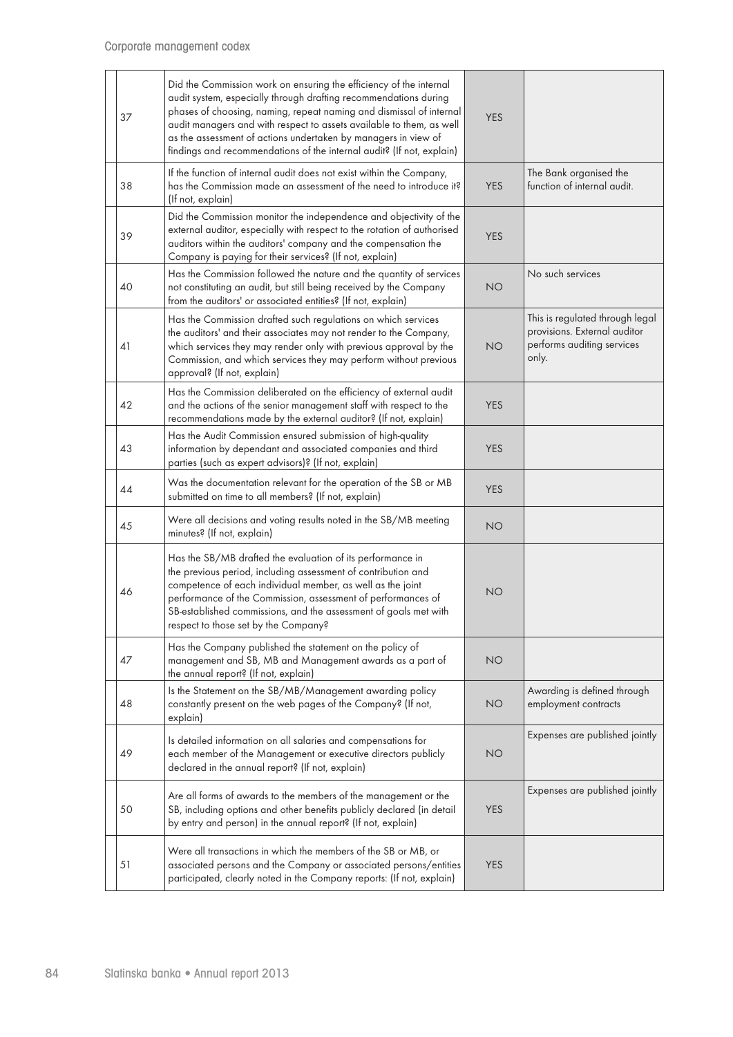| | | | |
|---|---|---|---|
| 37 | Did the Commission work on ensuring the efficiency of the internal audit system, especially through drafting recommendations during phases of choosing, naming, repeat naming and dismissal of internal audit managers and with respect to assets available to them, as well as the assessment of actions undertaken by managers in view of findings and recommendations of the internal audit? (If not, explain) | YES | |
| 38 | If the function of internal audit does not exist within the Company, has the Commission made an assessment of the need to introduce it? (If not, explain) | YES | The Bank organised the function of internal audit. |
| 39 | Did the Commission monitor the independence and objectivity of the external auditor, especially with respect to the rotation of authorised auditors within the auditors' company and the compensation the Company is paying for their services? (If not, explain) | YES | |
| 40 | Has the Commission followed the nature and the quantity of services not constituting an audit, but still being received by the Company from the auditors' or associated entities? (If not, explain) | NO | No such services |
| 41 | Has the Commission drafted such regulations on which services the auditors' and their associates may not render to the Company, which services they may render only with previous approval by the Commission, and which services they may perform without previous approval? (If not, explain) | NO | This is regulated through legal provisions. External auditor performs auditing services only. |
| 42 | Has the Commission deliberated on the efficiency of external audit and the actions of the senior management staff with respect to the recommendations made by the external auditor? (If not, explain) | YES | |
| 43 | Has the Audit Commission ensured submission of high-quality information by dependant and associated companies and third parties (such as expert advisors)? (If not, explain) | YES | |
| 44 | Was the documentation relevant for the operation of the SB or MB submitted on time to all members? (If not, explain) | YES | |
| 45 | Were all decisions and voting results noted in the SB/MB meeting minutes? (If not, explain) | NO | |
| 46 | Has the SB/MB drafted the evaluation of its performance in the previous period, including assessment of contribution and competence of each individual member, as well as the joint performance of the Commission, assessment of performances of SB-established commissions, and the assessment of goals met with respect to those set by the Company? | NO | |
| 47 | Has the Company published the statement on the policy of management and SB, MB and Management awards as a part of the annual report? (If not, explain) | NO | |
| 48 | Is the Statement on the SB/MB/Management awarding policy constantly present on the web pages of the Company? (If not, explain) | NO | Awarding is defined through employment contracts |
| 49 | Is detailed information on all salaries and compensations for each member of the Management or executive directors publicly declared in the annual report? (If not, explain) | NO | Expenses are published jointly |
| 50 | Are all forms of awards to the members of the management or the SB, including options and other benefits publicly declared (in detail by entry and person) in the annual report? (If not, explain) | YES | Expenses are published jointly |
| 51 | Were all transactions in which the members of the SB or MB, or associated persons and the Company or associated persons/entities participated, clearly noted in the Company reports: (If not, explain) | YES | |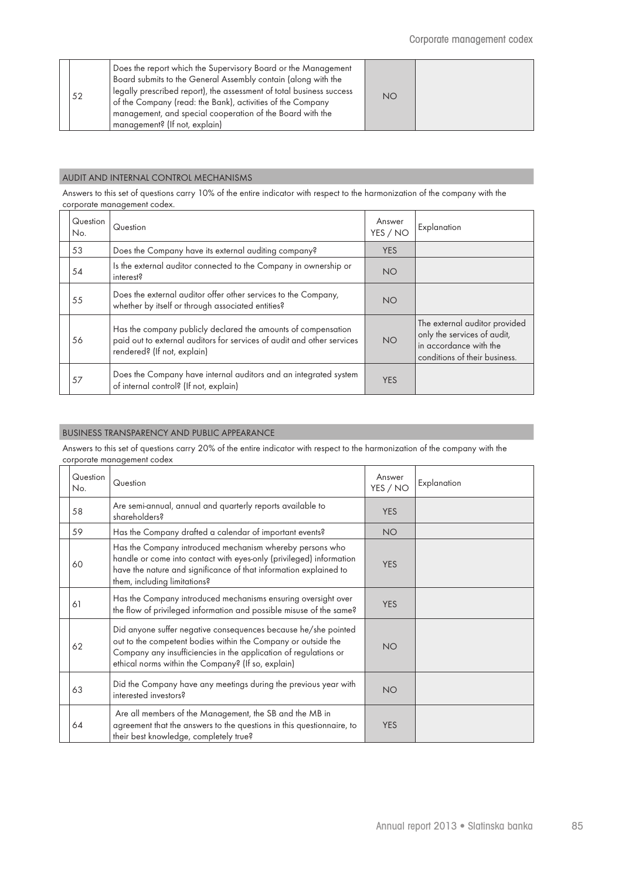|  |  |  |  |
|---|---|---|---|
| 52 | Does the report which the Supervisory Board or the Management Board submits to the General Assembly contain (along with the legally prescribed report), the assessment of total business success of the Company (read: the Bank), activities of the Company management, and special cooperation of the Board with the management? (If not, explain) | NO | |

## AUDIT AND INTERNAL CONTROL MECHANISMS

Answers to this set of questions carry 10% of the entire indicator with respect to the harmonization of the company with the corporate management codex.

| Question No. | Question | Answer YES / NO | Explanation |
|---|---|---|---|
| 53 | Does the Company have its external auditing company? | YES | |
| 54 | Is the external auditor connected to the Company in ownership or interest? | NO | |
| 55 | Does the external auditor offer other services to the Company, whether by itself or through associated entities? | NO | |
| 56 | Has the company publicly declared the amounts of compensation paid out to external auditors for services of audit and other services rendered? (If not, explain) | NO | The external auditor provided only the services of audit, in accordance with the conditions of their business. |
| 57 | Does the Company have internal auditors and an integrated system of internal control? (If not, explain) | YES | |

## BUSINESS TRANSPARENCY AND PUBLIC APPEARANCE

Answers to this set of questions carry 20% of the entire indicator with respect to the harmonization of the company with the corporate management codex

| Question No. | Question | Answer YES / NO | Explanation |
|---|---|---|---|
| 58 | Are semi-annual, annual and quarterly reports available to shareholders? | YES | |
| 59 | Has the Company drafted a calendar of important events? | NO | |
| 60 | Has the Company introduced mechanism whereby persons who handle or come into contact with eyes-only (privileged) information have the nature and significance of that information explained to them, including limitations? | YES | |
| 61 | Has the Company introduced mechanisms ensuring oversight over the flow of privileged information and possible misuse of the same? | YES | |
| 62 | Did anyone suffer negative consequences because he/she pointed out to the competent bodies within the Company or outside the Company any insufficiencies in the application of regulations or ethical norms within the Company? (If so, explain) | NO | |
| 63 | Did the Company have any meetings during the previous year with interested investors? | NO | |
| 64 | Are all members of the Management, the SB and the MB in agreement that the answers to the questions in this questionnaire, to their best knowledge, completely true? | YES | |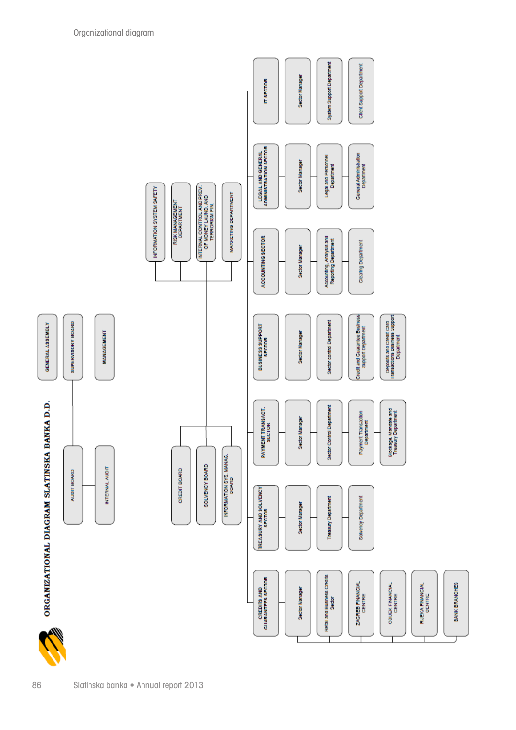# ORGANIZATIONAL DIAGRAM SLATINSKA BANKA D.D.

- GENERAL ASSEMBLY
- SUPERVISORY BOARD
  - AUDIT BOARD
  - INTERNAL AUDIT
- MANAGEMENT
  - INFORMATION SYSTEM SAFETY
  - RISK MANAGEMENT DEPARTMENT
  - INTERNAL CONTROL AND PREV. OF MONEY LAUND. AND TERRORISM FIN.
  - MARKETING DEPARTMENT
  - CREDIT BOARD
  - SOLVENCY BOARD
  - INFORMATION SYS. MANAG. BOARD
  - IT SECTOR
    - Sector Manager
    - System Support Department
    - Client Support Department
  - LEGAL AND GENERAL ADMINISTRATION SECTOR
    - Sector Manager
    - Legal and Personnel Department
    - General Administration Department
  - ACCOUNTING SECTOR
    - Sector Manager
    - Accounting, Analysis and Reporting Department
    - Clearing Department
  - BUSINESS SUPPORT SECTOR
    - Sector Manager
    - Sector control Department
    - Credit and Guarantee Business Support Department
    - Deposits and Credit Card Transactions Business Support Department
  - PAYMENT TRANSACT. SECTOR
    - Sector Manager
    - Sector Control Department
    - Payment Transaction Department
    - Blockage, Mandate and Treasury Department
  - TREASURY AND SOLVENCY SECTOR
    - Sector Manager
    - Treasury Department
    - Solvency Department
  - CREDITS AND GUARANTEES SECTOR
    - Sector Manager
    - Retail and Business Credits Sector
    - ZAGREB FINANCIAL CENTRE
    - OSIJEK FINANCIAL CENTRE
    - RIJEKA FINANCIAL CENTRE
    - BANK BRANCHES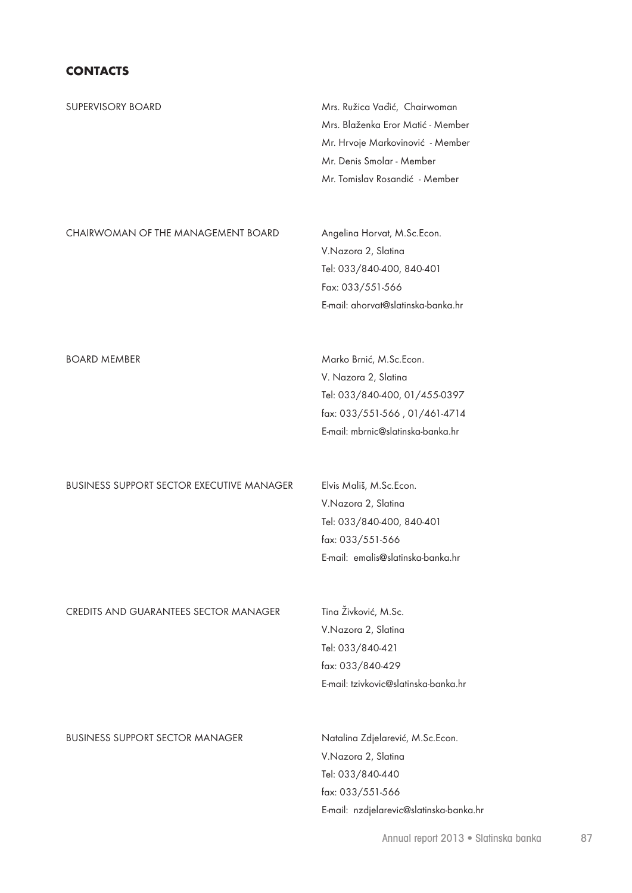## CONTACTS

SUPERVISORY BOARD

Mrs. Ružica Vađić, Chairwoman
Mrs. Blaženka Eror Matić - Member
Mr. Hrvoje Markovinović - Member
Mr. Denis Smolar - Member
Mr. Tomislav Rosandić - Member

CHAIRWOMAN OF THE MANAGEMENT BOARD

Angelina Horvat, M.Sc.Econ.
V.Nazora 2, Slatina
Tel: 033/840-400, 840-401
Fax: 033/551-566
E-mail: ahorvat@slatinska-banka.hr

BOARD MEMBER

Marko Brnić, M.Sc.Econ.
V. Nazora 2, Slatina
Tel: 033/840-400, 01/455-0397
fax: 033/551-566 , 01/461-4714
E-mail: mbrnic@slatinska-banka.hr

BUSINESS SUPPORT SECTOR EXECUTIVE MANAGER

Elvis Mališ, M.Sc.Econ.
V.Nazora 2, Slatina
Tel: 033/840-400, 840-401
fax: 033/551-566
E-mail: emalis@slatinska-banka.hr

CREDITS AND GUARANTEES SECTOR MANAGER

Tina Živković, M.Sc.
V.Nazora 2, Slatina
Tel: 033/840-421
fax: 033/840-429
E-mail: tzivkovic@slatinska-banka.hr

BUSINESS SUPPORT SECTOR MANAGER

Natalina Zdjelarević, M.Sc.Econ.
V.Nazora 2, Slatina
Tel: 033/840-440
fax: 033/551-566
E-mail: nzdjelarevic@slatinska-banka.hr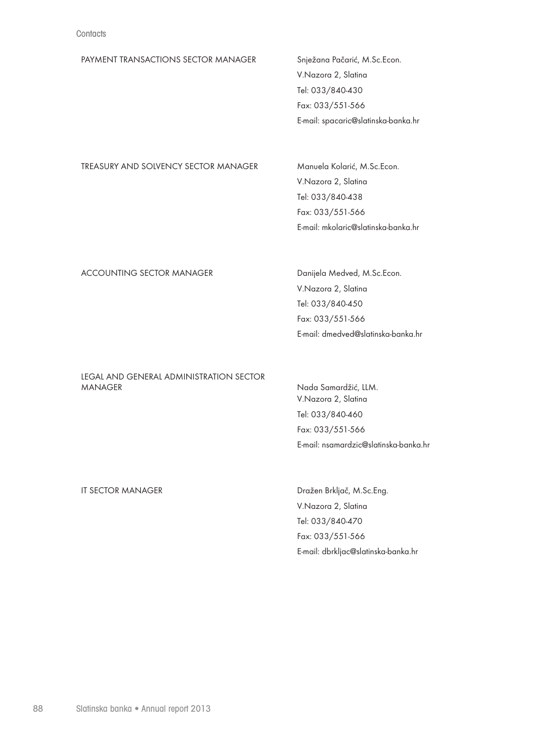PAYMENT TRANSACTIONS SECTOR MANAGER

Snježana Pačarić, M.Sc.Econ.
V.Nazora 2, Slatina
Tel: 033/840-430
Fax: 033/551-566
E-mail: spacaric@slatinska-banka.hr

TREASURY AND SOLVENCY SECTOR MANAGER

Manuela Kolarić, M.Sc.Econ.
V.Nazora 2, Slatina
Tel: 033/840-438
Fax: 033/551-566
E-mail: mkolaric@slatinska-banka.hr

ACCOUNTING SECTOR MANAGER

Danijela Medved, M.Sc.Econ.
V.Nazora 2, Slatina
Tel: 033/840-450
Fax: 033/551-566
E-mail: dmedved@slatinska-banka.hr

LEGAL AND GENERAL ADMINISTRATION SECTOR MANAGER

Nada Samardžić, LLM.
V.Nazora 2, Slatina
Tel: 033/840-460
Fax: 033/551-566
E-mail: nsamardzic@slatinska-banka.hr

IT SECTOR MANAGER

Dražen Brkljač, M.Sc.Eng.
V.Nazora 2, Slatina
Tel: 033/840-470
Fax: 033/551-566
E-mail: dbrkljac@slatinska-banka.hr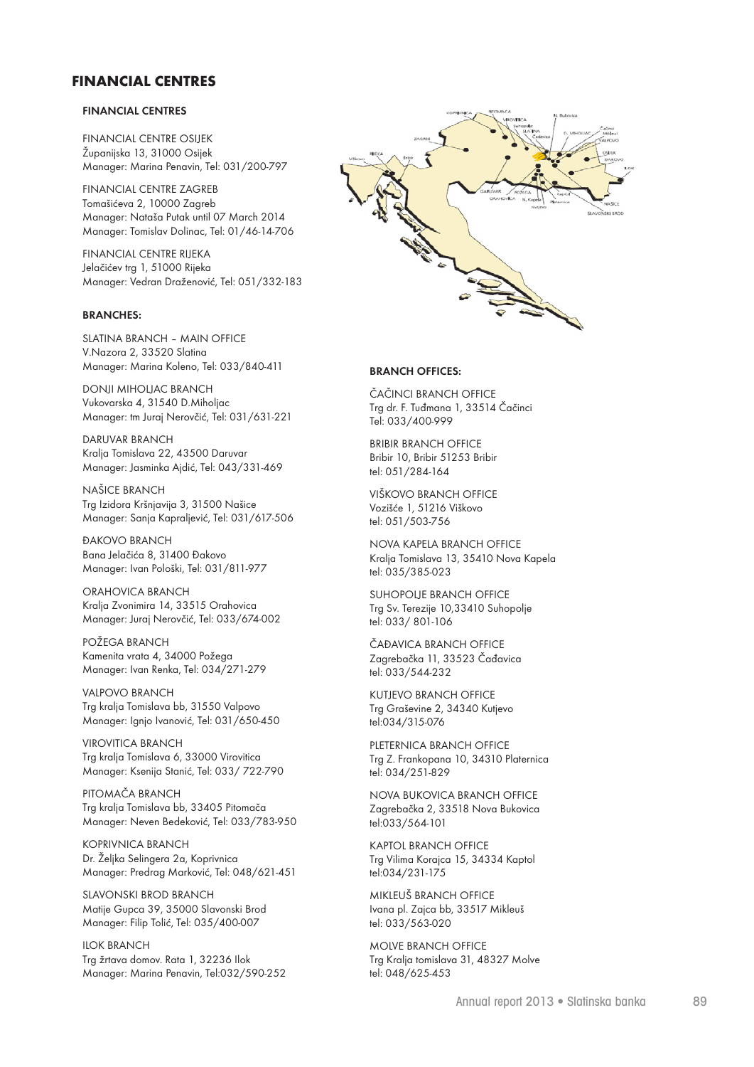# FINANCIAL CENTRES

## FINANCIAL CENTRES

FINANCIAL CENTRE OSIJEK
Županijska 13, 31000 Osijek
Manager: Marina Penavin, Tel: 031/200-797

FINANCIAL CENTRE ZAGREB
Tomašićeva 2, 10000 Zagreb
Manager: Nataša Putak until 07 March 2014
Manager: Tomislav Dolinac, Tel: 01/46-14-706

FINANCIAL CENTRE RIJEKA
Jelačićev trg 1, 51000 Rijeka
Manager: Vedran Draženović, Tel: 051/332-183

## BRANCHES:

SLATINA BRANCH – MAIN OFFICE
V.Nazora 2, 33520 Slatina
Manager: Marina Koleno, Tel: 033/840-411

DONJI MIHOLJAC BRANCH
Vukovarska 4, 31540 D.Miholjac
Manager: tm Juraj Nerovčić, Tel: 031/631-221

DARUVAR BRANCH
Kralja Tomislava 22, 43500 Daruvar
Manager: Jasminka Ajdić, Tel: 043/331-469

NAŠICE BRANCH
Trg Izidora Kršnjavija 3, 31500 Našice
Manager: Sanja Kapraljević, Tel: 031/617-506

ĐAKOVO BRANCH
Bana Jelačića 8, 31400 Đakovo
Manager: Ivan Pološki, Tel: 031/811-977

ORAHOVICA BRANCH
Kralja Zvonimira 14, 33515 Orahovica
Manager: Juraj Nerovčić, Tel: 033/674-002

POŽEGA BRANCH
Kamenita vrata 4, 34000 Požega
Manager: Ivan Renka, Tel: 034/271-279

VALPOVO BRANCH
Trg kralja Tomislava bb, 31550 Valpovo
Manager: Ignjo Ivanović, Tel: 031/650-450

VIROVITICA BRANCH
Trg kralja Tomislava 6, 33000 Virovitica
Manager: Ksenija Stanić, Tel: 033/ 722-790

PITOMAČA BRANCH
Trg kralja Tomislava bb, 33405 Pitomača
Manager: Neven Bedeković, Tel: 033/783-950

KOPRIVNICA BRANCH
Dr. Željka Selingera 2a, Koprivnica
Manager: Predrag Marković, Tel: 048/621-451

SLAVONSKI BROD BRANCH
Matije Gupca 39, 35000 Slavonski Brod
Manager: Filip Tolić, Tel: 035/400-007

ILOK BRANCH
Trg žrtava domov. Rata 1, 32236 Ilok
Manager: Marina Penavin, Tel:032/590-252

## BRANCH OFFICES:

ČAČINCI BRANCH OFFICE
Trg dr. F. Tuđmana 1, 33514 Čačinci
Tel: 033/400-999

BRIBIR BRANCH OFFICE
Bribir 10, Bribir 51253 Bribir
tel: 051/284-164

VIŠKOVO BRANCH OFFICE
Vozišće 1, 51216 Viškovo
tel: 051/503-756

NOVA KAPELA BRANCH OFFICE
Kralja Tomislava 13, 35410 Nova Kapela
tel: 035/385-023

SUHOPOLJE BRANCH OFFICE
Trg Sv. Terezije 10,33410 Suhopolje
tel: 033/ 801-106

ČAĐAVICA BRANCH OFFICE
Zagrebačka 11, 33523 Čađavica
tel: 033/544-232

KUTJEVO BRANCH OFFICE
Trg Graševine 2, 34340 Kutjevo
tel:034/315-076

PLETERNICA BRANCH OFFICE
Trg Z. Frankopana 10, 34310 Platernica
tel: 034/251-829

NOVA BUKOVICA BRANCH OFFICE
Zagrebačka 2, 33518 Nova Bukovica
tel:033/564-101

KAPTOL BRANCH OFFICE
Trg Vilima Korajca 15, 34334 Kaptol
tel:034/231-175

MIKLEUŠ BRANCH OFFICE
Ivana pl. Zajca bb, 33517 Mikleuš
tel: 033/563-020

MOLVE BRANCH OFFICE
Trg Kralja tomislava 31, 48327 Molve
tel: 048/625-453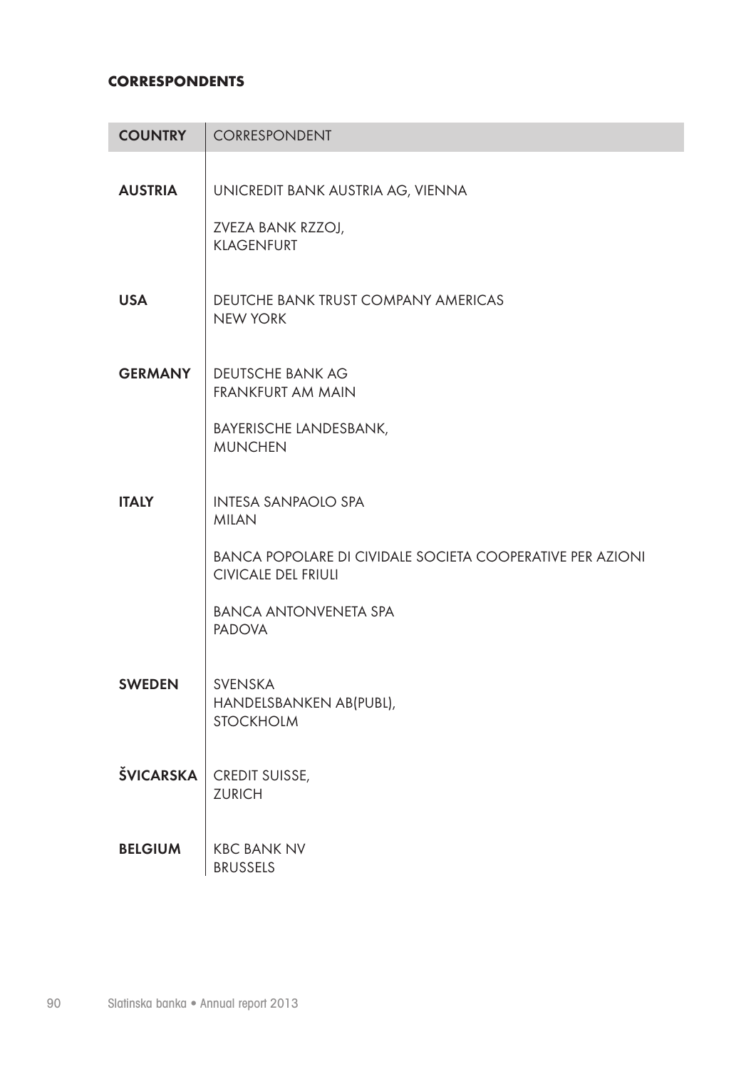**CORRESPONDENTS**

| COUNTRY | CORRESPONDENT |
| --- | --- |
| **AUSTRIA** | UNICREDIT BANK AUSTRIA AG, VIENNA |
| | ZVEZA BANK RZZOJ, KLAGENFURT |
| **USA** | DEUTCHE BANK TRUST COMPANY AMERICAS NEW YORK |
| **GERMANY** | DEUTSCHE BANK AG FRANKFURT AM MAIN |
| | BAYERISCHE LANDESBANK, MUNCHEN |
| **ITALY** | INTESA SANPAOLO SPA MILAN |
| | BANCA POPOLARE DI CIVIDALE SOCIETA COOPERATIVE PER AZIONI CIVICALE DEL FRIULI |
| | BANCA ANTONVENETA SPA PADOVA |
| **SWEDEN** | SVENSKA HANDELSBANKEN AB(PUBL), STOCKHOLM |
| **ŠVICARSKA** | CREDIT SUISSE, ZURICH |
| **BELGIUM** | KBC BANK NV BRUSSELS |